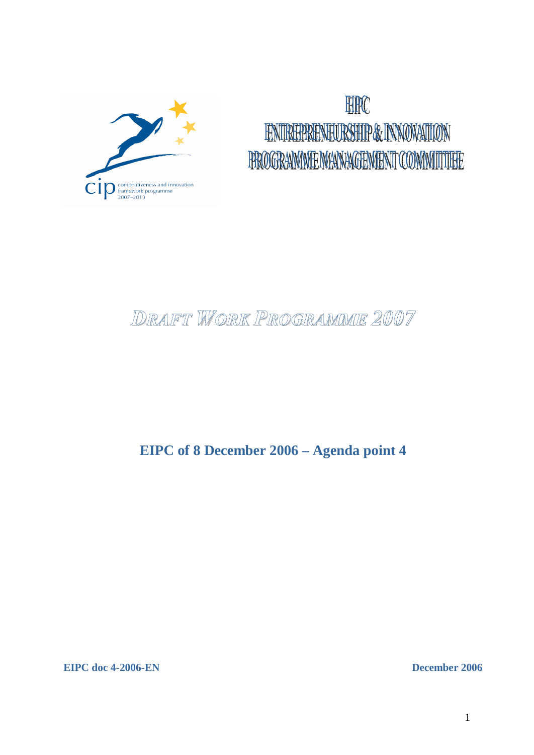# EIPC

# ENTREPRENEURSHIP & INNOVATION PROGRAMME MANAGEMENT COMMITTEE

## DRAFT WORK PROGRAMME 2007

**EIPC of 8 December 2006 – Agenda point 4**

**EIPC doc 4-2006-EN** **December 2006**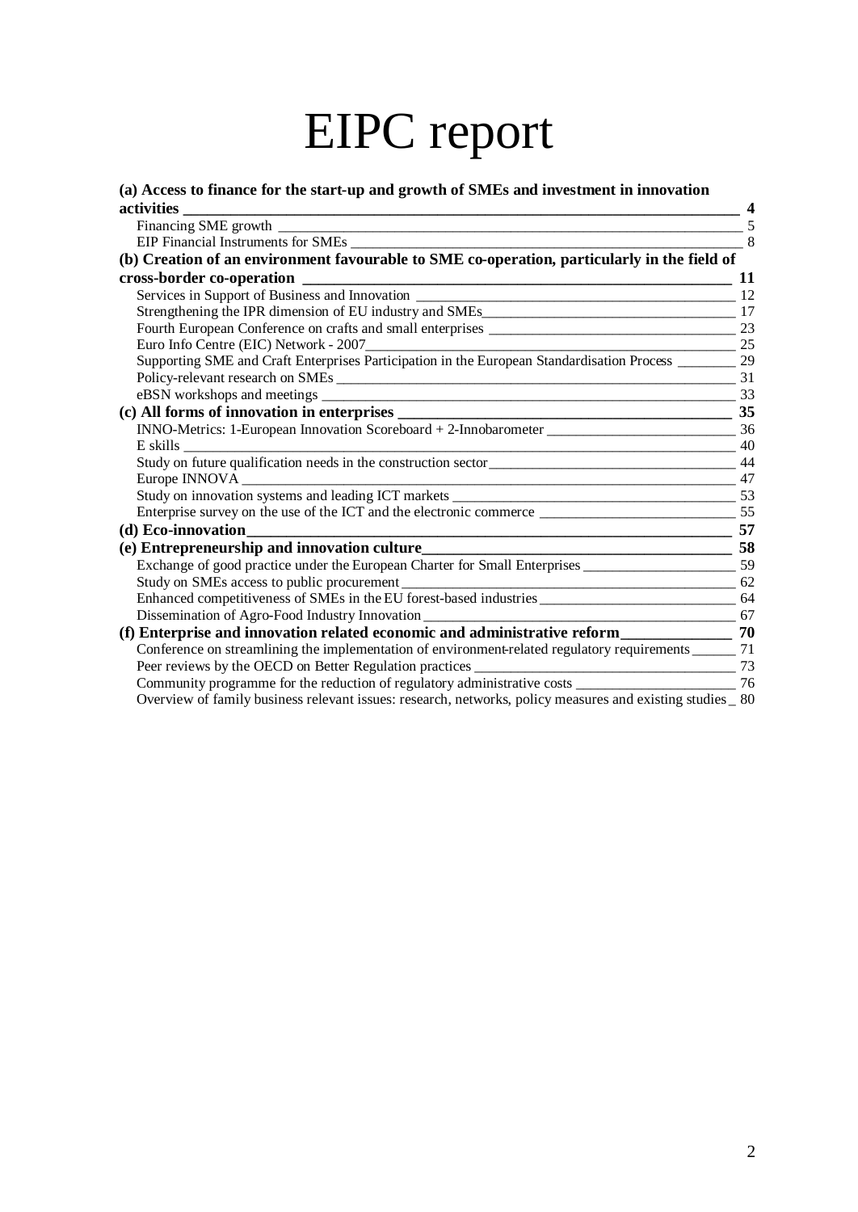# EIPC report

**(a) Access to finance for the start-up and growth of SMEs and investment in innovation activities** **4**

Financing SME growth 5

EIP Financial Instruments for SMEs 8

**(b) Creation of an environment favourable to SME co-operation, particularly in the field of cross-border co-operation** **11**

Services in Support of Business and Innovation 12

Strengthening the IPR dimension of EU industry and SMEs 17

Fourth European Conference on crafts and small enterprises 23

Euro Info Centre (EIC) Network - 2007 25

Supporting SME and Craft Enterprises Participation in the European Standardisation Process 29

Policy-relevant research on SMEs 31

eBSN workshops and meetings 33

**(c) All forms of innovation in enterprises** **35**

INNO-Metrics: 1-European Innovation Scoreboard + 2-Innobarometer 36

E skills 40

Study on future qualification needs in the construction sector 44

Europe INNOVA 47

Study on innovation systems and leading ICT markets 53

Enterprise survey on the use of the ICT and the electronic commerce 55

**(d) Eco-innovation** **57**

**(e) Entrepreneurship and innovation culture** **58**

Exchange of good practice under the European Charter for Small Enterprises 59

Study on SMEs access to public procurement 62

Enhanced competitiveness of SMEs in the EU forest-based industries 64

Dissemination of Agro-Food Industry Innovation 67

**(f) Enterprise and innovation related economic and administrative reform** **70**

Conference on streamlining the implementation of environment-related regulatory requirements 71

Peer reviews by the OECD on Better Regulation practices 73

Community programme for the reduction of regulatory administrative costs 76

Overview of family business relevant issues: research, networks, policy measures and existing studies 80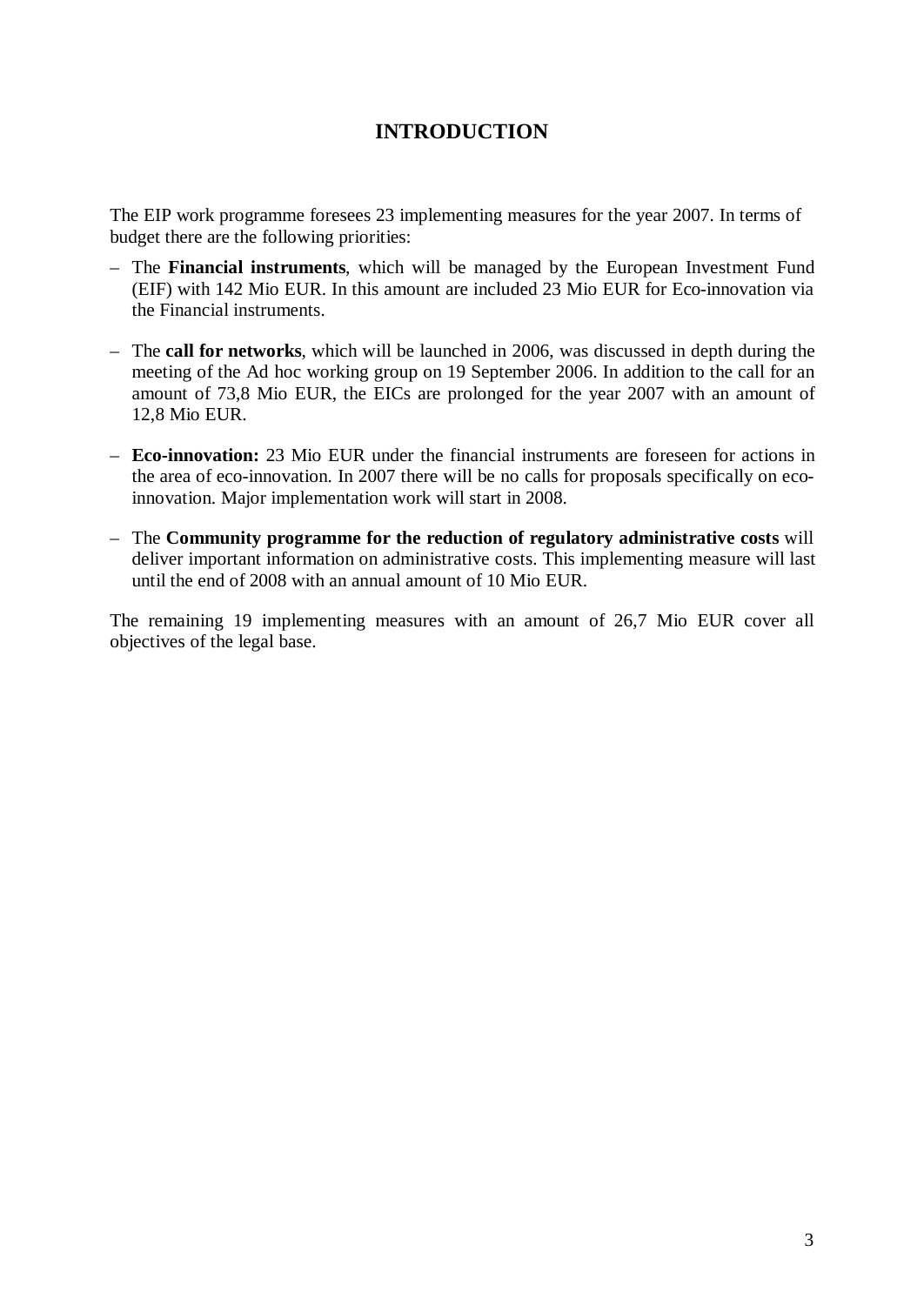# INTRODUCTION

The EIP work programme foresees 23 implementing measures for the year 2007. In terms of budget there are the following priorities:

- The **Financial instruments**, which will be managed by the European Investment Fund (EIF) with 142 Mio EUR. In this amount are included 23 Mio EUR for Eco-innovation via the Financial instruments.
- The **call for networks**, which will be launched in 2006, was discussed in depth during the meeting of the Ad hoc working group on 19 September 2006. In addition to the call for an amount of 73,8 Mio EUR, the EICs are prolonged for the year 2007 with an amount of 12,8 Mio EUR.
- **Eco-innovation:** 23 Mio EUR under the financial instruments are foreseen for actions in the area of eco-innovation. In 2007 there will be no calls for proposals specifically on eco-innovation. Major implementation work will start in 2008.
- The **Community programme for the reduction of regulatory administrative costs** will deliver important information on administrative costs. This implementing measure will last until the end of 2008 with an annual amount of 10 Mio EUR.

The remaining 19 implementing measures with an amount of 26,7 Mio EUR cover all objectives of the legal base.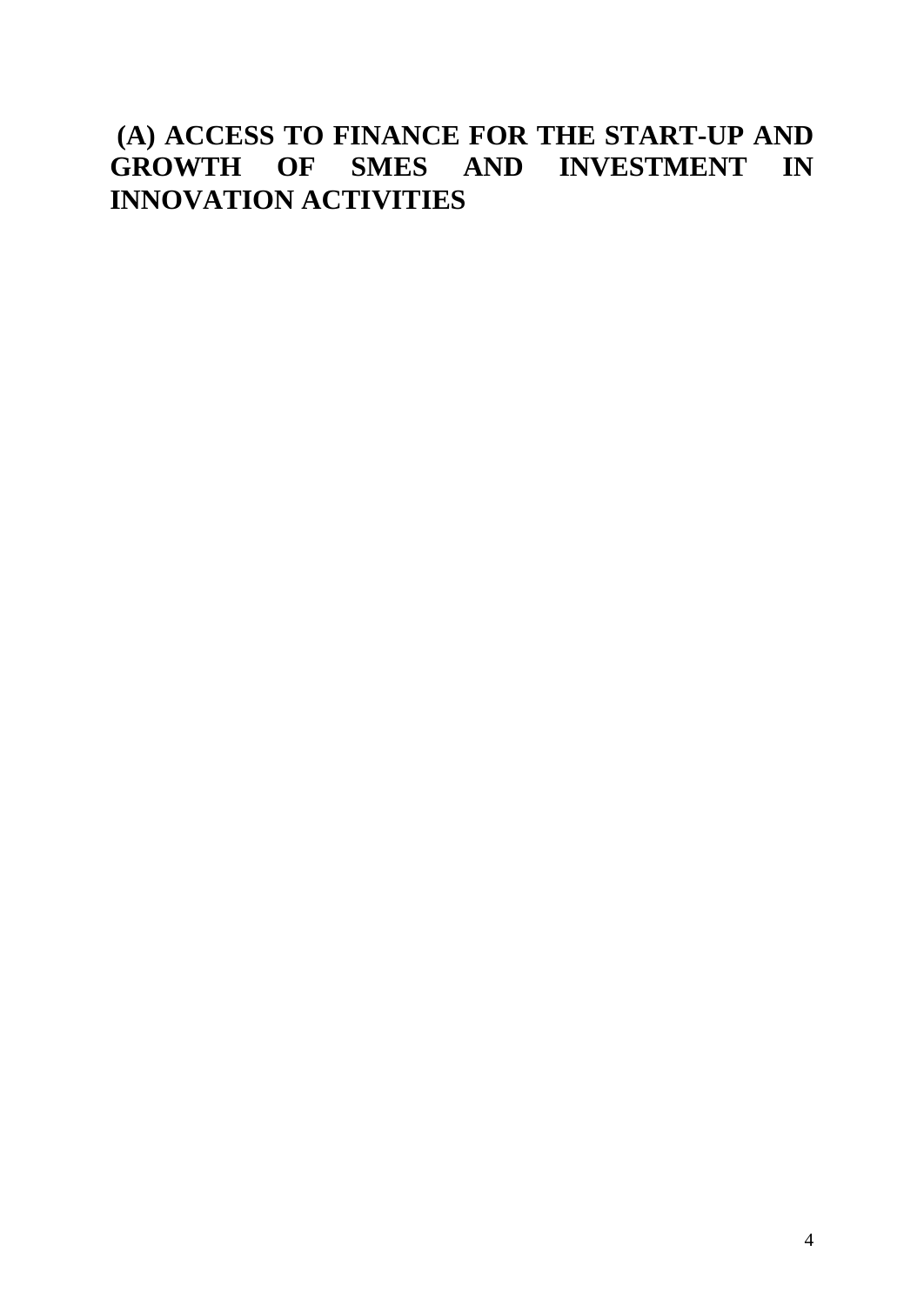# (A) ACCESS TO FINANCE FOR THE START-UP AND GROWTH OF SMES AND INVESTMENT IN INNOVATION ACTIVITIES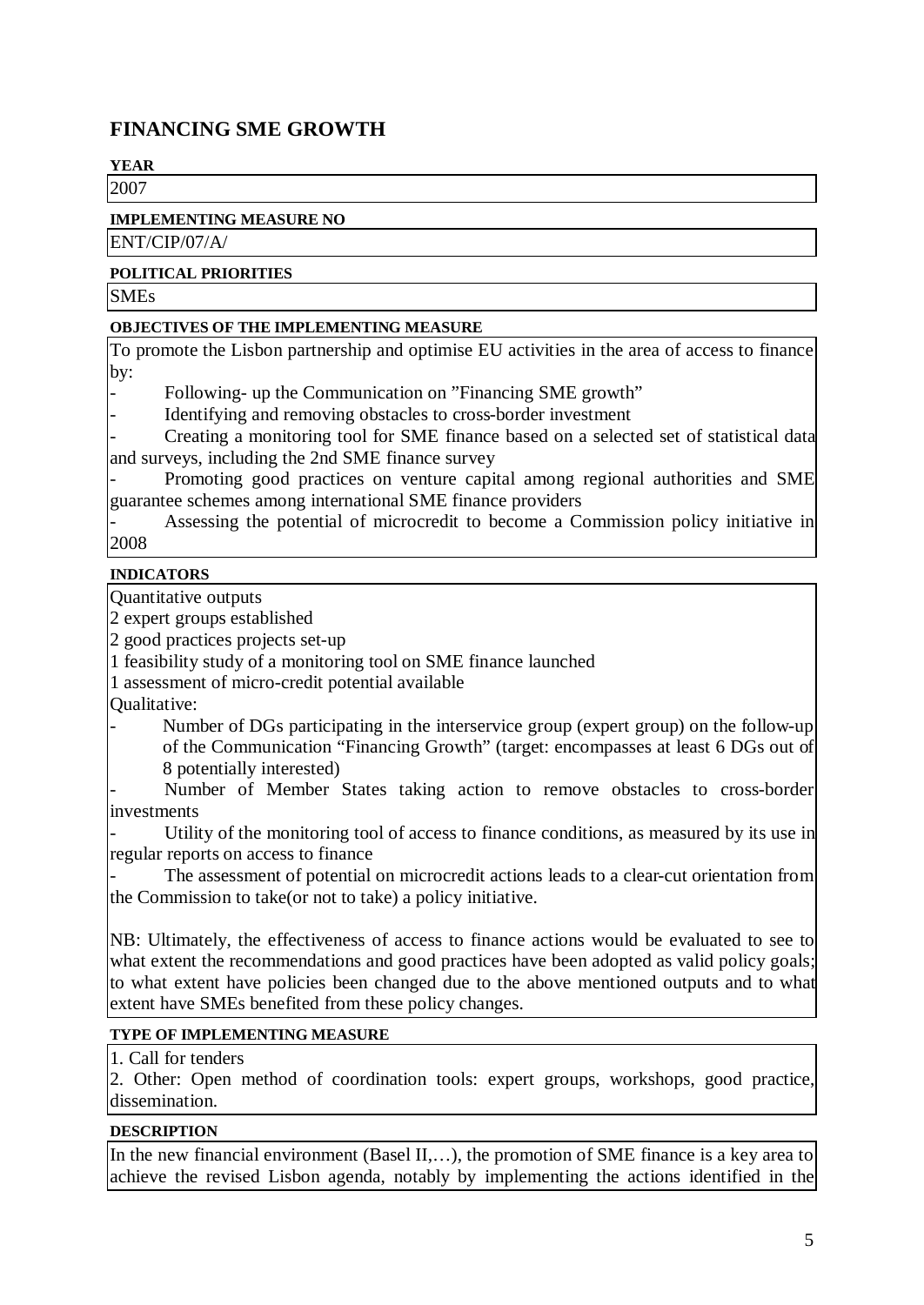## FINANCING SME GROWTH

**YEAR**

2007

**IMPLEMENTING MEASURE NO**

ENT/CIP/07/A/

**POLITICAL PRIORITIES**

SMEs

**OBJECTIVES OF THE IMPLEMENTING MEASURE**

To promote the Lisbon partnership and optimise EU activities in the area of access to finance by:

- Following- up the Communication on ”Financing SME growth”
- Identifying and removing obstacles to cross-border investment
- Creating a monitoring tool for SME finance based on a selected set of statistical data and surveys, including the 2nd SME finance survey
- Promoting good practices on venture capital among regional authorities and SME guarantee schemes among international SME finance providers
- Assessing the potential of microcredit to become a Commission policy initiative in 2008

**INDICATORS**

Quantitative outputs

2 expert groups established

2 good practices projects set-up

1 feasibility study of a monitoring tool on SME finance launched

1 assessment of micro-credit potential available

Qualitative:

- Number of DGs participating in the interservice group (expert group) on the follow-up of the Communication "Financing Growth" (target: encompasses at least 6 DGs out of 8 potentially interested)
- Number of Member States taking action to remove obstacles to cross-border investments
- Utility of the monitoring tool of access to finance conditions, as measured by its use in regular reports on access to finance
- The assessment of potential on microcredit actions leads to a clear-cut orientation from the Commission to take(or not to take) a policy initiative.

NB: Ultimately, the effectiveness of access to finance actions would be evaluated to see to what extent the recommendations and good practices have been adopted as valid policy goals; to what extent have policies been changed due to the above mentioned outputs and to what extent have SMEs benefited from these policy changes.

**TYPE OF IMPLEMENTING MEASURE**

1. Call for tenders
2. Other: Open method of coordination tools: expert groups, workshops, good practice, dissemination.

**DESCRIPTION**

In the new financial environment (Basel II,…), the promotion of SME finance is a key area to achieve the revised Lisbon agenda, notably by implementing the actions identified in the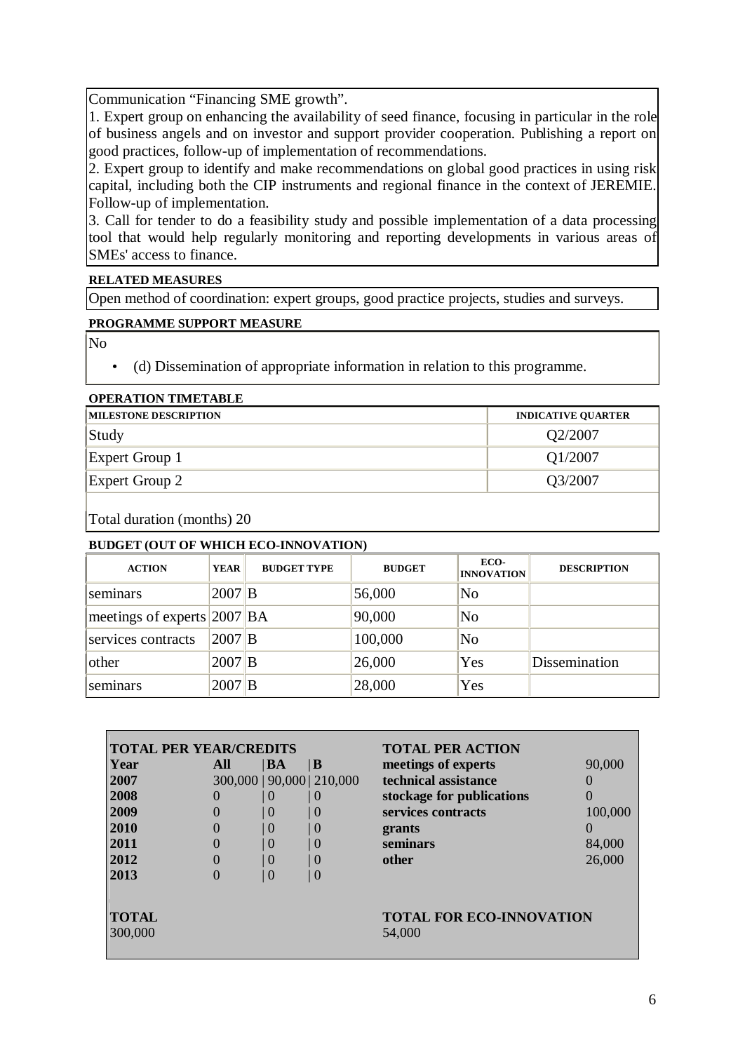Communication "Financing SME growth".

1. Expert group on enhancing the availability of seed finance, focusing in particular in the role of business angels and on investor and support provider cooperation. Publishing a report on good practices, follow-up of implementation of recommendations.

2. Expert group to identify and make recommendations on global good practices in using risk capital, including both the CIP instruments and regional finance in the context of JEREMIE. Follow-up of implementation.

3. Call for tender to do a feasibility study and possible implementation of a data processing tool that would help regularly monitoring and reporting developments in various areas of SMEs' access to finance.

**RELATED MEASURES**

Open method of coordination: expert groups, good practice projects, studies and surveys.

**PROGRAMME SUPPORT MEASURE**

No

- (d) Dissemination of appropriate information in relation to this programme.

**OPERATION TIMETABLE**

| MILESTONE DESCRIPTION | INDICATIVE QUARTER |
|---|---|
| Study | Q2/2007 |
| Expert Group 1 | Q1/2007 |
| Expert Group 2 | Q3/2007 |

Total duration (months) 20

**BUDGET (OUT OF WHICH ECO-INNOVATION)**

| ACTION | YEAR | BUDGET TYPE | BUDGET | ECO-INNOVATION | DESCRIPTION |
|---|---|---|---|---|---|
| seminars | 2007 | B | 56,000 | No | |
| meetings of experts | 2007 | BA | 90,000 | No | |
| services contracts | 2007 | B | 100,000 | No | |
| other | 2007 | B | 26,000 | Yes | Dissemination |
| seminars | 2007 | B | 28,000 | Yes | |

**TOTAL PER YEAR/CREDITS**

| Year | All | BA | B |
|---|---|---|---|
| 2007 | 300,000 | 90,000 | 210,000 |
| 2008 | 0 | 0 | 0 |
| 2009 | 0 | 0 | 0 |
| 2010 | 0 | 0 | 0 |
| 2011 | 0 | 0 | 0 |
| 2012 | 0 | 0 | 0 |
| 2013 | 0 | 0 | 0 |

**TOTAL**
300,000

**TOTAL PER ACTION**

| | |
|---|---|
| meetings of experts | 90,000 |
| technical assistance | 0 |
| stockage for publications | 0 |
| services contracts | 100,000 |
| grants | 0 |
| seminars | 84,000 |
| other | 26,000 |

**TOTAL FOR ECO-INNOVATION**
54,000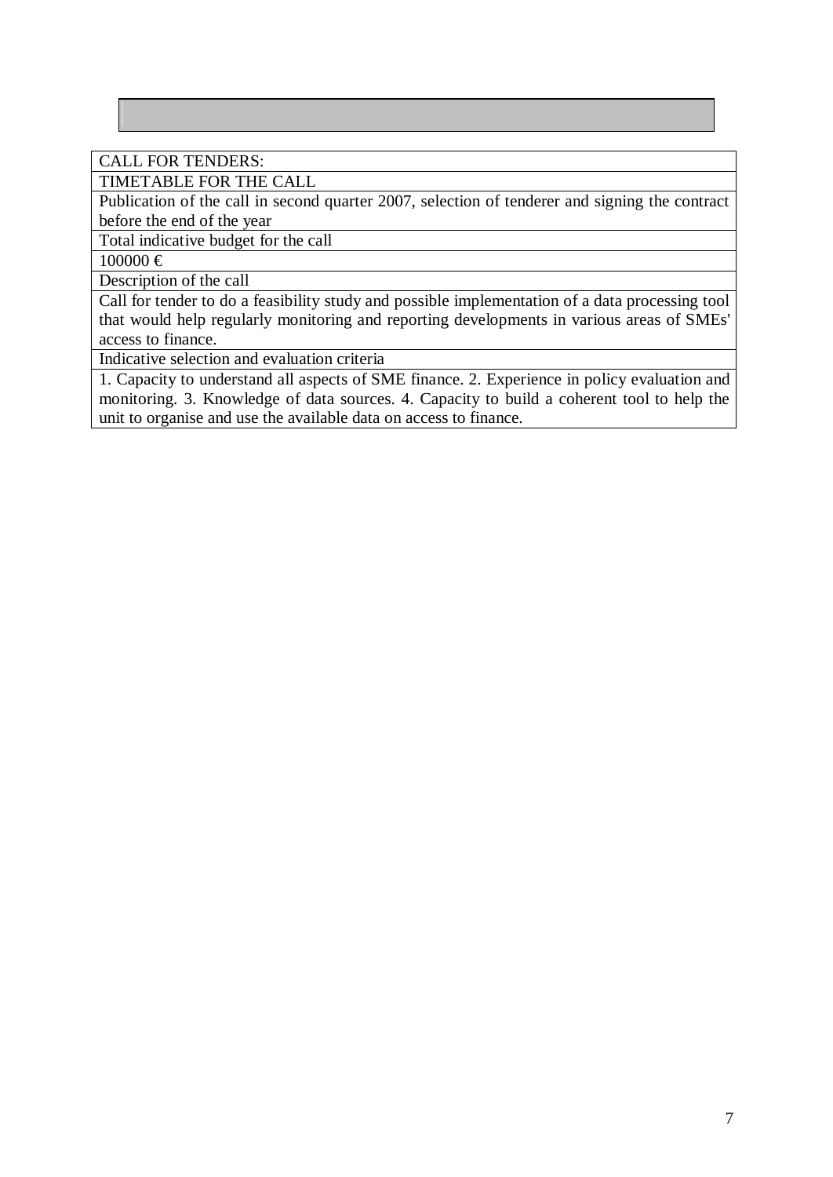| |
|---|
| CALL FOR TENDERS: |
| TIMETABLE FOR THE CALL |
| Publication of the call in second quarter 2007, selection of tenderer and signing the contract before the end of the year |
| Total indicative budget for the call |
| 100000 € |
| Description of the call |
| Call for tender to do a feasibility study and possible implementation of a data processing tool that would help regularly monitoring and reporting developments in various areas of SMEs' access to finance. |
| Indicative selection and evaluation criteria |
| 1. Capacity to understand all aspects of SME finance. 2. Experience in policy evaluation and monitoring. 3. Knowledge of data sources. 4. Capacity to build a coherent tool to help the unit to organise and use the available data on access to finance. |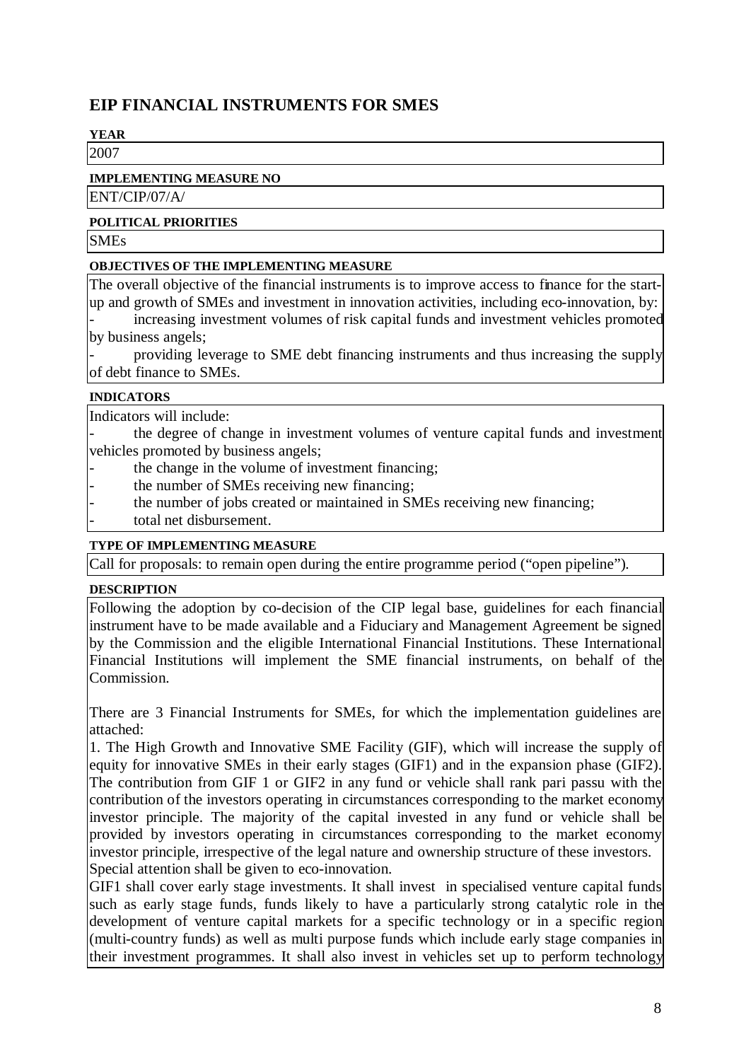## EIP FINANCIAL INSTRUMENTS FOR SMES

**YEAR**

2007

**IMPLEMENTING MEASURE NO**

ENT/CIP/07/A/

**POLITICAL PRIORITIES**

SMEs

**OBJECTIVES OF THE IMPLEMENTING MEASURE**

The overall objective of the financial instruments is to improve access to finance for the start-up and growth of SMEs and investment in innovation activities, including eco-innovation, by:

- increasing investment volumes of risk capital funds and investment vehicles promoted by business angels;
- providing leverage to SME debt financing instruments and thus increasing the supply of debt finance to SMEs.

**INDICATORS**

Indicators will include:

- the degree of change in investment volumes of venture capital funds and investment vehicles promoted by business angels;
- the change in the volume of investment financing;
- the number of SMEs receiving new financing;
- the number of jobs created or maintained in SMEs receiving new financing;
- total net disbursement.

**TYPE OF IMPLEMENTING MEASURE**

Call for proposals: to remain open during the entire programme period ("open pipeline").

**DESCRIPTION**

Following the adoption by co-decision of the CIP legal base, guidelines for each financial instrument have to be made available and a Fiduciary and Management Agreement be signed by the Commission and the eligible International Financial Institutions. These International Financial Institutions will implement the SME financial instruments, on behalf of the Commission.

There are 3 Financial Instruments for SMEs, for which the implementation guidelines are attached:

1. The High Growth and Innovative SME Facility (GIF), which will increase the supply of equity for innovative SMEs in their early stages (GIF1) and in the expansion phase (GIF2). The contribution from GIF 1 or GIF2 in any fund or vehicle shall rank pari passu with the contribution of the investors operating in circumstances corresponding to the market economy investor principle. The majority of the capital invested in any fund or vehicle shall be provided by investors operating in circumstances corresponding to the market economy investor principle, irrespective of the legal nature and ownership structure of these investors. Special attention shall be given to eco-innovation.

GIF1 shall cover early stage investments. It shall invest in specialised venture capital funds such as early stage funds, funds likely to have a particularly strong catalytic role in the development of venture capital markets for a specific technology or in a specific region (multi-country funds) as well as multi purpose funds which include early stage companies in their investment programmes. It shall also invest in vehicles set up to perform technology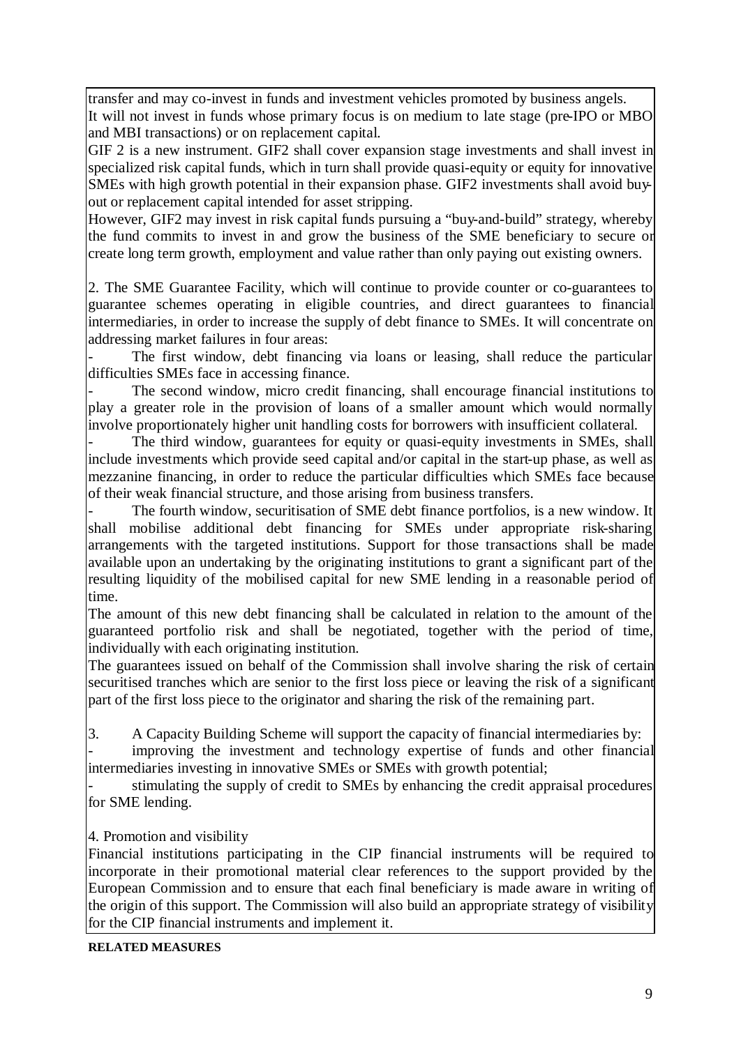transfer and may co-invest in funds and investment vehicles promoted by business angels.
It will not invest in funds whose primary focus is on medium to late stage (pre-IPO or MBO and MBI transactions) or on replacement capital.
GIF 2 is a new instrument. GIF2 shall cover expansion stage investments and shall invest in specialized risk capital funds, which in turn shall provide quasi-equity or equity for innovative SMEs with high growth potential in their expansion phase. GIF2 investments shall avoid buy-out or replacement capital intended for asset stripping.
However, GIF2 may invest in risk capital funds pursuing a "buy-and-build" strategy, whereby the fund commits to invest in and grow the business of the SME beneficiary to secure or create long term growth, employment and value rather than only paying out existing owners.

2. The SME Guarantee Facility, which will continue to provide counter or co-guarantees to guarantee schemes operating in eligible countries, and direct guarantees to financial intermediaries, in order to increase the supply of debt finance to SMEs. It will concentrate on addressing market failures in four areas:

- The first window, debt financing via loans or leasing, shall reduce the particular difficulties SMEs face in accessing finance.
- The second window, micro credit financing, shall encourage financial institutions to play a greater role in the provision of loans of a smaller amount which would normally involve proportionately higher unit handling costs for borrowers with insufficient collateral.
- The third window, guarantees for equity or quasi-equity investments in SMEs, shall include investments which provide seed capital and/or capital in the start-up phase, as well as mezzanine financing, in order to reduce the particular difficulties which SMEs face because of their weak financial structure, and those arising from business transfers.
- The fourth window, securitisation of SME debt finance portfolios, is a new window. It shall mobilise additional debt financing for SMEs under appropriate risk-sharing arrangements with the targeted institutions. Support for those transactions shall be made available upon an undertaking by the originating institutions to grant a significant part of the resulting liquidity of the mobilised capital for new SME lending in a reasonable period of time.

The amount of this new debt financing shall be calculated in relation to the amount of the guaranteed portfolio risk and shall be negotiated, together with the period of time, individually with each originating institution.
The guarantees issued on behalf of the Commission shall involve sharing the risk of certain securitised tranches which are senior to the first loss piece or leaving the risk of a significant part of the first loss piece to the originator and sharing the risk of the remaining part.

3. A Capacity Building Scheme will support the capacity of financial intermediaries by:

- improving the investment and technology expertise of funds and other financial intermediaries investing in innovative SMEs or SMEs with growth potential;
- stimulating the supply of credit to SMEs by enhancing the credit appraisal procedures for SME lending.

4. Promotion and visibility
Financial institutions participating in the CIP financial instruments will be required to incorporate in their promotional material clear references to the support provided by the European Commission and to ensure that each final beneficiary is made aware in writing of the origin of this support. The Commission will also build an appropriate strategy of visibility for the CIP financial instruments and implement it.

**RELATED MEASURES**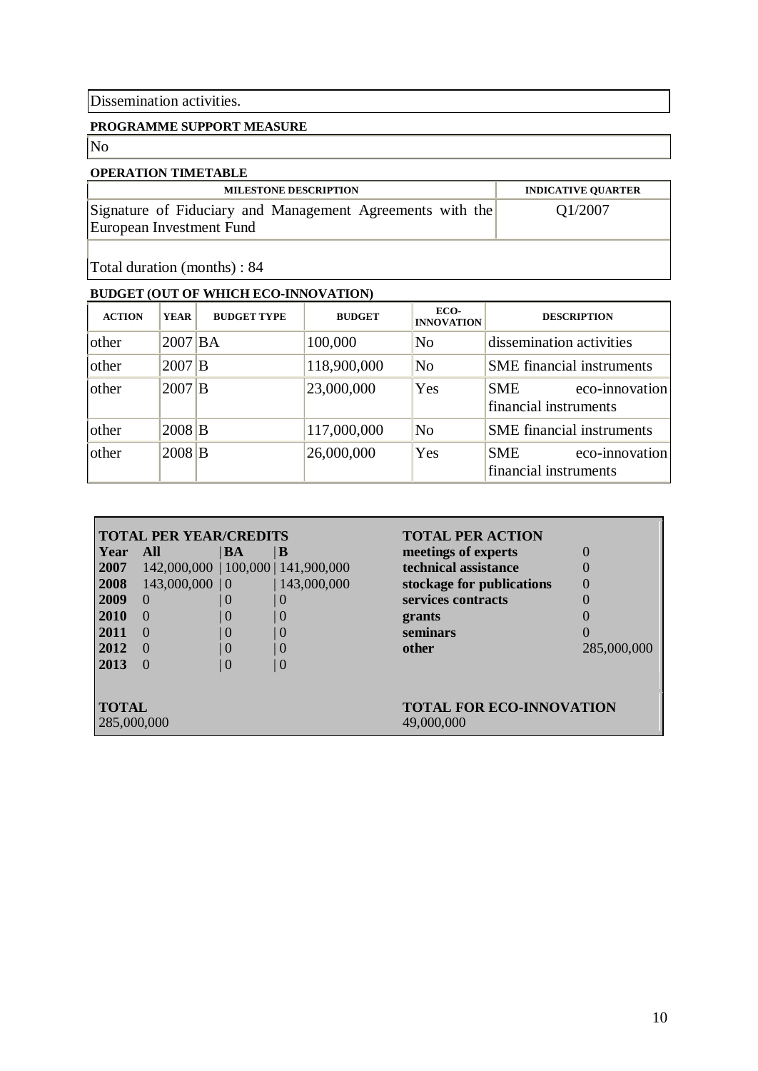Dissemination activities.

**PROGRAMME SUPPORT MEASURE**

No

**OPERATION TIMETABLE**

| MILESTONE DESCRIPTION | INDICATIVE QUARTER |
|---|---|
| Signature of Fiduciary and Management Agreements with the European Investment Fund | Q1/2007 |

Total duration (months) : 84

**BUDGET (OUT OF WHICH ECO-INNOVATION)**

| ACTION | YEAR | BUDGET TYPE | BUDGET | ECO-INNOVATION | DESCRIPTION |
|---|---|---|---|---|---|
| other | 2007 | BA | 100,000 | No | dissemination activities |
| other | 2007 | B | 118,900,000 | No | SME financial instruments |
| other | 2007 | B | 23,000,000 | Yes | SME eco-innovation financial instruments |
| other | 2008 | B | 117,000,000 | No | SME financial instruments |
| other | 2008 | B | 26,000,000 | Yes | SME eco-innovation financial instruments |

**TOTAL PER YEAR/CREDITS**

| Year | All | BA | B |
|---|---|---|---|
| **2007** | 142,000,000 | 100,000 | 141,900,000 |
| **2008** | 143,000,000 | 0 | 143,000,000 |
| **2009** | 0 | 0 | 0 |
| **2010** | 0 | 0 | 0 |
| **2011** | 0 | 0 | 0 |
| **2012** | 0 | 0 | 0 |
| **2013** | 0 | 0 | 0 |

**TOTAL**
285,000,000

**TOTAL PER ACTION**

| | |
|---|---|
| **meetings of experts** | 0 |
| **technical assistance** | 0 |
| **stockage for publications** | 0 |
| **services contracts** | 0 |
| **grants** | 0 |
| **seminars** | 0 |
| **other** | 285,000,000 |

**TOTAL FOR ECO-INNOVATION**
49,000,000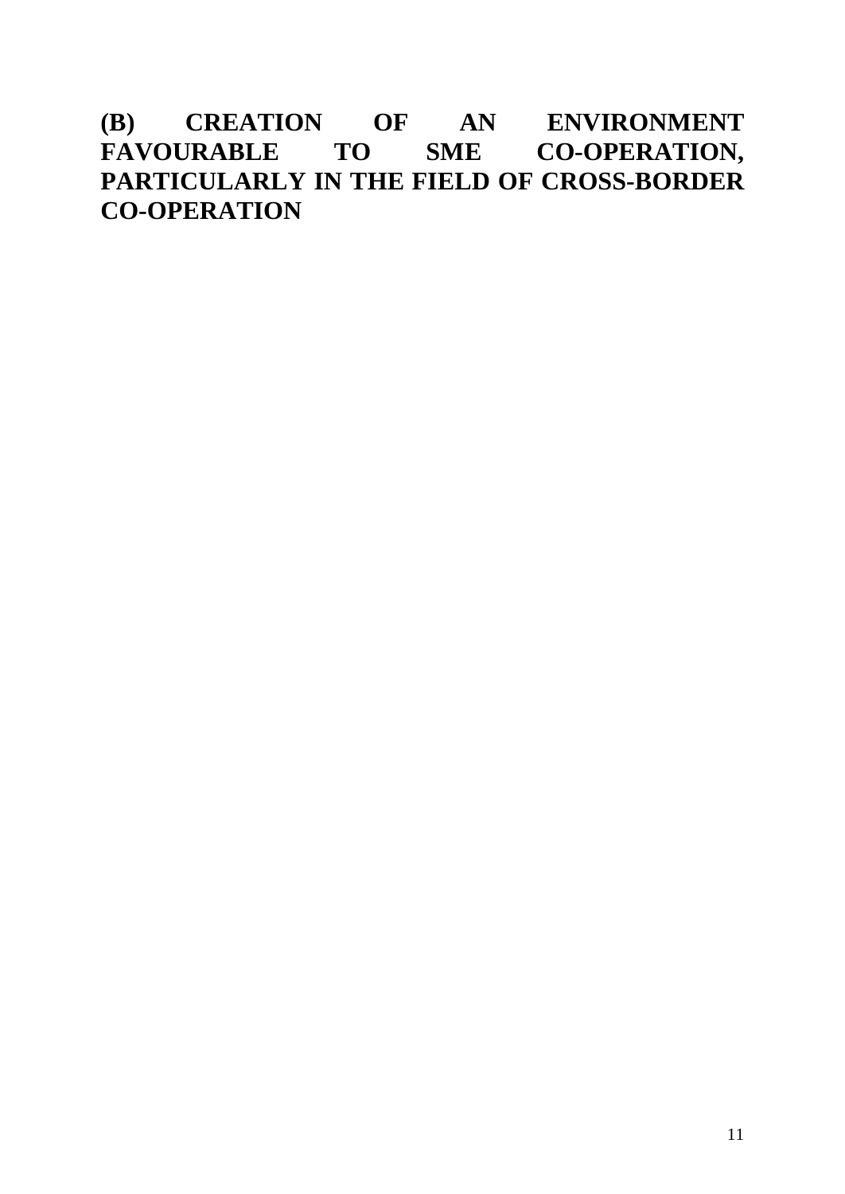# (B) CREATION OF AN ENVIRONMENT FAVOURABLE TO SME CO-OPERATION, PARTICULARLY IN THE FIELD OF CROSS-BORDER CO-OPERATION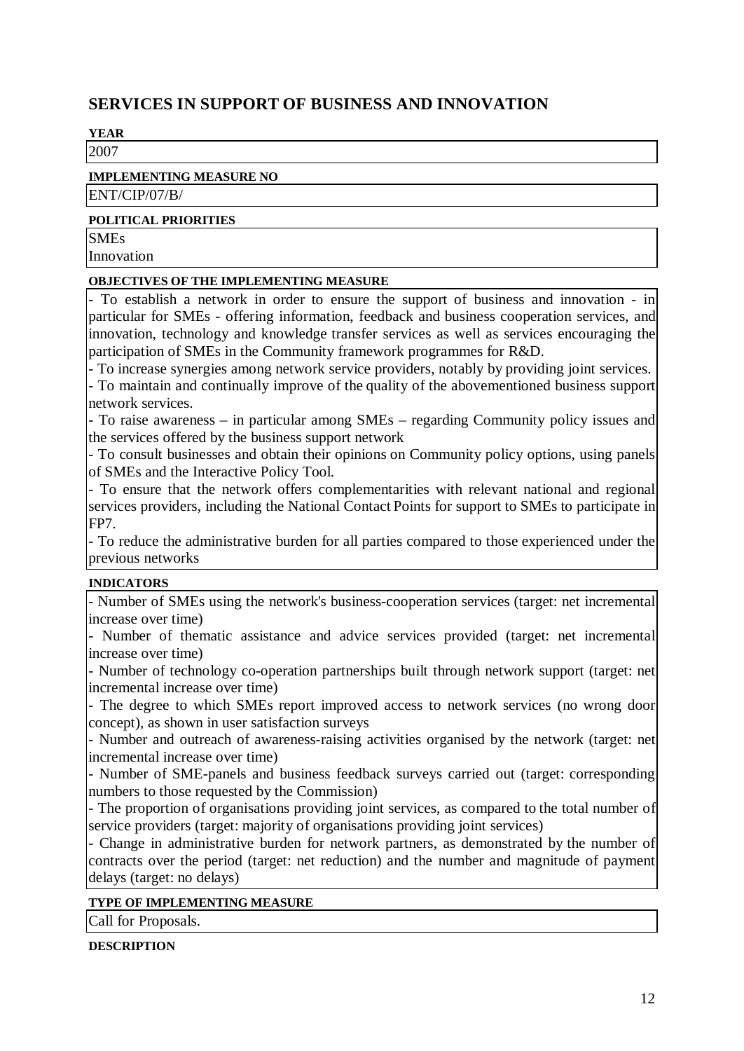## SERVICES IN SUPPORT OF BUSINESS AND INNOVATION

**YEAR**

2007

**IMPLEMENTING MEASURE NO**

ENT/CIP/07/B/

**POLITICAL PRIORITIES**

SMEs
Innovation

**OBJECTIVES OF THE IMPLEMENTING MEASURE**

- To establish a network in order to ensure the support of business and innovation - in particular for SMEs - offering information, feedback and business cooperation services, and innovation, technology and knowledge transfer services as well as services encouraging the participation of SMEs in the Community framework programmes for R&D.
- To increase synergies among network service providers, notably by providing joint services.
- To maintain and continually improve of the quality of the abovementioned business support network services.
- To raise awareness – in particular among SMEs – regarding Community policy issues and the services offered by the business support network
- To consult businesses and obtain their opinions on Community policy options, using panels of SMEs and the Interactive Policy Tool.
- To ensure that the network offers complementarities with relevant national and regional services providers, including the National Contact Points for support to SMEs to participate in FP7.
- To reduce the administrative burden for all parties compared to those experienced under the previous networks

**INDICATORS**

- Number of SMEs using the network's business-cooperation services (target: net incremental increase over time)
- Number of thematic assistance and advice services provided (target: net incremental increase over time)
- Number of technology co-operation partnerships built through network support (target: net incremental increase over time)
- The degree to which SMEs report improved access to network services (no wrong door concept), as shown in user satisfaction surveys
- Number and outreach of awareness-raising activities organised by the network (target: net incremental increase over time)
- Number of SME-panels and business feedback surveys carried out (target: corresponding numbers to those requested by the Commission)
- The proportion of organisations providing joint services, as compared to the total number of service providers (target: majority of organisations providing joint services)
- Change in administrative burden for network partners, as demonstrated by the number of contracts over the period (target: net reduction) and the number and magnitude of payment delays (target: no delays)

**TYPE OF IMPLEMENTING MEASURE**

Call for Proposals.

**DESCRIPTION**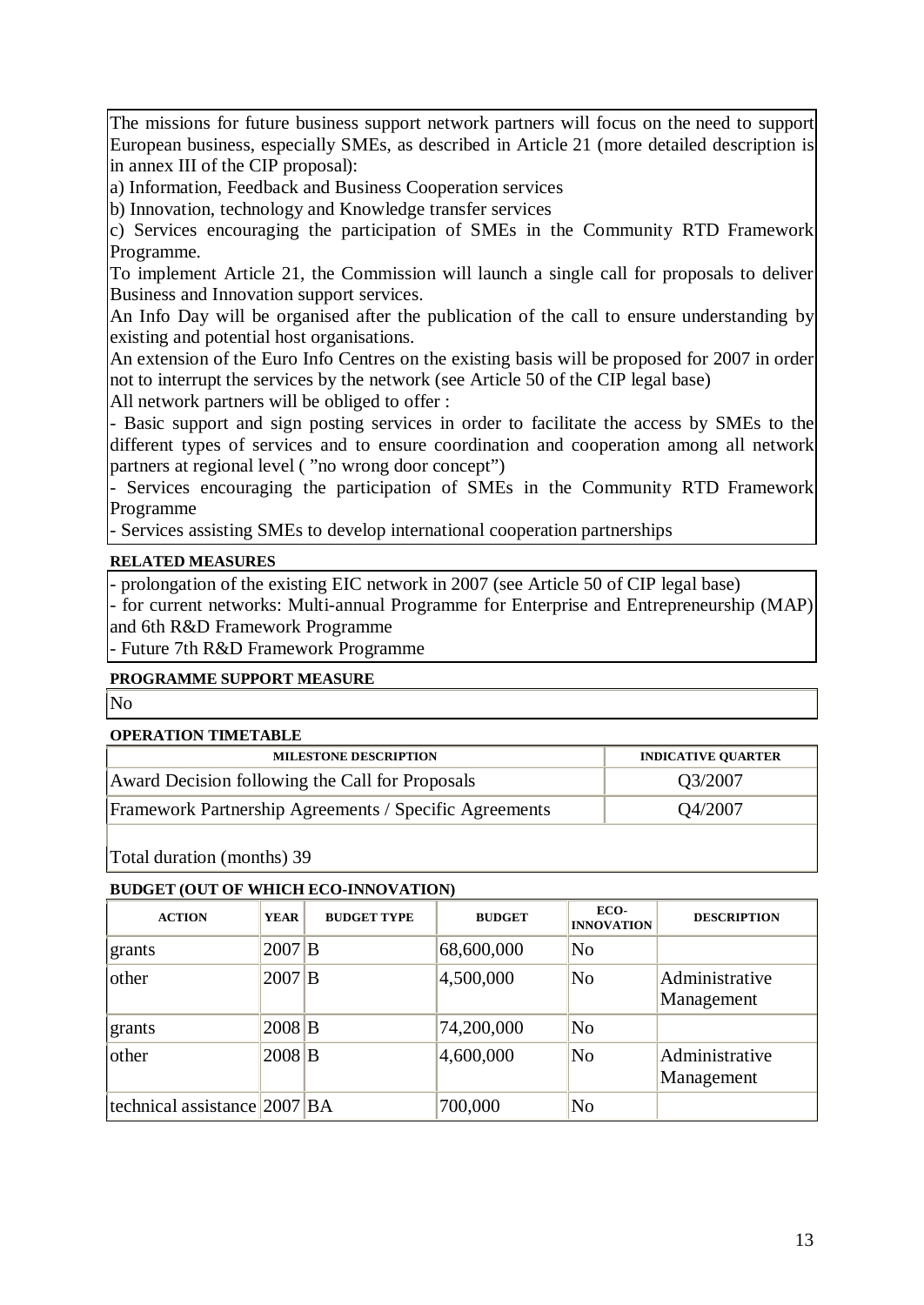The missions for future business support network partners will focus on the need to support European business, especially SMEs, as described in Article 21 (more detailed description is in annex III of the CIP proposal):

a) Information, Feedback and Business Cooperation services

b) Innovation, technology and Knowledge transfer services

c) Services encouraging the participation of SMEs in the Community RTD Framework Programme.

To implement Article 21, the Commission will launch a single call for proposals to deliver Business and Innovation support services.

An Info Day will be organised after the publication of the call to ensure understanding by existing and potential host organisations.

An extension of the Euro Info Centres on the existing basis will be proposed for 2007 in order not to interrupt the services by the network (see Article 50 of the CIP legal base)

All network partners will be obliged to offer :

- Basic support and sign posting services in order to facilitate the access by SMEs to the different types of services and to ensure coordination and cooperation among all network partners at regional level ( ”no wrong door concept”)
- Services encouraging the participation of SMEs in the Community RTD Framework Programme
- Services assisting SMEs to develop international cooperation partnerships

**RELATED MEASURES**

- prolongation of the existing EIC network in 2007 (see Article 50 of CIP legal base)
- for current networks: Multi-annual Programme for Enterprise and Entrepreneurship (MAP) and 6th R&D Framework Programme
- Future 7th R&D Framework Programme

**PROGRAMME SUPPORT MEASURE**

No

**OPERATION TIMETABLE**

| MILESTONE DESCRIPTION | INDICATIVE QUARTER |
|---|---|
| Award Decision following the Call for Proposals | Q3/2007 |
| Framework Partnership Agreements / Specific Agreements | Q4/2007 |

Total duration (months) 39

**BUDGET (OUT OF WHICH ECO-INNOVATION)**

| ACTION | YEAR | BUDGET TYPE | BUDGET | ECO-INNOVATION | DESCRIPTION |
|---|---|---|---|---|---|
| grants | 2007 | B | 68,600,000 | No | |
| other | 2007 | B | 4,500,000 | No | Administrative Management |
| grants | 2008 | B | 74,200,000 | No | |
| other | 2008 | B | 4,600,000 | No | Administrative Management |
| technical assistance | 2007 | BA | 700,000 | No | |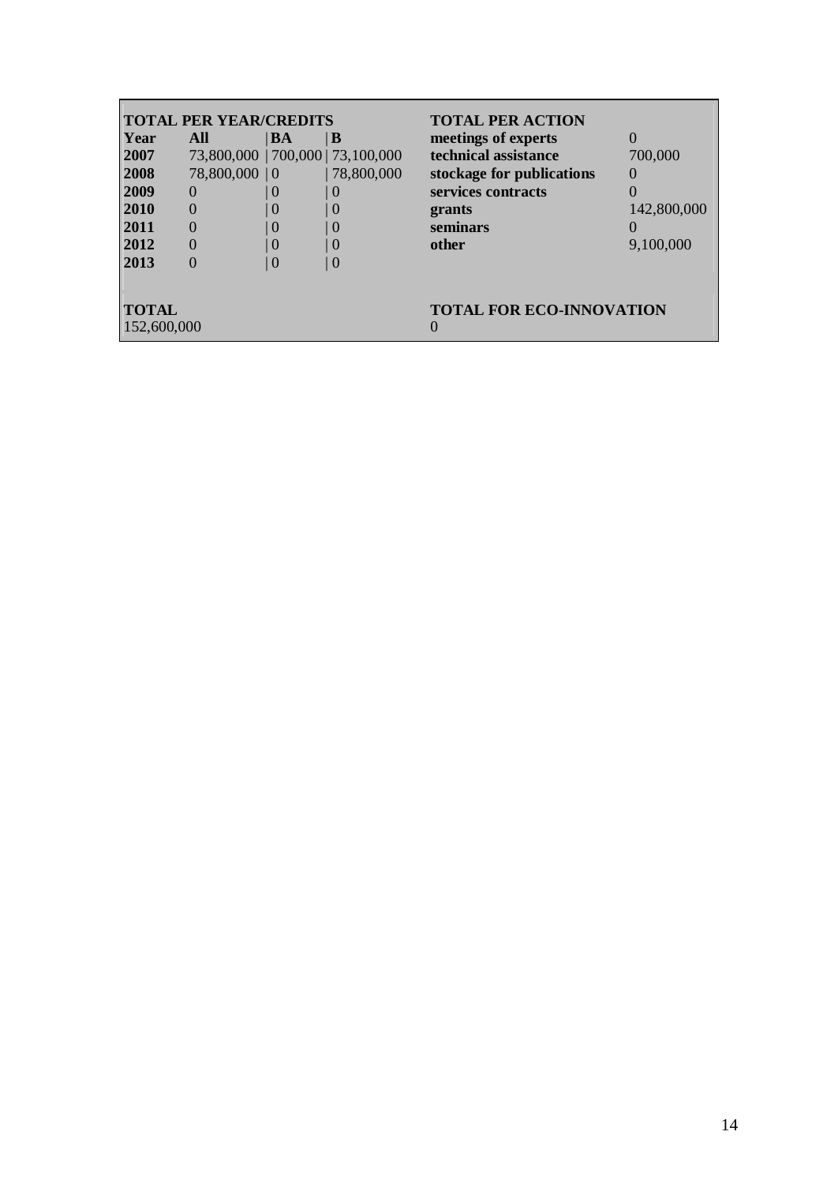| **TOTAL PER YEAR/CREDITS** | | | | **TOTAL PER ACTION** | |
|---|---|---|---|---|---|
| **Year** | **All** | **BA** | **B** | **meetings of experts** | 0 |
| **2007** | 73,800,000 | 700,000 | 73,100,000 | **technical assistance** | 700,000 |
| **2008** | 78,800,000 | 0 | 78,800,000 | **stockage for publications** | 0 |
| **2009** | 0 | 0 | 0 | **services contracts** | 0 |
| **2010** | 0 | 0 | 0 | **grants** | 142,800,000 |
| **2011** | 0 | 0 | 0 | **seminars** | 0 |
| **2012** | 0 | 0 | 0 | **other** | 9,100,000 |
| **2013** | 0 | 0 | 0 | | |
| **TOTAL** | | | | **TOTAL FOR ECO-INNOVATION** | |
| 152,600,000 | | | | 0 | |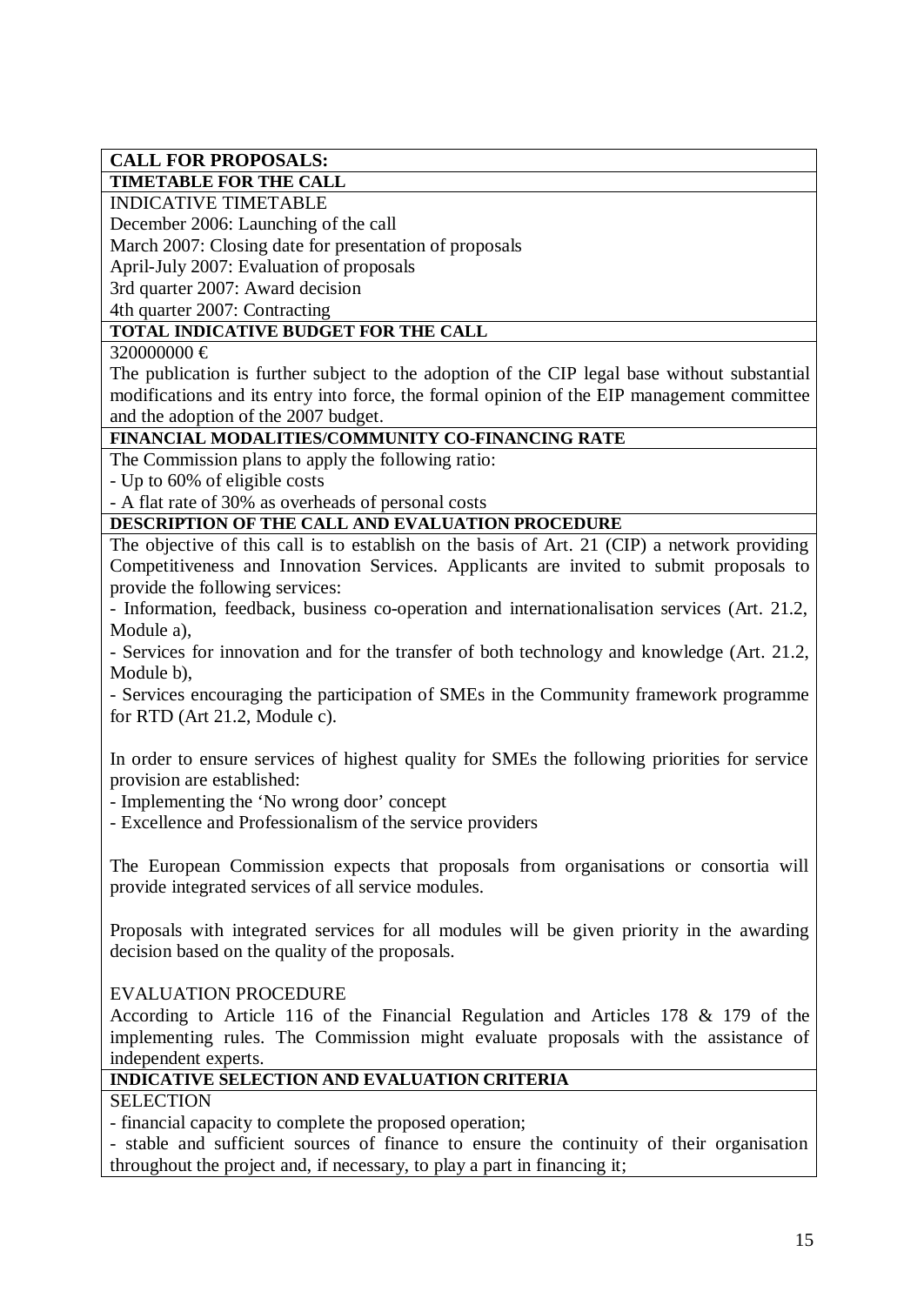**CALL FOR PROPOSALS:**

**TIMETABLE FOR THE CALL**

INDICATIVE TIMETABLE

December 2006: Launching of the call

March 2007: Closing date for presentation of proposals

April-July 2007: Evaluation of proposals

3rd quarter 2007: Award decision

4th quarter 2007: Contracting

**TOTAL INDICATIVE BUDGET FOR THE CALL**

320000000 €

The publication is further subject to the adoption of the CIP legal base without substantial modifications and its entry into force, the formal opinion of the EIP management committee and the adoption of the 2007 budget.

**FINANCIAL MODALITIES/COMMUNITY CO-FINANCING RATE**

The Commission plans to apply the following ratio:

- Up to 60% of eligible costs
- A flat rate of 30% as overheads of personal costs

**DESCRIPTION OF THE CALL AND EVALUATION PROCEDURE**

The objective of this call is to establish on the basis of Art. 21 (CIP) a network providing Competitiveness and Innovation Services. Applicants are invited to submit proposals to provide the following services:

- Information, feedback, business co-operation and internationalisation services (Art. 21.2, Module a),
- Services for innovation and for the transfer of both technology and knowledge (Art. 21.2, Module b),
- Services encouraging the participation of SMEs in the Community framework programme for RTD (Art 21.2, Module c).

In order to ensure services of highest quality for SMEs the following priorities for service provision are established:

- Implementing the 'No wrong door' concept
- Excellence and Professionalism of the service providers

The European Commission expects that proposals from organisations or consortia will provide integrated services of all service modules.

Proposals with integrated services for all modules will be given priority in the awarding decision based on the quality of the proposals.

EVALUATION PROCEDURE

According to Article 116 of the Financial Regulation and Articles 178 & 179 of the implementing rules. The Commission might evaluate proposals with the assistance of independent experts.

**INDICATIVE SELECTION AND EVALUATION CRITERIA**

SELECTION

- financial capacity to complete the proposed operation;
- stable and sufficient sources of finance to ensure the continuity of their organisation throughout the project and, if necessary, to play a part in financing it;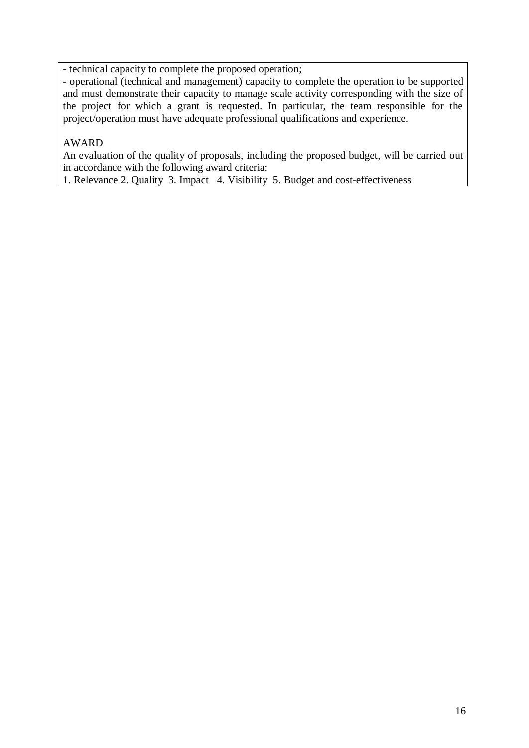- technical capacity to complete the proposed operation;

- operational (technical and management) capacity to complete the operation to be supported and must demonstrate their capacity to manage scale activity corresponding with the size of the project for which a grant is requested. In particular, the team responsible for the project/operation must have adequate professional qualifications and experience.

AWARD

An evaluation of the quality of proposals, including the proposed budget, will be carried out in accordance with the following award criteria:

1. Relevance 2. Quality 3. Impact 4. Visibility 5. Budget and cost-effectiveness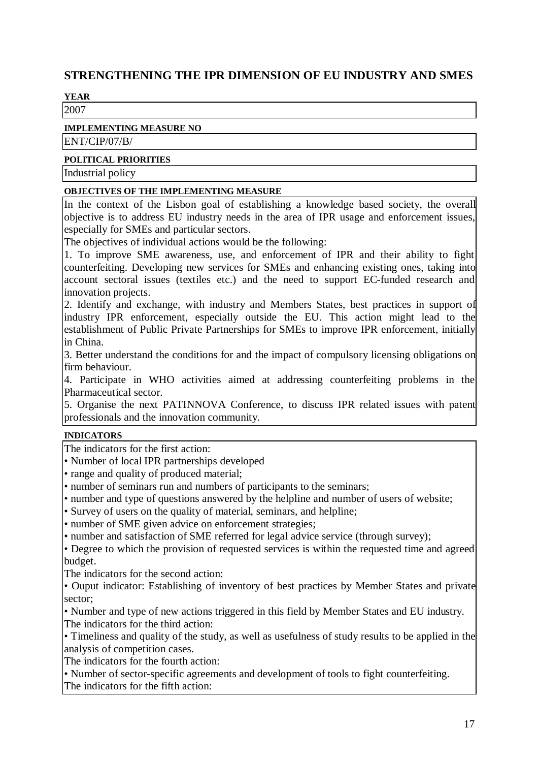## STRENGTHENING THE IPR DIMENSION OF EU INDUSTRY AND SMES

**YEAR**

2007

**IMPLEMENTING MEASURE NO**

ENT/CIP/07/B/

**POLITICAL PRIORITIES**

Industrial policy

**OBJECTIVES OF THE IMPLEMENTING MEASURE**

In the context of the Lisbon goal of establishing a knowledge based society, the overall objective is to address EU industry needs in the area of IPR usage and enforcement issues, especially for SMEs and particular sectors.

The objectives of individual actions would be the following:

1. To improve SME awareness, use, and enforcement of IPR and their ability to fight counterfeiting. Developing new services for SMEs and enhancing existing ones, taking into account sectoral issues (textiles etc.) and the need to support EC-funded research and innovation projects.
2. Identify and exchange, with industry and Members States, best practices in support of industry IPR enforcement, especially outside the EU. This action might lead to the establishment of Public Private Partnerships for SMEs to improve IPR enforcement, initially in China.
3. Better understand the conditions for and the impact of compulsory licensing obligations on firm behaviour.
4. Participate in WHO activities aimed at addressing counterfeiting problems in the Pharmaceutical sector.
5. Organise the next PATINNOVA Conference, to discuss IPR related issues with patent professionals and the innovation community.

**INDICATORS**

The indicators for the first action:

• Number of local IPR partnerships developed
• range and quality of produced material;
• number of seminars run and numbers of participants to the seminars;
• number and type of questions answered by the helpline and number of users of website;
• Survey of users on the quality of material, seminars, and helpline;
• number of SME given advice on enforcement strategies;
• number and satisfaction of SME referred for legal advice service (through survey);
• Degree to which the provision of requested services is within the requested time and agreed budget.

The indicators for the second action:

• Ouput indicator: Establishing of inventory of best practices by Member States and private sector;
• Number and type of new actions triggered in this field by Member States and EU industry.

The indicators for the third action:

• Timeliness and quality of the study, as well as usefulness of study results to be applied in the analysis of competition cases.

The indicators for the fourth action:

• Number of sector-specific agreements and development of tools to fight counterfeiting.

The indicators for the fifth action: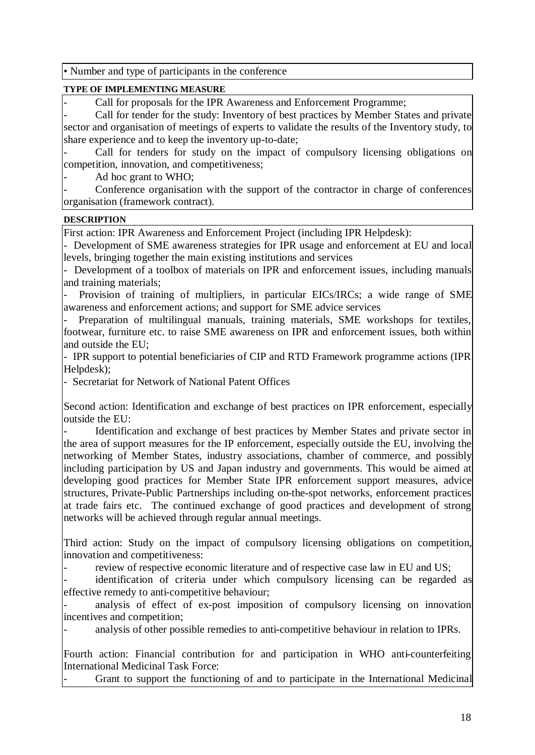• Number and type of participants in the conference

**TYPE OF IMPLEMENTING MEASURE**

- Call for proposals for the IPR Awareness and Enforcement Programme;
- Call for tender for the study: Inventory of best practices by Member States and private sector and organisation of meetings of experts to validate the results of the Inventory study, to share experience and to keep the inventory up-to-date;
- Call for tenders for study on the impact of compulsory licensing obligations on competition, innovation, and competitiveness;
- Ad hoc grant to WHO;
- Conference organisation with the support of the contractor in charge of conferences organisation (framework contract).

**DESCRIPTION**

First action: IPR Awareness and Enforcement Project (including IPR Helpdesk):

- Development of SME awareness strategies for IPR usage and enforcement at EU and local levels, bringing together the main existing institutions and services
- Development of a toolbox of materials on IPR and enforcement issues, including manuals and training materials;
- Provision of training of multipliers, in particular EICs/IRCs; a wide range of SME awareness and enforcement actions; and support for SME advice services
- Preparation of multilingual manuals, training materials, SME workshops for textiles, footwear, furniture etc. to raise SME awareness on IPR and enforcement issues, both within and outside the EU;
- IPR support to potential beneficiaries of CIP and RTD Framework programme actions (IPR Helpdesk);
- Secretariat for Network of National Patent Offices

Second action: Identification and exchange of best practices on IPR enforcement, especially outside the EU:

- Identification and exchange of best practices by Member States and private sector in the area of support measures for the IP enforcement, especially outside the EU, involving the networking of Member States, industry associations, chamber of commerce, and possibly including participation by US and Japan industry and governments. This would be aimed at developing good practices for Member State IPR enforcement support measures, advice structures, Private-Public Partnerships including on-the-spot networks, enforcement practices at trade fairs etc. The continued exchange of good practices and development of strong networks will be achieved through regular annual meetings.

Third action: Study on the impact of compulsory licensing obligations on competition, innovation and competitiveness:

- review of respective economic literature and of respective case law in EU and US;
- identification of criteria under which compulsory licensing can be regarded as effective remedy to anti-competitive behaviour;
- analysis of effect of ex-post imposition of compulsory licensing on innovation incentives and competition;
- analysis of other possible remedies to anti-competitive behaviour in relation to IPRs.

Fourth action: Financial contribution for and participation in WHO anti-counterfeiting International Medicinal Task Force:

- Grant to support the functioning of and to participate in the International Medicinal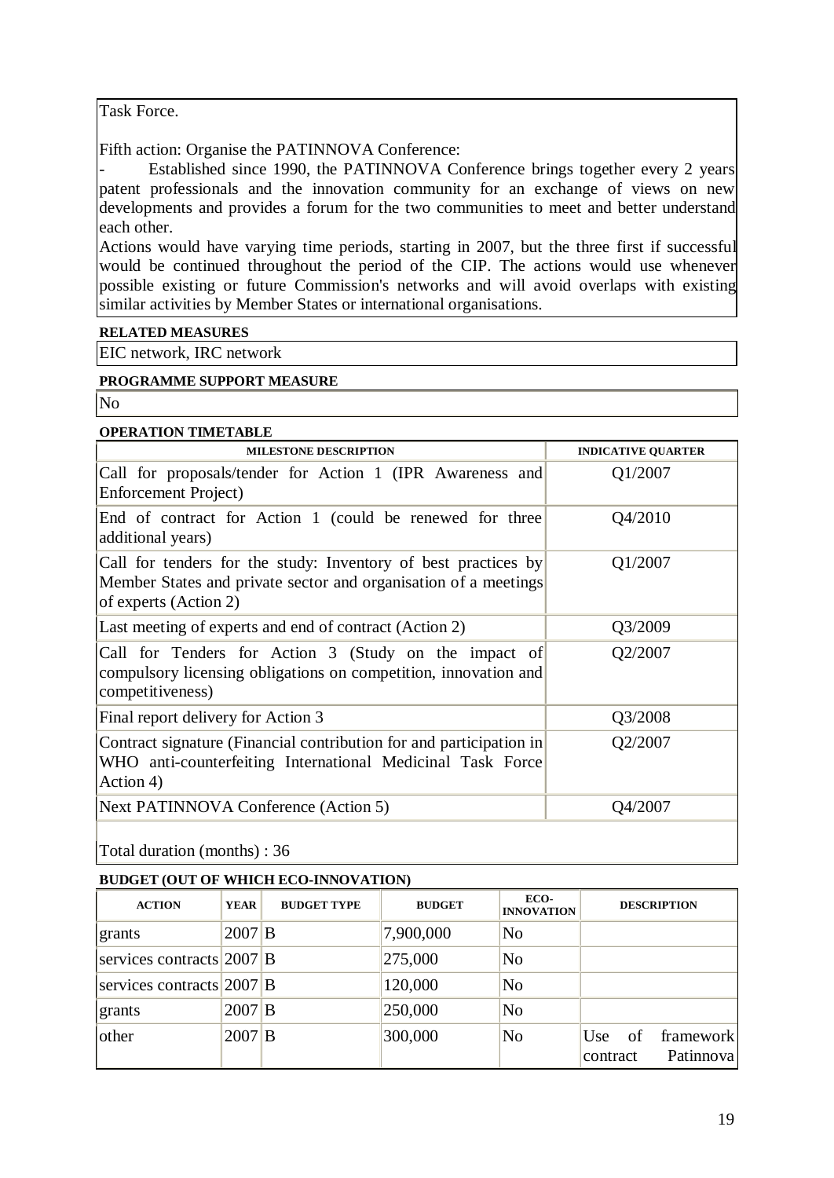Task Force.

Fifth action: Organise the PATINNOVA Conference:

- Established since 1990, the PATINNOVA Conference brings together every 2 years patent professionals and the innovation community for an exchange of views on new developments and provides a forum for the two communities to meet and better understand each other.

Actions would have varying time periods, starting in 2007, but the three first if successful would be continued throughout the period of the CIP. The actions would use whenever possible existing or future Commission's networks and will avoid overlaps with existing similar activities by Member States or international organisations.

**RELATED MEASURES**

EIC network, IRC network

**PROGRAMME SUPPORT MEASURE**

No

**OPERATION TIMETABLE**

| MILESTONE DESCRIPTION | INDICATIVE QUARTER |
|---|---|
| Call for proposals/tender for Action 1 (IPR Awareness and Enforcement Project) | Q1/2007 |
| End of contract for Action 1 (could be renewed for three additional years) | Q4/2010 |
| Call for tenders for the study: Inventory of best practices by Member States and private sector and organisation of a meetings of experts (Action 2) | Q1/2007 |
| Last meeting of experts and end of contract (Action 2) | Q3/2009 |
| Call for Tenders for Action 3 (Study on the impact of compulsory licensing obligations on competition, innovation and competitiveness) | Q2/2007 |
| Final report delivery for Action 3 | Q3/2008 |
| Contract signature (Financial contribution for and participation in WHO anti-counterfeiting International Medicinal Task Force Action 4) | Q2/2007 |
| Next PATINNOVA Conference (Action 5) | Q4/2007 |

Total duration (months) : 36

**BUDGET (OUT OF WHICH ECO-INNOVATION)**

| ACTION | YEAR | BUDGET TYPE | BUDGET | ECO-INNOVATION | DESCRIPTION |
|---|---|---|---|---|---|
| grants | 2007 | B | 7,900,000 | No | |
| services contracts | 2007 | B | 275,000 | No | |
| services contracts | 2007 | B | 120,000 | No | |
| grants | 2007 | B | 250,000 | No | |
| other | 2007 | B | 300,000 | No | Use of framework contract Patinnova |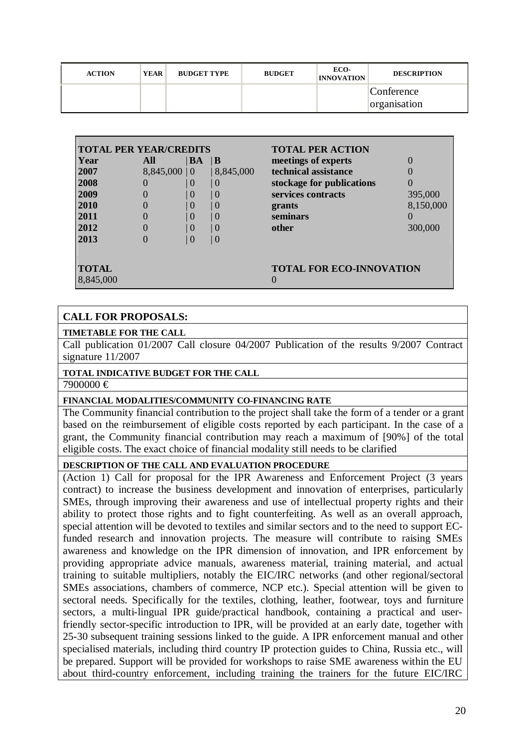| ACTION | YEAR | BUDGET TYPE | BUDGET | ECO-INNOVATION | DESCRIPTION |
|---|---|---|---|---|---|
| | | | | | Conference organisation |

| TOTAL PER YEAR/CREDITS | | | | TOTAL PER ACTION | |
|---|---|---|---|---|---|
| **Year** | **All** | **BA** | **B** | **meetings of experts** | 0 |
| **2007** | 8,845,000 | 0 | 8,845,000 | **technical assistance** | 0 |
| **2008** | 0 | 0 | 0 | **stockage for publications** | 0 |
| **2009** | 0 | 0 | 0 | **services contracts** | 395,000 |
| **2010** | 0 | 0 | 0 | **grants** | 8,150,000 |
| **2011** | 0 | 0 | 0 | **seminars** | 0 |
| **2012** | 0 | 0 | 0 | **other** | 300,000 |
| **2013** | 0 | 0 | 0 | | |
| **TOTAL** | | | | **TOTAL FOR ECO-INNOVATION** | |
| 8,845,000 | | | | 0 | |

## CALL FOR PROPOSALS:

**TIMETABLE FOR THE CALL**

Call publication 01/2007 Call closure 04/2007 Publication of the results 9/2007 Contract signature 11/2007

**TOTAL INDICATIVE BUDGET FOR THE CALL**

7900000 €

**FINANCIAL MODALITIES/COMMUNITY CO-FINANCING RATE**

The Community financial contribution to the project shall take the form of a tender or a grant based on the reimbursement of eligible costs reported by each participant. In the case of a grant, the Community financial contribution may reach a maximum of [90%] of the total eligible costs. The exact choice of financial modality still needs to be clarified

**DESCRIPTION OF THE CALL AND EVALUATION PROCEDURE**

(Action 1) Call for proposal for the IPR Awareness and Enforcement Project (3 years contract) to increase the business development and innovation of enterprises, particularly SMEs, through improving their awareness and use of intellectual property rights and their ability to protect those rights and to fight counterfeiting. As well as an overall approach, special attention will be devoted to textiles and similar sectors and to the need to support EC-funded research and innovation projects. The measure will contribute to raising SMEs awareness and knowledge on the IPR dimension of innovation, and IPR enforcement by providing appropriate advice manuals, awareness material, training material, and actual training to suitable multipliers, notably the EIC/IRC networks (and other regional/sectoral SMEs associations, chambers of commerce, NCP etc.). Special attention will be given to sectoral needs. Specifically for the textiles, clothing, leather, footwear, toys and furniture sectors, a multi-lingual IPR guide/practical handbook, containing a practical and user-friendly sector-specific introduction to IPR, will be provided at an early date, together with 25-30 subsequent training sessions linked to the guide. A IPR enforcement manual and other specialised materials, including third country IP protection guides to China, Russia etc., will be prepared. Support will be provided for workshops to raise SME awareness within the EU about third-country enforcement, including training the trainers for the future EIC/IRC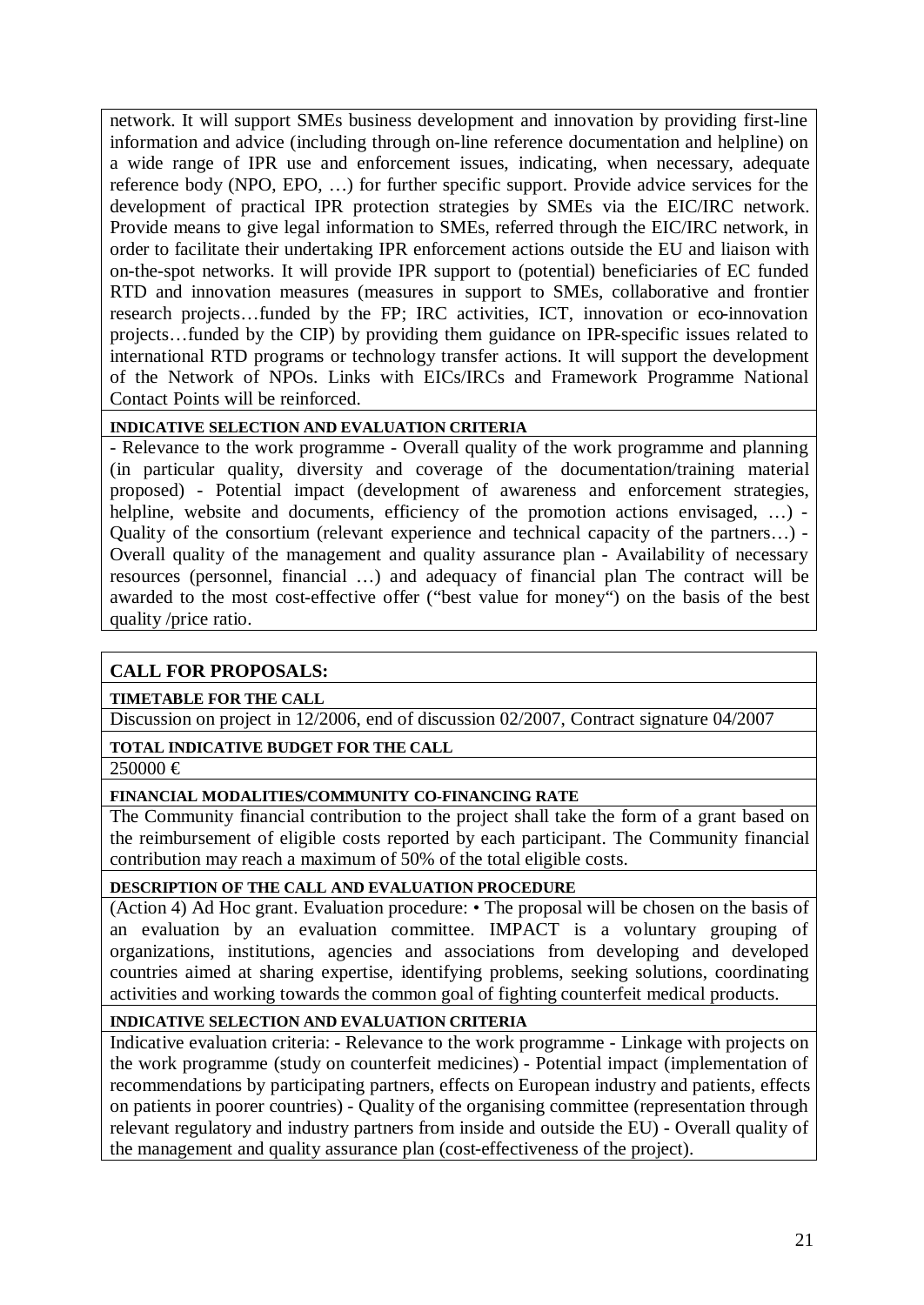network. It will support SMEs business development and innovation by providing first-line information and advice (including through on-line reference documentation and helpline) on a wide range of IPR use and enforcement issues, indicating, when necessary, adequate reference body (NPO, EPO, …) for further specific support. Provide advice services for the development of practical IPR protection strategies by SMEs via the EIC/IRC network. Provide means to give legal information to SMEs, referred through the EIC/IRC network, in order to facilitate their undertaking IPR enforcement actions outside the EU and liaison with on-the-spot networks. It will provide IPR support to (potential) beneficiaries of EC funded RTD and innovation measures (measures in support to SMEs, collaborative and frontier research projects…funded by the FP; IRC activities, ICT, innovation or eco-innovation projects…funded by the CIP) by providing them guidance on IPR-specific issues related to international RTD programs or technology transfer actions. It will support the development of the Network of NPOs. Links with EICs/IRCs and Framework Programme National Contact Points will be reinforced.

**INDICATIVE SELECTION AND EVALUATION CRITERIA**

- Relevance to the work programme - Overall quality of the work programme and planning (in particular quality, diversity and coverage of the documentation/training material proposed) - Potential impact (development of awareness and enforcement strategies, helpline, website and documents, efficiency of the promotion actions envisaged, …) - Quality of the consortium (relevant experience and technical capacity of the partners…) - Overall quality of the management and quality assurance plan - Availability of necessary resources (personnel, financial …) and adequacy of financial plan The contract will be awarded to the most cost-effective offer ("best value for money") on the basis of the best quality /price ratio.

## CALL FOR PROPOSALS:

**TIMETABLE FOR THE CALL**

Discussion on project in 12/2006, end of discussion 02/2007, Contract signature 04/2007

**TOTAL INDICATIVE BUDGET FOR THE CALL**

250000 €

**FINANCIAL MODALITIES/COMMUNITY CO-FINANCING RATE**

The Community financial contribution to the project shall take the form of a grant based on the reimbursement of eligible costs reported by each participant. The Community financial contribution may reach a maximum of 50% of the total eligible costs.

**DESCRIPTION OF THE CALL AND EVALUATION PROCEDURE**

(Action 4) Ad Hoc grant. Evaluation procedure: • The proposal will be chosen on the basis of an evaluation by an evaluation committee. IMPACT is a voluntary grouping of organizations, institutions, agencies and associations from developing and developed countries aimed at sharing expertise, identifying problems, seeking solutions, coordinating activities and working towards the common goal of fighting counterfeit medical products.

**INDICATIVE SELECTION AND EVALUATION CRITERIA**

Indicative evaluation criteria: - Relevance to the work programme - Linkage with projects on the work programme (study on counterfeit medicines) - Potential impact (implementation of recommendations by participating partners, effects on European industry and patients, effects on patients in poorer countries) - Quality of the organising committee (representation through relevant regulatory and industry partners from inside and outside the EU) - Overall quality of the management and quality assurance plan (cost-effectiveness of the project).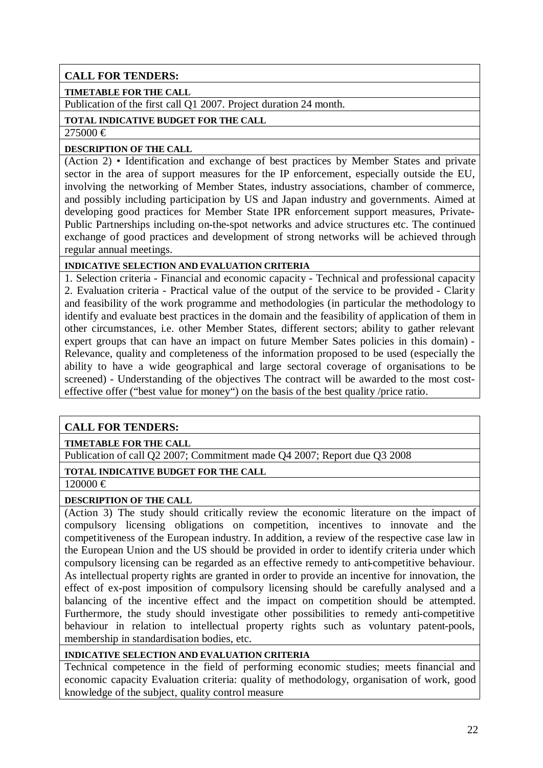**CALL FOR TENDERS:**

**TIMETABLE FOR THE CALL**

Publication of the first call Q1 2007. Project duration 24 month.

**TOTAL INDICATIVE BUDGET FOR THE CALL**

275000 €

**DESCRIPTION OF THE CALL**

(Action 2) • Identification and exchange of best practices by Member States and private sector in the area of support measures for the IP enforcement, especially outside the EU, involving the networking of Member States, industry associations, chamber of commerce, and possibly including participation by US and Japan industry and governments. Aimed at developing good practices for Member State IPR enforcement support measures, Private-Public Partnerships including on-the-spot networks and advice structures etc. The continued exchange of good practices and development of strong networks will be achieved through regular annual meetings.

**INDICATIVE SELECTION AND EVALUATION CRITERIA**

1. Selection criteria - Financial and economic capacity - Technical and professional capacity
2. Evaluation criteria - Practical value of the output of the service to be provided - Clarity and feasibility of the work programme and methodologies (in particular the methodology to identify and evaluate best practices in the domain and the feasibility of application of them in other circumstances, i.e. other Member States, different sectors; ability to gather relevant expert groups that can have an impact on future Member Sates policies in this domain) - Relevance, quality and completeness of the information proposed to be used (especially the ability to have a wide geographical and large sectoral coverage of organisations to be screened) - Understanding of the objectives The contract will be awarded to the most cost-effective offer ("best value for money") on the basis of the best quality /price ratio.

**CALL FOR TENDERS:**

**TIMETABLE FOR THE CALL**

Publication of call Q2 2007; Commitment made Q4 2007; Report due Q3 2008

**TOTAL INDICATIVE BUDGET FOR THE CALL**

120000 €

**DESCRIPTION OF THE CALL**

(Action 3) The study should critically review the economic literature on the impact of compulsory licensing obligations on competition, incentives to innovate and the competitiveness of the European industry. In addition, a review of the respective case law in the European Union and the US should be provided in order to identify criteria under which compulsory licensing can be regarded as an effective remedy to anti-competitive behaviour. As intellectual property rights are granted in order to provide an incentive for innovation, the effect of ex-post imposition of compulsory licensing should be carefully analysed and a balancing of the incentive effect and the impact on competition should be attempted. Furthermore, the study should investigate other possibilities to remedy anti-competitive behaviour in relation to intellectual property rights such as voluntary patent-pools, membership in standardisation bodies, etc.

**INDICATIVE SELECTION AND EVALUATION CRITERIA**

Technical competence in the field of performing economic studies; meets financial and economic capacity Evaluation criteria: quality of methodology, organisation of work, good knowledge of the subject, quality control measure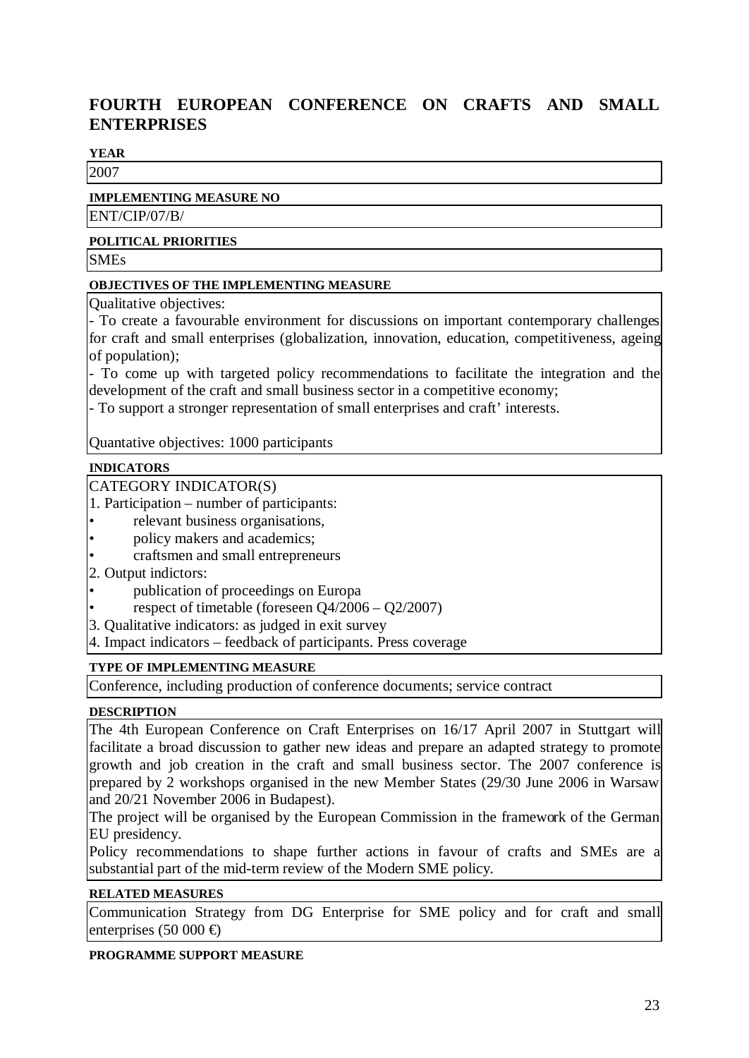## FOURTH EUROPEAN CONFERENCE ON CRAFTS AND SMALL ENTERPRISES

**YEAR**

2007

**IMPLEMENTING MEASURE NO**

ENT/CIP/07/B/

**POLITICAL PRIORITIES**

SMEs

**OBJECTIVES OF THE IMPLEMENTING MEASURE**

Qualitative objectives:

- To create a favourable environment for discussions on important contemporary challenges for craft and small enterprises (globalization, innovation, education, competitiveness, ageing of population);
- To come up with targeted policy recommendations to facilitate the integration and the development of the craft and small business sector in a competitive economy;
- To support a stronger representation of small enterprises and craft' interests.

Quantative objectives: 1000 participants

**INDICATORS**

CATEGORY INDICATOR(S)

1. Participation – number of participants:
   - relevant business organisations,
   - policy makers and academics;
   - craftsmen and small entrepreneurs
2. Output indictors:
   - publication of proceedings on Europa
   - respect of timetable (foreseen Q4/2006 – Q2/2007)
3. Qualitative indicators: as judged in exit survey
4. Impact indicators – feedback of participants. Press coverage

**TYPE OF IMPLEMENTING MEASURE**

Conference, including production of conference documents; service contract

**DESCRIPTION**

The 4th European Conference on Craft Enterprises on 16/17 April 2007 in Stuttgart will facilitate a broad discussion to gather new ideas and prepare an adapted strategy to promote growth and job creation in the craft and small business sector. The 2007 conference is prepared by 2 workshops organised in the new Member States (29/30 June 2006 in Warsaw and 20/21 November 2006 in Budapest).

The project will be organised by the European Commission in the framework of the German EU presidency.

Policy recommendations to shape further actions in favour of crafts and SMEs are a substantial part of the mid-term review of the Modern SME policy.

**RELATED MEASURES**

Communication Strategy from DG Enterprise for SME policy and for craft and small enterprises (50 000 €)

**PROGRAMME SUPPORT MEASURE**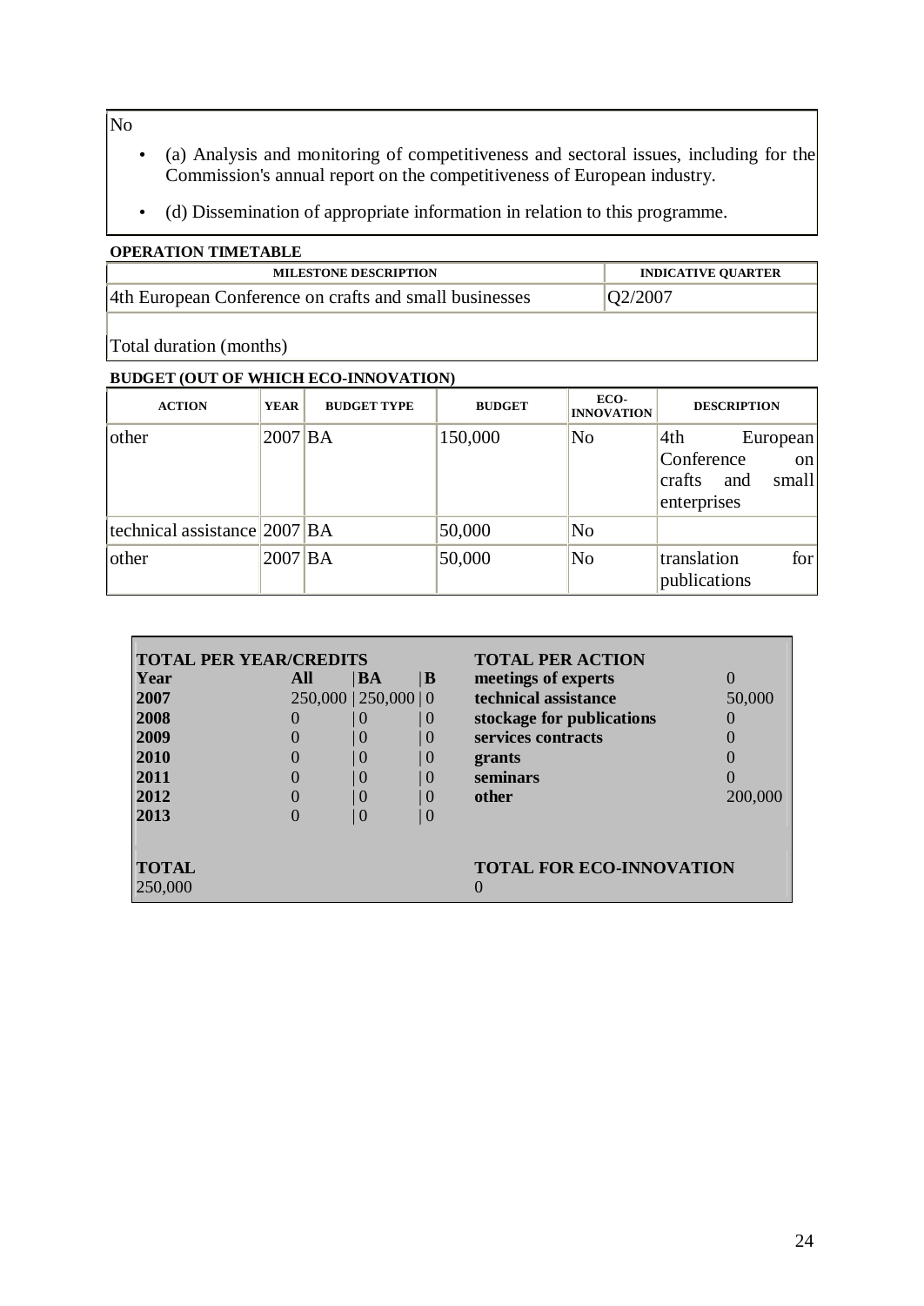No

- (a) Analysis and monitoring of competitiveness and sectoral issues, including for the Commission's annual report on the competitiveness of European industry.
- (d) Dissemination of appropriate information in relation to this programme.

**OPERATION TIMETABLE**

| MILESTONE DESCRIPTION | INDICATIVE QUARTER |
|---|---|
| 4th European Conference on crafts and small businesses | Q2/2007 |
| Total duration (months) | |

**BUDGET (OUT OF WHICH ECO-INNOVATION)**

| ACTION | YEAR | BUDGET TYPE | BUDGET | ECO-INNOVATION | DESCRIPTION |
|---|---|---|---|---|---|
| other | 2007 | BA | 150,000 | No | 4th European Conference on crafts and small enterprises |
| technical assistance | 2007 | BA | 50,000 | No | |
| other | 2007 | BA | 50,000 | No | translation for publications |

**TOTAL PER YEAR/CREDITS**

| Year | All | BA | B |
|---|---|---|---|
| 2007 | 250,000 | 250,000 | 0 |
| 2008 | 0 | 0 | 0 |
| 2009 | 0 | 0 | 0 |
| 2010 | 0 | 0 | 0 |
| 2011 | 0 | 0 | 0 |
| 2012 | 0 | 0 | 0 |
| 2013 | 0 | 0 | 0 |

**TOTAL**
250,000

**TOTAL PER ACTION**

| | |
|---|---|
| meetings of experts | 0 |
| technical assistance | 50,000 |
| stockage for publications | 0 |
| services contracts | 0 |
| grants | 0 |
| seminars | 0 |
| other | 200,000 |

**TOTAL FOR ECO-INNOVATION**
0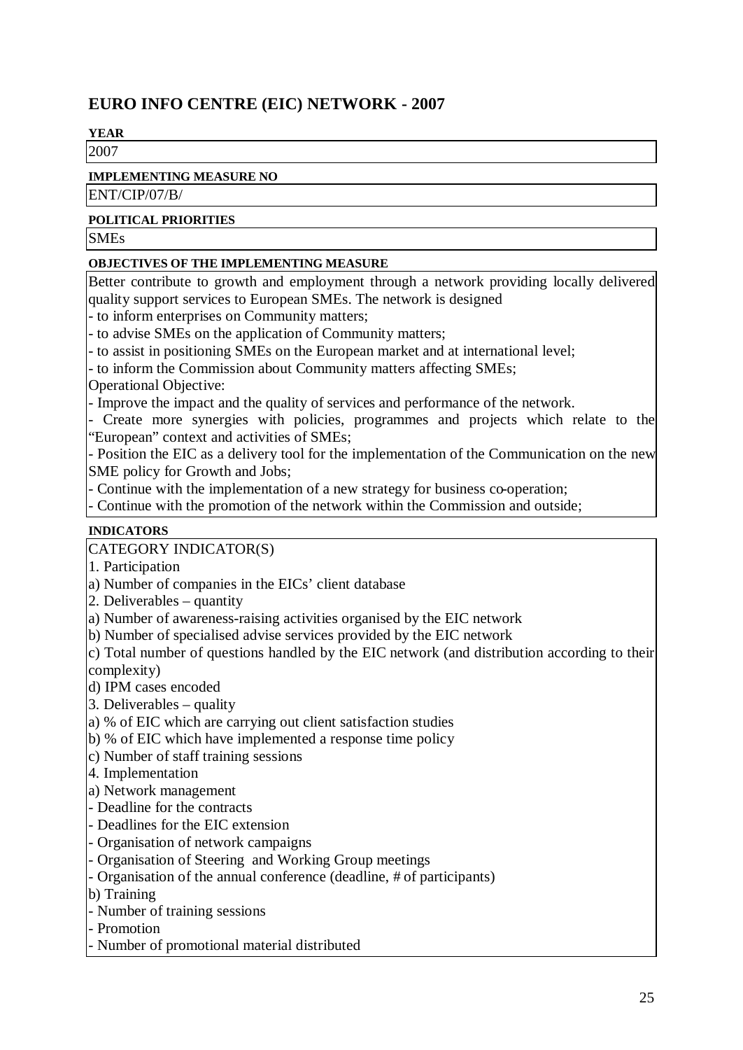## EURO INFO CENTRE (EIC) NETWORK - 2007

**YEAR**

2007

**IMPLEMENTING MEASURE NO**

ENT/CIP/07/B/

**POLITICAL PRIORITIES**

SMEs

**OBJECTIVES OF THE IMPLEMENTING MEASURE**

Better contribute to growth and employment through a network providing locally delivered quality support services to European SMEs. The network is designed

- to inform enterprises on Community matters;
- to advise SMEs on the application of Community matters;
- to assist in positioning SMEs on the European market and at international level;
- to inform the Commission about Community matters affecting SMEs;

Operational Objective:

- Improve the impact and the quality of services and performance of the network.
- Create more synergies with policies, programmes and projects which relate to the "European" context and activities of SMEs;
- Position the EIC as a delivery tool for the implementation of the Communication on the new SME policy for Growth and Jobs;
- Continue with the implementation of a new strategy for business co-operation;
- Continue with the promotion of the network within the Commission and outside;

**INDICATORS**

CATEGORY INDICATOR(S)

1. Participation

a) Number of companies in the EICs' client database

2. Deliverables – quantity

a) Number of awareness-raising activities organised by the EIC network

b) Number of specialised advise services provided by the EIC network

c) Total number of questions handled by the EIC network (and distribution according to their complexity)

d) IPM cases encoded

3. Deliverables – quality

a) % of EIC which are carrying out client satisfaction studies

b) % of EIC which have implemented a response time policy

c) Number of staff training sessions

4. Implementation

a) Network management

- Deadline for the contracts
- Deadlines for the EIC extension
- Organisation of network campaigns
- Organisation of Steering and Working Group meetings
- Organisation of the annual conference (deadline, # of participants)

b) Training

- Number of training sessions
- Promotion
- Number of promotional material distributed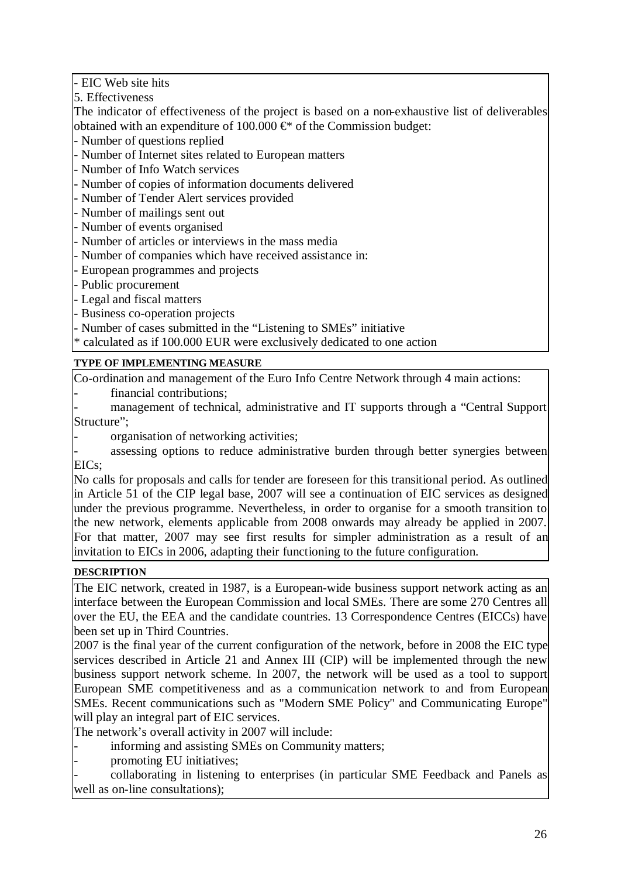- EIC Web site hits

5. Effectiveness

The indicator of effectiveness of the project is based on a non-exhaustive list of deliverables obtained with an expenditure of 100.000 €* of the Commission budget:

- Number of questions replied
- Number of Internet sites related to European matters
- Number of Info Watch services
- Number of copies of information documents delivered
- Number of Tender Alert services provided
- Number of mailings sent out
- Number of events organised
- Number of articles or interviews in the mass media
- Number of companies which have received assistance in:
- European programmes and projects
- Public procurement
- Legal and fiscal matters
- Business co-operation projects
- Number of cases submitted in the "Listening to SMEs" initiative

\* calculated as if 100.000 EUR were exclusively dedicated to one action

**TYPE OF IMPLEMENTING MEASURE**

Co-ordination and management of the Euro Info Centre Network through 4 main actions:

- financial contributions;
- management of technical, administrative and IT supports through a "Central Support Structure";
- organisation of networking activities;
- assessing options to reduce administrative burden through better synergies between EICs;

No calls for proposals and calls for tender are foreseen for this transitional period. As outlined in Article 51 of the CIP legal base, 2007 will see a continuation of EIC services as designed under the previous programme. Nevertheless, in order to organise for a smooth transition to the new network, elements applicable from 2008 onwards may already be applied in 2007. For that matter, 2007 may see first results for simpler administration as a result of an invitation to EICs in 2006, adapting their functioning to the future configuration.

**DESCRIPTION**

The EIC network, created in 1987, is a European-wide business support network acting as an interface between the European Commission and local SMEs. There are some 270 Centres all over the EU, the EEA and the candidate countries. 13 Correspondence Centres (EICCs) have been set up in Third Countries.

2007 is the final year of the current configuration of the network, before in 2008 the EIC type services described in Article 21 and Annex III (CIP) will be implemented through the new business support network scheme. In 2007, the network will be used as a tool to support European SME competitiveness and as a communication network to and from European SMEs. Recent communications such as "Modern SME Policy" and Communicating Europe" will play an integral part of EIC services.

The network's overall activity in 2007 will include:

- informing and assisting SMEs on Community matters;
- promoting EU initiatives;
- collaborating in listening to enterprises (in particular SME Feedback and Panels as well as on-line consultations);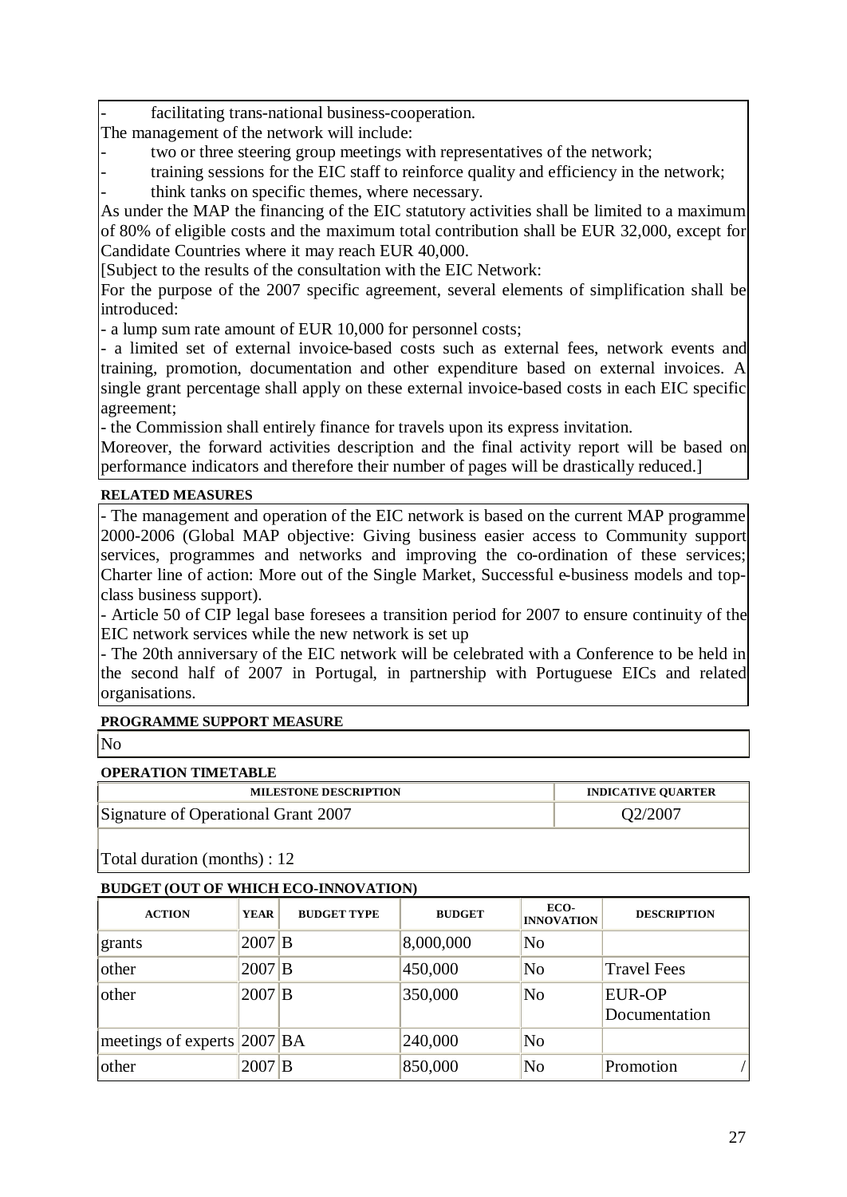- facilitating trans-national business-cooperation.

The management of the network will include:

- two or three steering group meetings with representatives of the network;
- training sessions for the EIC staff to reinforce quality and efficiency in the network;
- think tanks on specific themes, where necessary.

As under the MAP the financing of the EIC statutory activities shall be limited to a maximum of 80% of eligible costs and the maximum total contribution shall be EUR 32,000, except for Candidate Countries where it may reach EUR 40,000.

[Subject to the results of the consultation with the EIC Network:

For the purpose of the 2007 specific agreement, several elements of simplification shall be introduced:

- a lump sum rate amount of EUR 10,000 for personnel costs;
- a limited set of external invoice-based costs such as external fees, network events and training, promotion, documentation and other expenditure based on external invoices. A single grant percentage shall apply on these external invoice-based costs in each EIC specific agreement;
- the Commission shall entirely finance for travels upon its express invitation.

Moreover, the forward activities description and the final activity report will be based on performance indicators and therefore their number of pages will be drastically reduced.]

**RELATED MEASURES**

- The management and operation of the EIC network is based on the current MAP programme 2000-2006 (Global MAP objective: Giving business easier access to Community support services, programmes and networks and improving the co-ordination of these services; Charter line of action: More out of the Single Market, Successful e-business models and top-class business support).
- Article 50 of CIP legal base foresees a transition period for 2007 to ensure continuity of the EIC network services while the new network is set up
- The 20th anniversary of the EIC network will be celebrated with a Conference to be held in the second half of 2007 in Portugal, in partnership with Portuguese EICs and related organisations.

**PROGRAMME SUPPORT MEASURE**

No

**OPERATION TIMETABLE**

| MILESTONE DESCRIPTION | INDICATIVE QUARTER |
|---|---|
| Signature of Operational Grant 2007 | Q2/2007 |

Total duration (months) : 12

**BUDGET (OUT OF WHICH ECO-INNOVATION)**

| ACTION | YEAR | BUDGET TYPE | BUDGET | ECO-INNOVATION | DESCRIPTION |
|---|---|---|---|---|---|
| grants | 2007 | B | 8,000,000 | No | |
| other | 2007 | B | 450,000 | No | Travel Fees |
| other | 2007 | B | 350,000 | No | EUR-OP Documentation |
| meetings of experts | 2007 | BA | 240,000 | No | |
| other | 2007 | B | 850,000 | No | Promotion / |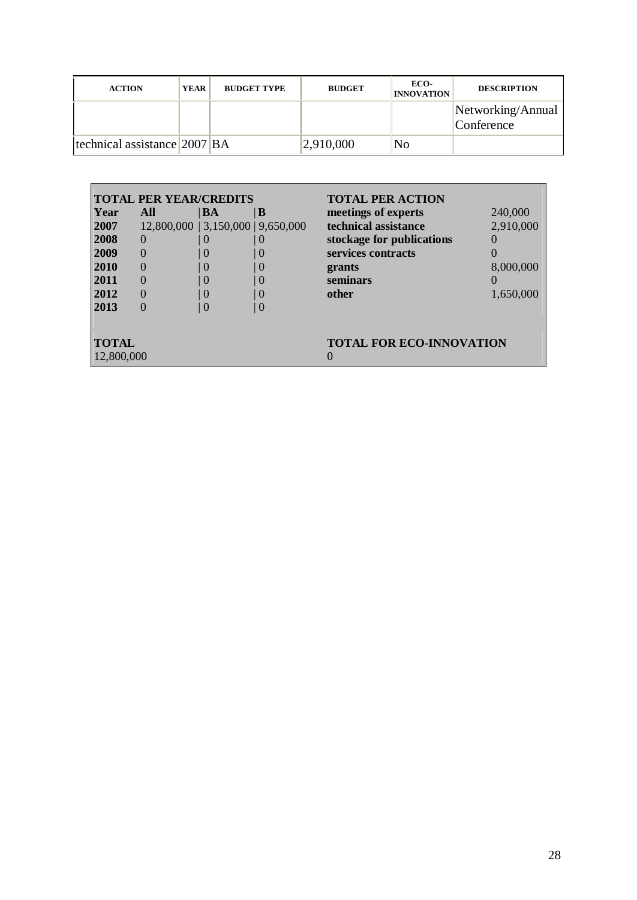| ACTION | YEAR | BUDGET TYPE | BUDGET | ECO-INNOVATION | DESCRIPTION |
|---|---|---|---|---|---|
| | | | | | Networking/Annual Conference |
| technical assistance | 2007 | BA | 2,910,000 | No | |

| TOTAL PER YEAR/CREDITS | | | | TOTAL PER ACTION | |
|---|---|---|---|---|---|
| **Year** | **All** | **BA** | **B** | **meetings of experts** | 240,000 |
| **2007** | 12,800,000 | 3,150,000 | 9,650,000 | **technical assistance** | 2,910,000 |
| **2008** | 0 | 0 | 0 | **stockage for publications** | 0 |
| **2009** | 0 | 0 | 0 | **services contracts** | 0 |
| **2010** | 0 | 0 | 0 | **grants** | 8,000,000 |
| **2011** | 0 | 0 | 0 | **seminars** | 0 |
| **2012** | 0 | 0 | 0 | **other** | 1,650,000 |
| **2013** | 0 | 0 | 0 | | |
| **TOTAL** | | | | **TOTAL FOR ECO-INNOVATION** | |
| 12,800,000 | | | | 0 | |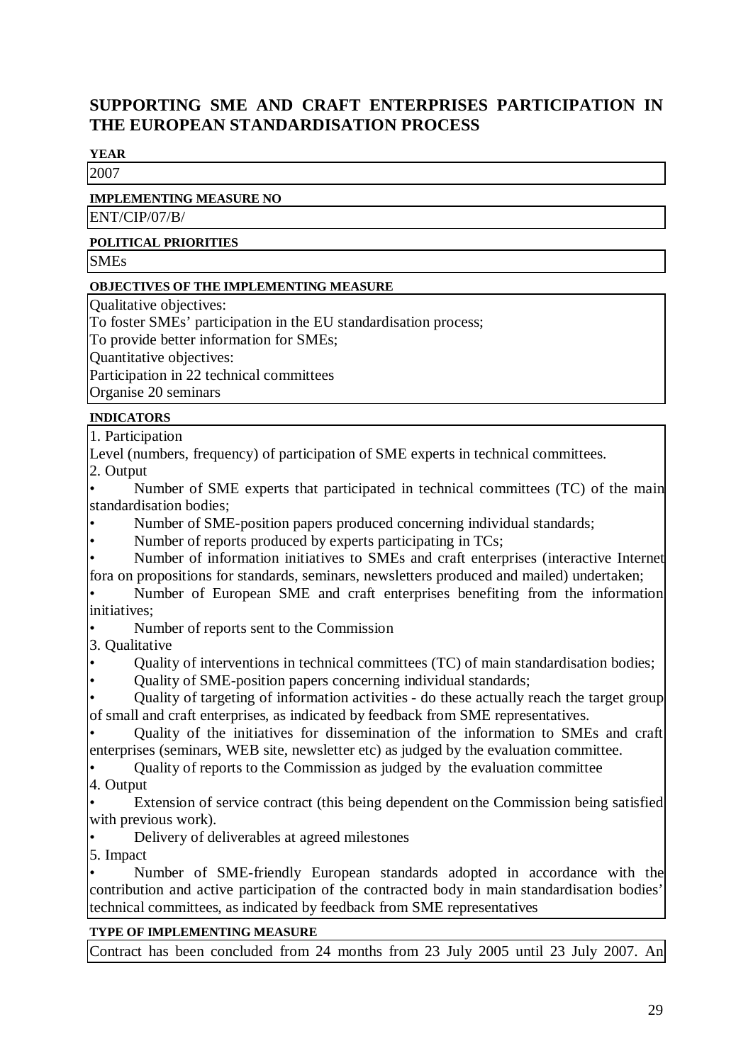## SUPPORTING SME AND CRAFT ENTERPRISES PARTICIPATION IN THE EUROPEAN STANDARDISATION PROCESS

**YEAR**

2007

**IMPLEMENTING MEASURE NO**

ENT/CIP/07/B/

**POLITICAL PRIORITIES**

SMEs

**OBJECTIVES OF THE IMPLEMENTING MEASURE**

Qualitative objectives:

To foster SMEs' participation in the EU standardisation process;

To provide better information for SMEs;

Quantitative objectives:

Participation in 22 technical committees

Organise 20 seminars

**INDICATORS**

1. Participation

Level (numbers, frequency) of participation of SME experts in technical committees.

2. Output

- Number of SME experts that participated in technical committees (TC) of the main standardisation bodies;
- Number of SME-position papers produced concerning individual standards;
- Number of reports produced by experts participating in TCs;
- Number of information initiatives to SMEs and craft enterprises (interactive Internet fora on propositions for standards, seminars, newsletters produced and mailed) undertaken;
- Number of European SME and craft enterprises benefiting from the information initiatives;
- Number of reports sent to the Commission

3. Qualitative

- Quality of interventions in technical committees (TC) of main standardisation bodies;
- Quality of SME-position papers concerning individual standards;
- Quality of targeting of information activities - do these actually reach the target group of small and craft enterprises, as indicated by feedback from SME representatives.
- Quality of the initiatives for dissemination of the information to SMEs and craft enterprises (seminars, WEB site, newsletter etc) as judged by the evaluation committee.
- Quality of reports to the Commission as judged by the evaluation committee

4. Output

- Extension of service contract (this being dependent on the Commission being satisfied with previous work).
- Delivery of deliverables at agreed milestones

5. Impact

- Number of SME-friendly European standards adopted in accordance with the contribution and active participation of the contracted body in main standardisation bodies' technical committees, as indicated by feedback from SME representatives

**TYPE OF IMPLEMENTING MEASURE**

Contract has been concluded from 24 months from 23 July 2005 until 23 July 2007. An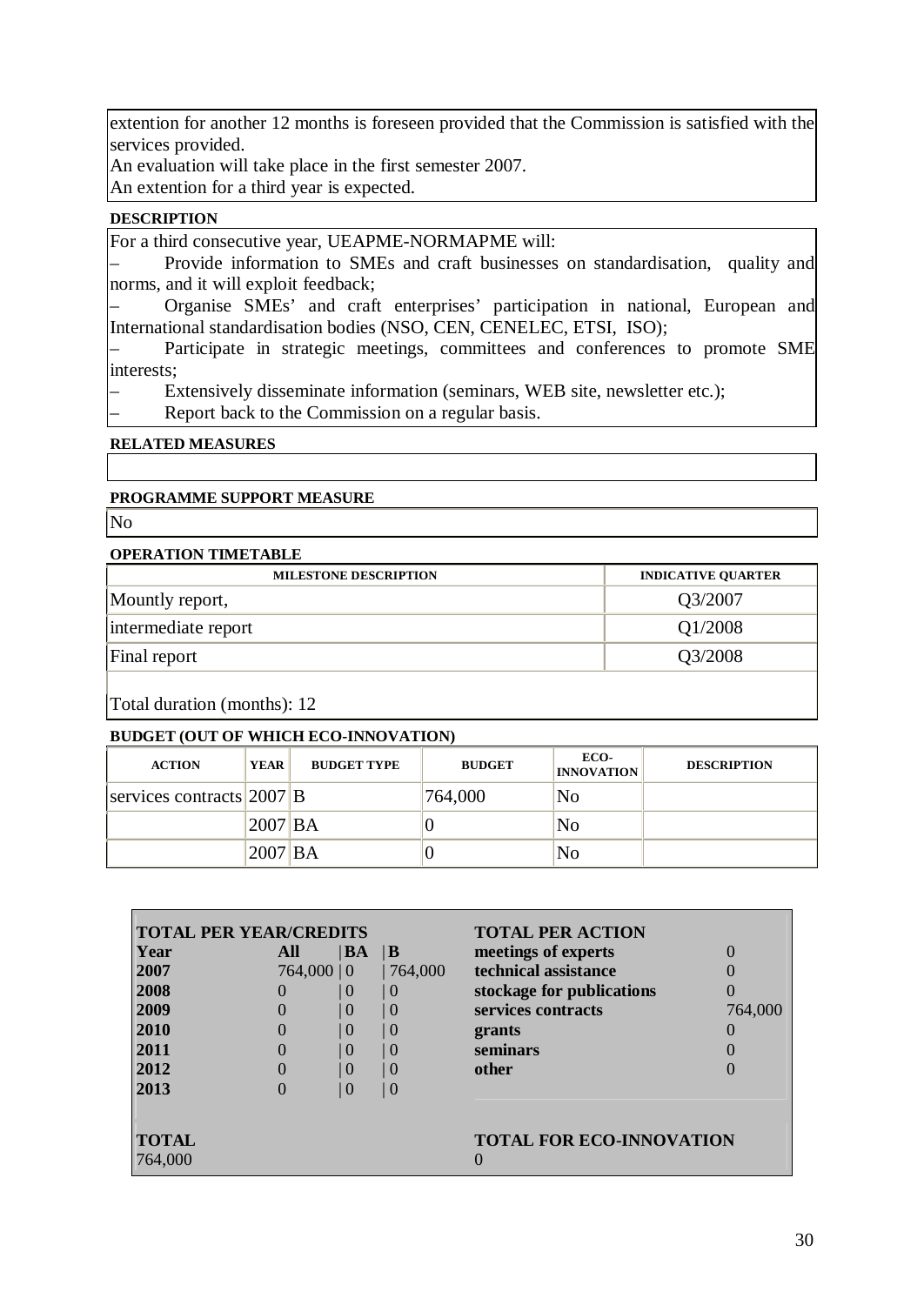extention for another 12 months is foreseen provided that the Commission is satisfied with the services provided.
An evaluation will take place in the first semester 2007.
An extention for a third year is expected.

**DESCRIPTION**

For a third consecutive year, UEAPME-NORMAPME will:

– Provide information to SMEs and craft businesses on standardisation, quality and norms, and it will exploit feedback;
– Organise SMEs' and craft enterprises' participation in national, European and International standardisation bodies (NSO, CEN, CENELEC, ETSI, ISO);
– Participate in strategic meetings, committees and conferences to promote SME interests;
– Extensively disseminate information (seminars, WEB site, newsletter etc.);
– Report back to the Commission on a regular basis.

**RELATED MEASURES**

**PROGRAMME SUPPORT MEASURE**

No

**OPERATION TIMETABLE**

| MILESTONE DESCRIPTION | INDICATIVE QUARTER |
|---|---|
| Mountly report, | Q3/2007 |
| intermediate report | Q1/2008 |
| Final report | Q3/2008 |

Total duration (months): 12

**BUDGET (OUT OF WHICH ECO-INNOVATION)**

| ACTION | YEAR | BUDGET TYPE | BUDGET | ECO-INNOVATION | DESCRIPTION |
|---|---|---|---|---|---|
| services contracts | 2007 | B | 764,000 | No | |
| | 2007 | BA | 0 | No | |
| | 2007 | BA | 0 | No | |

**TOTAL PER YEAR/CREDITS**

| Year | All | BA | B |
|---|---|---|---|
| 2007 | 764,000 | 0 | 764,000 |
| 2008 | 0 | 0 | 0 |
| 2009 | 0 | 0 | 0 |
| 2010 | 0 | 0 | 0 |
| 2011 | 0 | 0 | 0 |
| 2012 | 0 | 0 | 0 |
| 2013 | 0 | 0 | 0 |

**TOTAL**
764,000

**TOTAL PER ACTION**

| | |
|---|---|
| meetings of experts | 0 |
| technical assistance | 0 |
| stockage for publications | 0 |
| services contracts | 764,000 |
| grants | 0 |
| seminars | 0 |
| other | 0 |

**TOTAL FOR ECO-INNOVATION**
0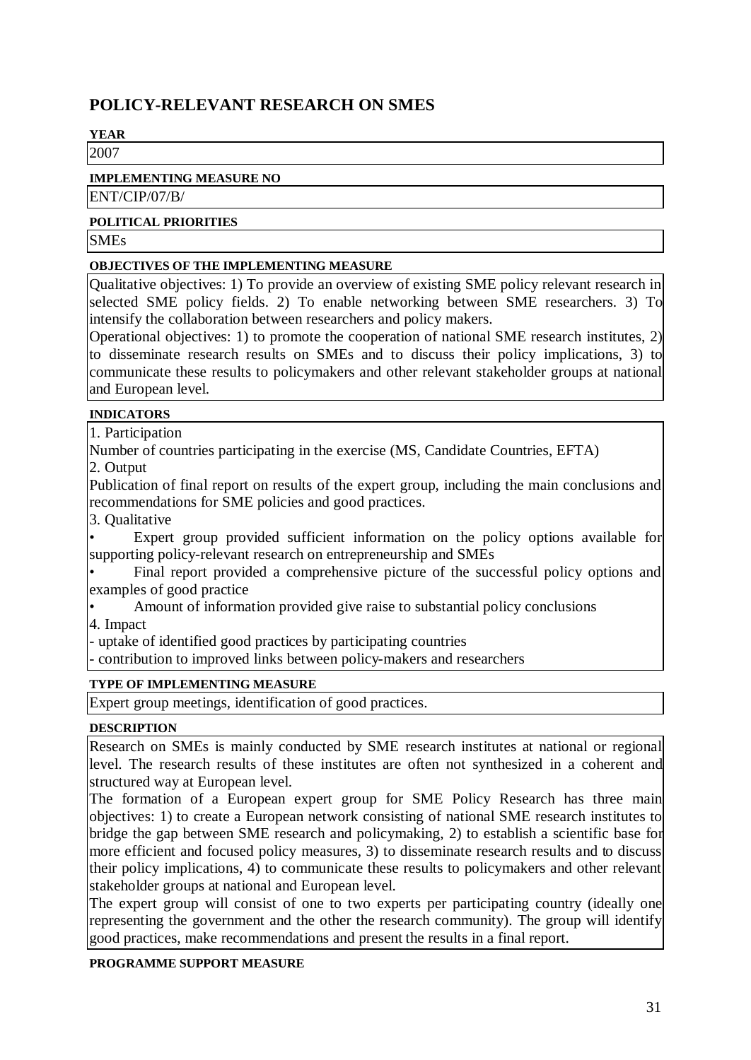## POLICY-RELEVANT RESEARCH ON SMES

**YEAR**

2007

**IMPLEMENTING MEASURE NO**

ENT/CIP/07/B/

**POLITICAL PRIORITIES**

SMEs

**OBJECTIVES OF THE IMPLEMENTING MEASURE**

Qualitative objectives: 1) To provide an overview of existing SME policy relevant research in selected SME policy fields. 2) To enable networking between SME researchers. 3) To intensify the collaboration between researchers and policy makers.

Operational objectives: 1) to promote the cooperation of national SME research institutes, 2) to disseminate research results on SMEs and to discuss their policy implications, 3) to communicate these results to policymakers and other relevant stakeholder groups at national and European level.

**INDICATORS**

1. Participation

Number of countries participating in the exercise (MS, Candidate Countries, EFTA)

2. Output

Publication of final report on results of the expert group, including the main conclusions and recommendations for SME policies and good practices.

3. Qualitative

- Expert group provided sufficient information on the policy options available for supporting policy-relevant research on entrepreneurship and SMEs
- Final report provided a comprehensive picture of the successful policy options and examples of good practice
- Amount of information provided give raise to substantial policy conclusions

4. Impact

- uptake of identified good practices by participating countries
- contribution to improved links between policy-makers and researchers

**TYPE OF IMPLEMENTING MEASURE**

Expert group meetings, identification of good practices.

**DESCRIPTION**

Research on SMEs is mainly conducted by SME research institutes at national or regional level. The research results of these institutes are often not synthesized in a coherent and structured way at European level.

The formation of a European expert group for SME Policy Research has three main objectives: 1) to create a European network consisting of national SME research institutes to bridge the gap between SME research and policymaking, 2) to establish a scientific base for more efficient and focused policy measures, 3) to disseminate research results and to discuss their policy implications, 4) to communicate these results to policymakers and other relevant stakeholder groups at national and European level.

The expert group will consist of one to two experts per participating country (ideally one representing the government and the other the research community). The group will identify good practices, make recommendations and present the results in a final report.

**PROGRAMME SUPPORT MEASURE**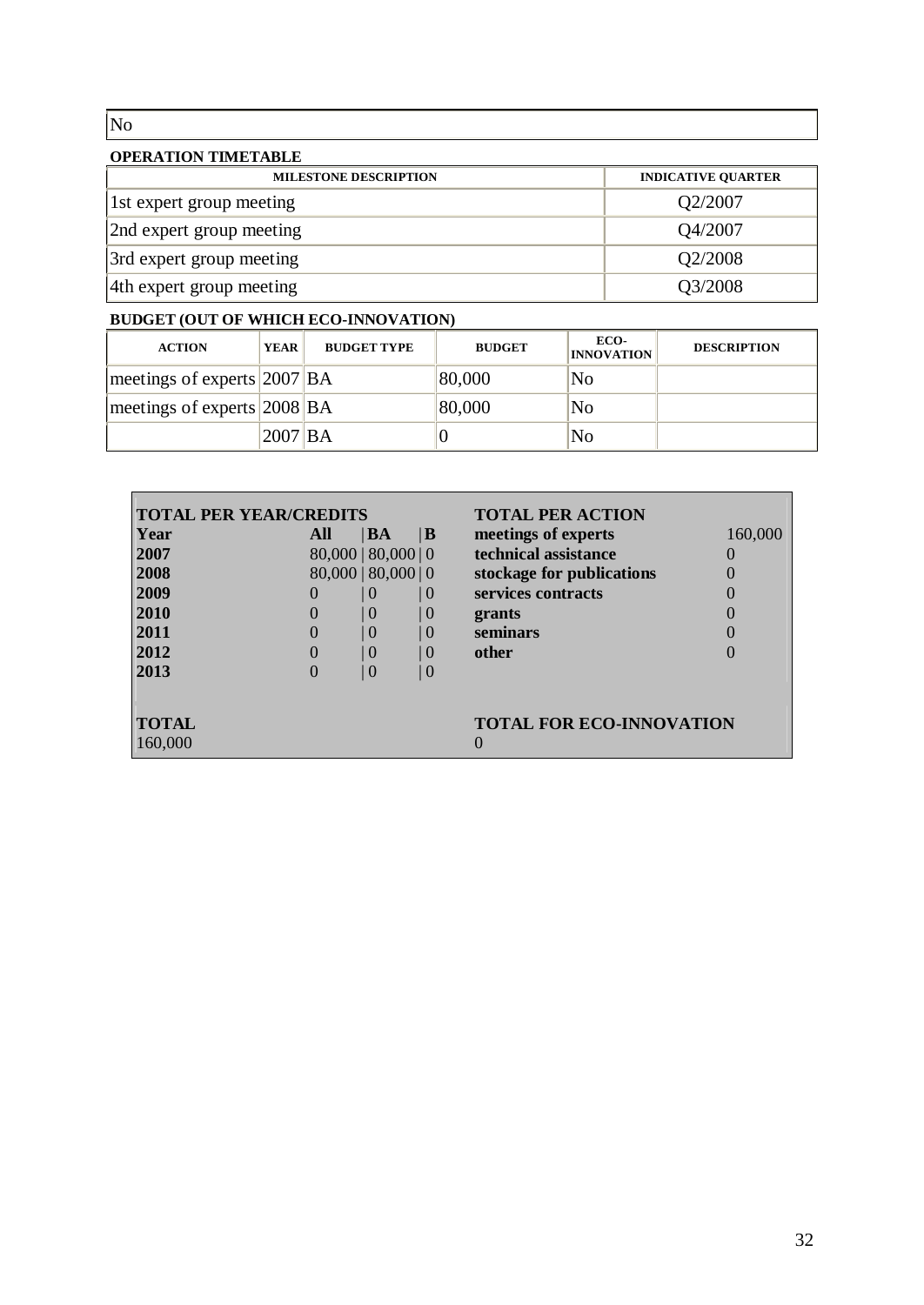| |
|---|
| No |

**OPERATION TIMETABLE**

| MILESTONE DESCRIPTION | INDICATIVE QUARTER |
|---|---|
| 1st expert group meeting | Q2/2007 |
| 2nd expert group meeting | Q4/2007 |
| 3rd expert group meeting | Q2/2008 |
| 4th expert group meeting | Q3/2008 |

**BUDGET (OUT OF WHICH ECO-INNOVATION)**

| ACTION | YEAR | BUDGET TYPE | BUDGET | ECO-INNOVATION | DESCRIPTION |
|---|---|---|---|---|---|
| meetings of experts | 2007 | BA | 80,000 | No | |
| meetings of experts | 2008 | BA | 80,000 | No | |
| | 2007 | BA | 0 | No | |

| **TOTAL PER YEAR/CREDITS** | | | | **TOTAL PER ACTION** | |
|---|---|---|---|---|---|
| **Year** | **All** | **BA** | **B** | **meetings of experts** | 160,000 |
| **2007** | 80,000 | 80,000 | 0 | **technical assistance** | 0 |
| **2008** | 80,000 | 80,000 | 0 | **stockage for publications** | 0 |
| **2009** | 0 | 0 | 0 | **services contracts** | 0 |
| **2010** | 0 | 0 | 0 | **grants** | 0 |
| **2011** | 0 | 0 | 0 | **seminars** | 0 |
| **2012** | 0 | 0 | 0 | **other** | 0 |
| **2013** | 0 | 0 | 0 | | |
| **TOTAL** | | | | **TOTAL FOR ECO-INNOVATION** | |
| 160,000 | | | | 0 | |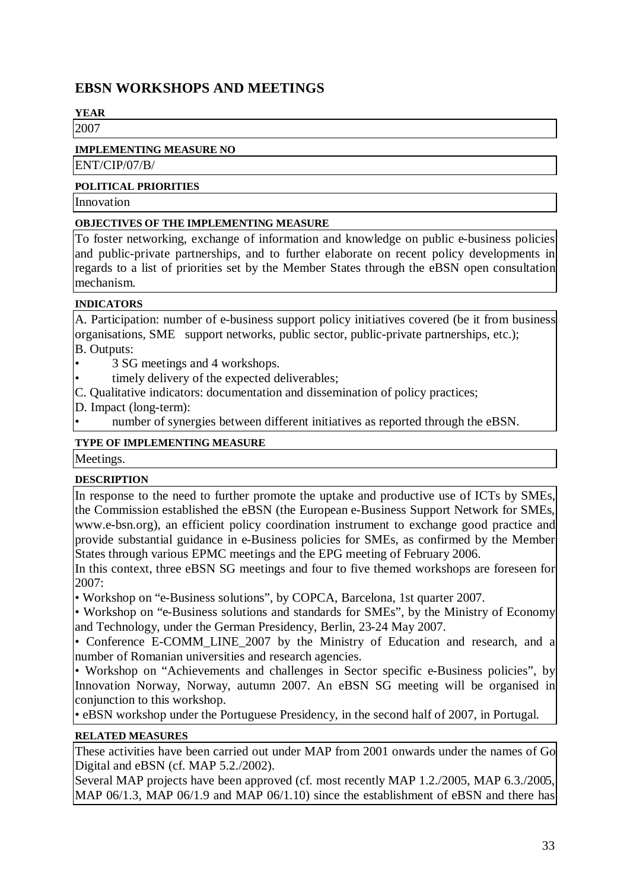## EBSN WORKSHOPS AND MEETINGS

**YEAR**

2007

**IMPLEMENTING MEASURE NO**

ENT/CIP/07/B/

**POLITICAL PRIORITIES**

Innovation

**OBJECTIVES OF THE IMPLEMENTING MEASURE**

To foster networking, exchange of information and knowledge on public e-business policies and public-private partnerships, and to further elaborate on recent policy developments in regards to a list of priorities set by the Member States through the eBSN open consultation mechanism.

**INDICATORS**

A. Participation: number of e-business support policy initiatives covered (be it from business organisations, SME support networks, public sector, public-private partnerships, etc.);

B. Outputs:

- 3 SG meetings and 4 workshops.
- timely delivery of the expected deliverables;

C. Qualitative indicators: documentation and dissemination of policy practices;

D. Impact (long-term):

- number of synergies between different initiatives as reported through the eBSN.

**TYPE OF IMPLEMENTING MEASURE**

Meetings.

**DESCRIPTION**

In response to the need to further promote the uptake and productive use of ICTs by SMEs, the Commission established the eBSN (the European e-Business Support Network for SMEs, www.e-bsn.org), an efficient policy coordination instrument to exchange good practice and provide substantial guidance in e-Business policies for SMEs, as confirmed by the Member States through various EPMC meetings and the EPG meeting of February 2006.

In this context, three eBSN SG meetings and four to five themed workshops are foreseen for 2007:

- Workshop on "e-Business solutions", by COPCA, Barcelona, 1st quarter 2007.
- Workshop on "e-Business solutions and standards for SMEs", by the Ministry of Economy and Technology, under the German Presidency, Berlin, 23-24 May 2007.
- Conference E-COMM_LINE_2007 by the Ministry of Education and research, and a number of Romanian universities and research agencies.
- Workshop on "Achievements and challenges in Sector specific e-Business policies", by Innovation Norway, Norway, autumn 2007. An eBSN SG meeting will be organised in conjunction to this workshop.
- eBSN workshop under the Portuguese Presidency, in the second half of 2007, in Portugal.

**RELATED MEASURES**

These activities have been carried out under MAP from 2001 onwards under the names of Go Digital and eBSN (cf. MAP 5.2./2002).

Several MAP projects have been approved (cf. most recently MAP 1.2./2005, MAP 6.3./2005, MAP 06/1.3, MAP 06/1.9 and MAP 06/1.10) since the establishment of eBSN and there has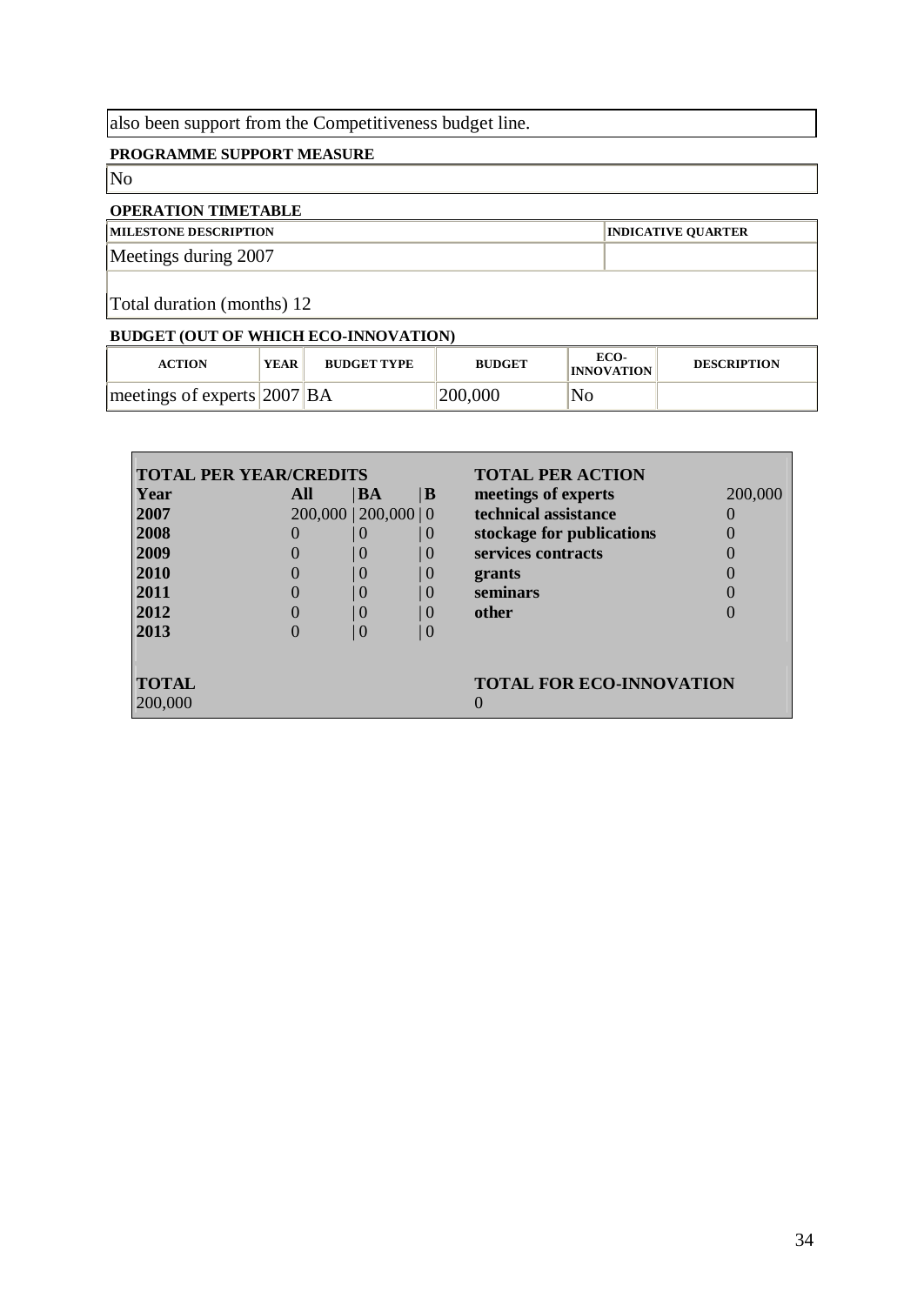| also been support from the Competitiveness budget line. |
|---|

**PROGRAMME SUPPORT MEASURE**

| No |
|---|

**OPERATION TIMETABLE**

| MILESTONE DESCRIPTION | INDICATIVE QUARTER |
|---|---|
| Meetings during 2007 | |
| Total duration (months) 12 | |

**BUDGET (OUT OF WHICH ECO-INNOVATION)**

| ACTION | YEAR | BUDGET TYPE | BUDGET | ECO-INNOVATION | DESCRIPTION |
|---|---|---|---|---|---|
| meetings of experts | 2007 | BA | 200,000 | No | |

| TOTAL PER YEAR/CREDITS | | | | TOTAL PER ACTION | |
|---|---|---|---|---|---|
| **Year** | **All** | **BA** | **B** | **meetings of experts** | 200,000 |
| **2007** | 200,000 | 200,000 | 0 | **technical assistance** | 0 |
| **2008** | 0 | 0 | 0 | **stockage for publications** | 0 |
| **2009** | 0 | 0 | 0 | **services contracts** | 0 |
| **2010** | 0 | 0 | 0 | **grants** | 0 |
| **2011** | 0 | 0 | 0 | **seminars** | 0 |
| **2012** | 0 | 0 | 0 | **other** | 0 |
| **2013** | 0 | 0 | 0 | | |
| **TOTAL** | | | | **TOTAL FOR ECO-INNOVATION** | |
| 200,000 | | | | 0 | |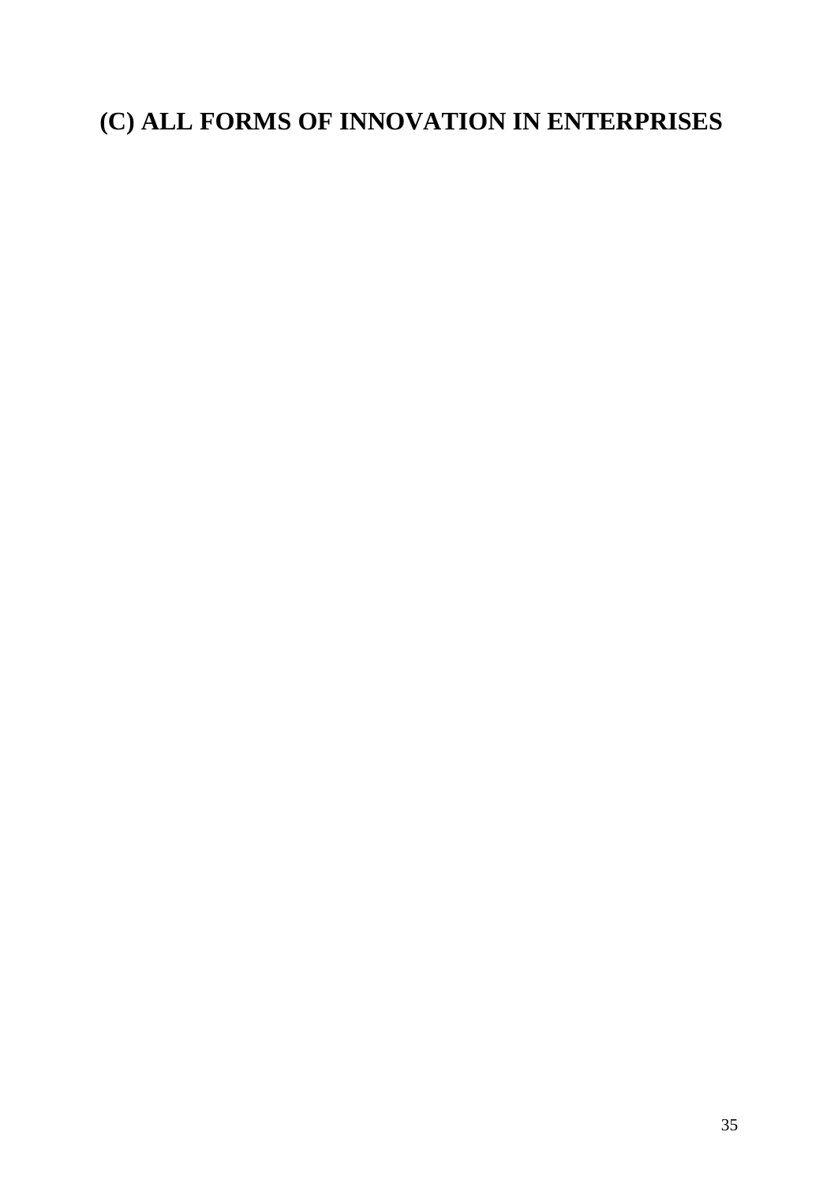# (C) ALL FORMS OF INNOVATION IN ENTERPRISES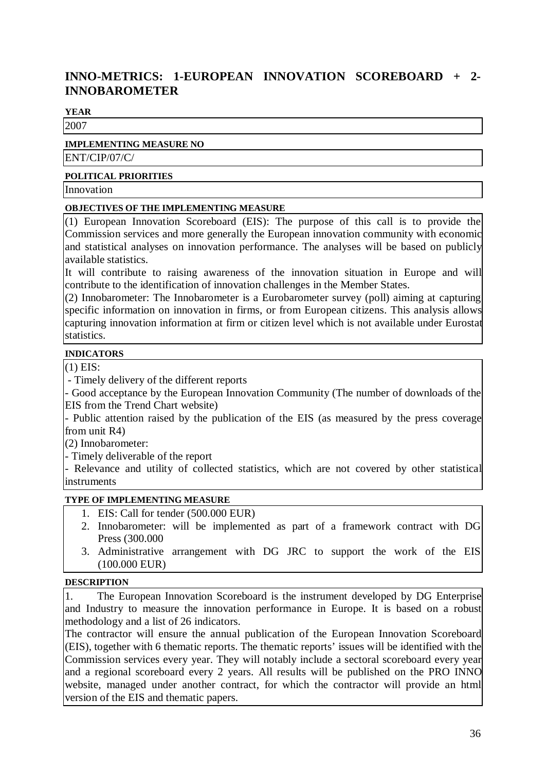## INNO-METRICS: 1-EUROPEAN INNOVATION SCOREBOARD + 2-INNOBAROMETER

**YEAR**

2007

**IMPLEMENTING MEASURE NO**

ENT/CIP/07/C/

**POLITICAL PRIORITIES**

Innovation

**OBJECTIVES OF THE IMPLEMENTING MEASURE**

(1) European Innovation Scoreboard (EIS): The purpose of this call is to provide the Commission services and more generally the European innovation community with economic and statistical analyses on innovation performance. The analyses will be based on publicly available statistics.

It will contribute to raising awareness of the innovation situation in Europe and will contribute to the identification of innovation challenges in the Member States.

(2) Innobarometer: The Innobarometer is a Eurobarometer survey (poll) aiming at capturing specific information on innovation in firms, or from European citizens. This analysis allows capturing innovation information at firm or citizen level which is not available under Eurostat statistics.

**INDICATORS**

(1) EIS:

- Timely delivery of the different reports
- Good acceptance by the European Innovation Community (The number of downloads of the EIS from the Trend Chart website)
- Public attention raised by the publication of the EIS (as measured by the press coverage from unit R4)

(2) Innobarometer:

- Timely deliverable of the report
- Relevance and utility of collected statistics, which are not covered by other statistical instruments

**TYPE OF IMPLEMENTING MEASURE**

1. EIS: Call for tender (500.000 EUR)
2. Innobarometer: will be implemented as part of a framework contract with DG Press (300.000
3. Administrative arrangement with DG JRC to support the work of the EIS (100.000 EUR)

**DESCRIPTION**

1. The European Innovation Scoreboard is the instrument developed by DG Enterprise and Industry to measure the innovation performance in Europe. It is based on a robust methodology and a list of 26 indicators.

The contractor will ensure the annual publication of the European Innovation Scoreboard (EIS), together with 6 thematic reports. The thematic reports' issues will be identified with the Commission services every year. They will notably include a sectoral scoreboard every year and a regional scoreboard every 2 years. All results will be published on the PRO INNO website, managed under another contract, for which the contractor will provide an html version of the EIS and thematic papers.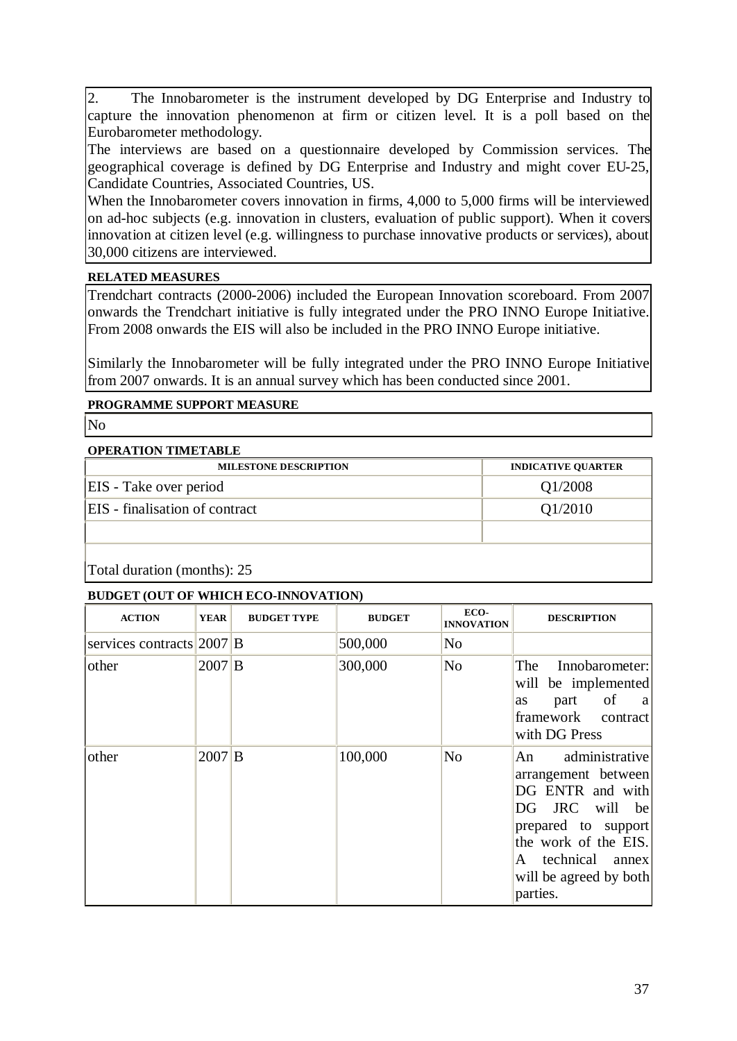2. The Innobarometer is the instrument developed by DG Enterprise and Industry to capture the innovation phenomenon at firm or citizen level. It is a poll based on the Eurobarometer methodology.

The interviews are based on a questionnaire developed by Commission services. The geographical coverage is defined by DG Enterprise and Industry and might cover EU-25, Candidate Countries, Associated Countries, US.

When the Innobarometer covers innovation in firms, 4,000 to 5,000 firms will be interviewed on ad-hoc subjects (e.g. innovation in clusters, evaluation of public support). When it covers innovation at citizen level (e.g. willingness to purchase innovative products or services), about 30,000 citizens are interviewed.

**RELATED MEASURES**

Trendchart contracts (2000-2006) included the European Innovation scoreboard. From 2007 onwards the Trendchart initiative is fully integrated under the PRO INNO Europe Initiative. From 2008 onwards the EIS will also be included in the PRO INNO Europe initiative.

Similarly the Innobarometer will be fully integrated under the PRO INNO Europe Initiative from 2007 onwards. It is an annual survey which has been conducted since 2001.

**PROGRAMME SUPPORT MEASURE**

No

**OPERATION TIMETABLE**

| MILESTONE DESCRIPTION | INDICATIVE QUARTER |
|---|---|
| EIS - Take over period | Q1/2008 |
| EIS - finalisation of contract | Q1/2010 |
| | |

Total duration (months): 25

**BUDGET (OUT OF WHICH ECO-INNOVATION)**

| ACTION | YEAR | BUDGET TYPE | BUDGET | ECO-INNOVATION | DESCRIPTION |
|---|---|---|---|---|---|
| services contracts | 2007 | B | 500,000 | No | |
| other | 2007 | B | 300,000 | No | The Innobarometer: will be implemented as part of a framework contract with DG Press |
| other | 2007 | B | 100,000 | No | An administrative arrangement between DG ENTR and with DG JRC will be prepared to support the work of the EIS. A technical annex will be agreed by both parties. |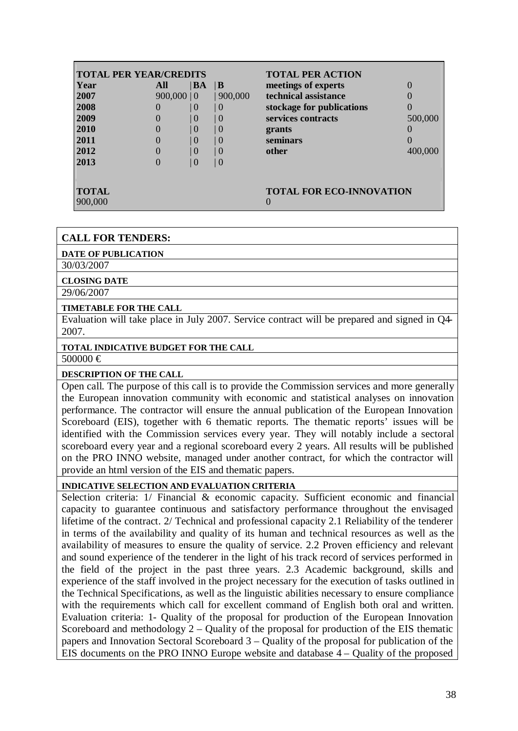| TOTAL PER YEAR/CREDITS | | | | TOTAL PER ACTION | |
|---|---|---|---|---|---|
| **Year** | **All** | **BA** | **B** | **meetings of experts** | 0 |
| **2007** | 900,000 | 0 | 900,000 | **technical assistance** | 0 |
| **2008** | 0 | 0 | 0 | **stockage for publications** | 0 |
| **2009** | 0 | 0 | 0 | **services contracts** | 500,000 |
| **2010** | 0 | 0 | 0 | **grants** | 0 |
| **2011** | 0 | 0 | 0 | **seminars** | 0 |
| **2012** | 0 | 0 | 0 | **other** | 400,000 |
| **2013** | 0 | 0 | 0 | | |
| **TOTAL** | | | | **TOTAL FOR ECO-INNOVATION** | |
| 900,000 | | | | 0 | |

## CALL FOR TENDERS:

**DATE OF PUBLICATION**

30/03/2007

**CLOSING DATE**

29/06/2007

**TIMETABLE FOR THE CALL**

Evaluation will take place in July 2007. Service contract will be prepared and signed in Q4-2007.

**TOTAL INDICATIVE BUDGET FOR THE CALL**

500000 €

**DESCRIPTION OF THE CALL**

Open call. The purpose of this call is to provide the Commission services and more generally the European innovation community with economic and statistical analyses on innovation performance. The contractor will ensure the annual publication of the European Innovation Scoreboard (EIS), together with 6 thematic reports. The thematic reports' issues will be identified with the Commission services every year. They will notably include a sectoral scoreboard every year and a regional scoreboard every 2 years. All results will be published on the PRO INNO website, managed under another contract, for which the contractor will provide an html version of the EIS and thematic papers.

**INDICATIVE SELECTION AND EVALUATION CRITERIA**

Selection criteria: 1/ Financial & economic capacity. Sufficient economic and financial capacity to guarantee continuous and satisfactory performance throughout the envisaged lifetime of the contract. 2/ Technical and professional capacity 2.1 Reliability of the tenderer in terms of the availability and quality of its human and technical resources as well as the availability of measures to ensure the quality of service. 2.2 Proven efficiency and relevant and sound experience of the tenderer in the light of his track record of services performed in the field of the project in the past three years. 2.3 Academic background, skills and experience of the staff involved in the project necessary for the execution of tasks outlined in the Technical Specifications, as well as the linguistic abilities necessary to ensure compliance with the requirements which call for excellent command of English both oral and written. Evaluation criteria: 1- Quality of the proposal for production of the European Innovation Scoreboard and methodology 2 – Quality of the proposal for production of the EIS thematic papers and Innovation Sectoral Scoreboard 3 – Quality of the proposal for publication of the EIS documents on the PRO INNO Europe website and database 4 – Quality of the proposed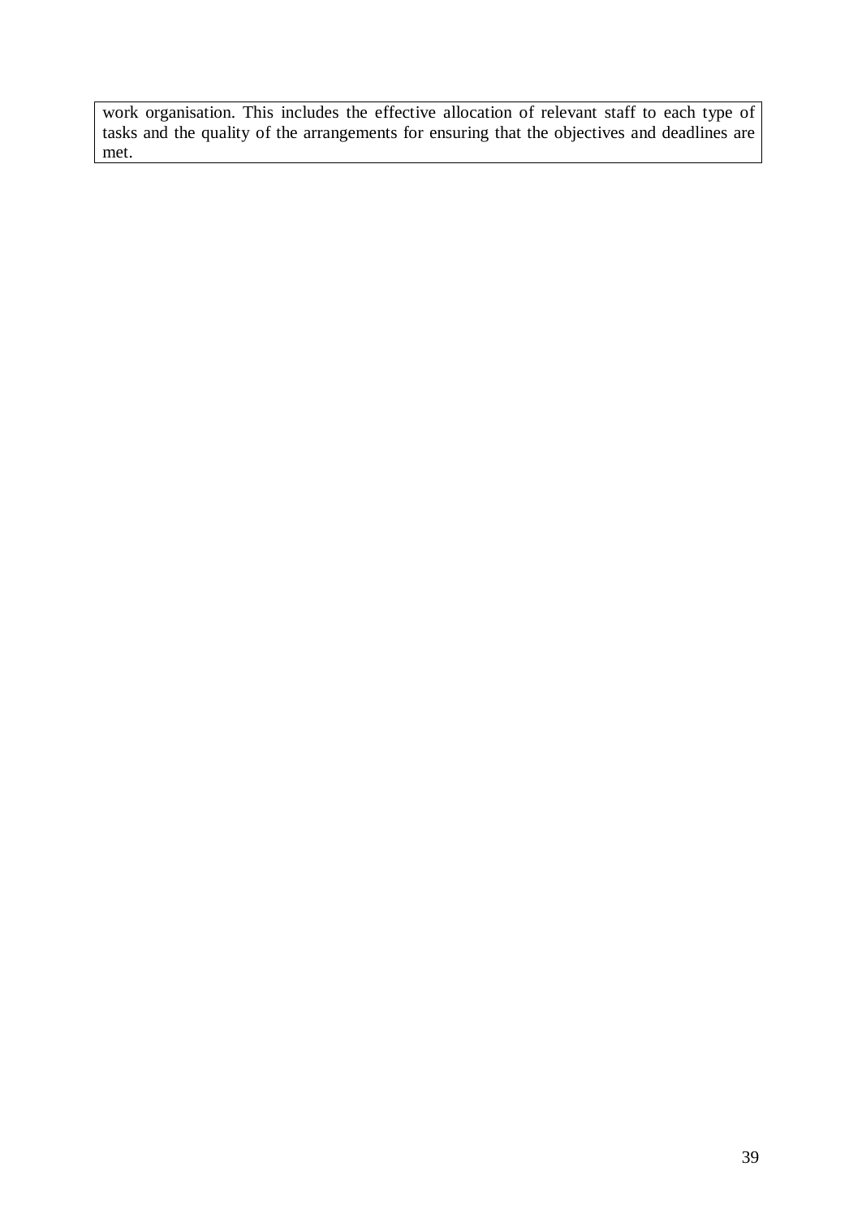work organisation. This includes the effective allocation of relevant staff to each type of tasks and the quality of the arrangements for ensuring that the objectives and deadlines are met.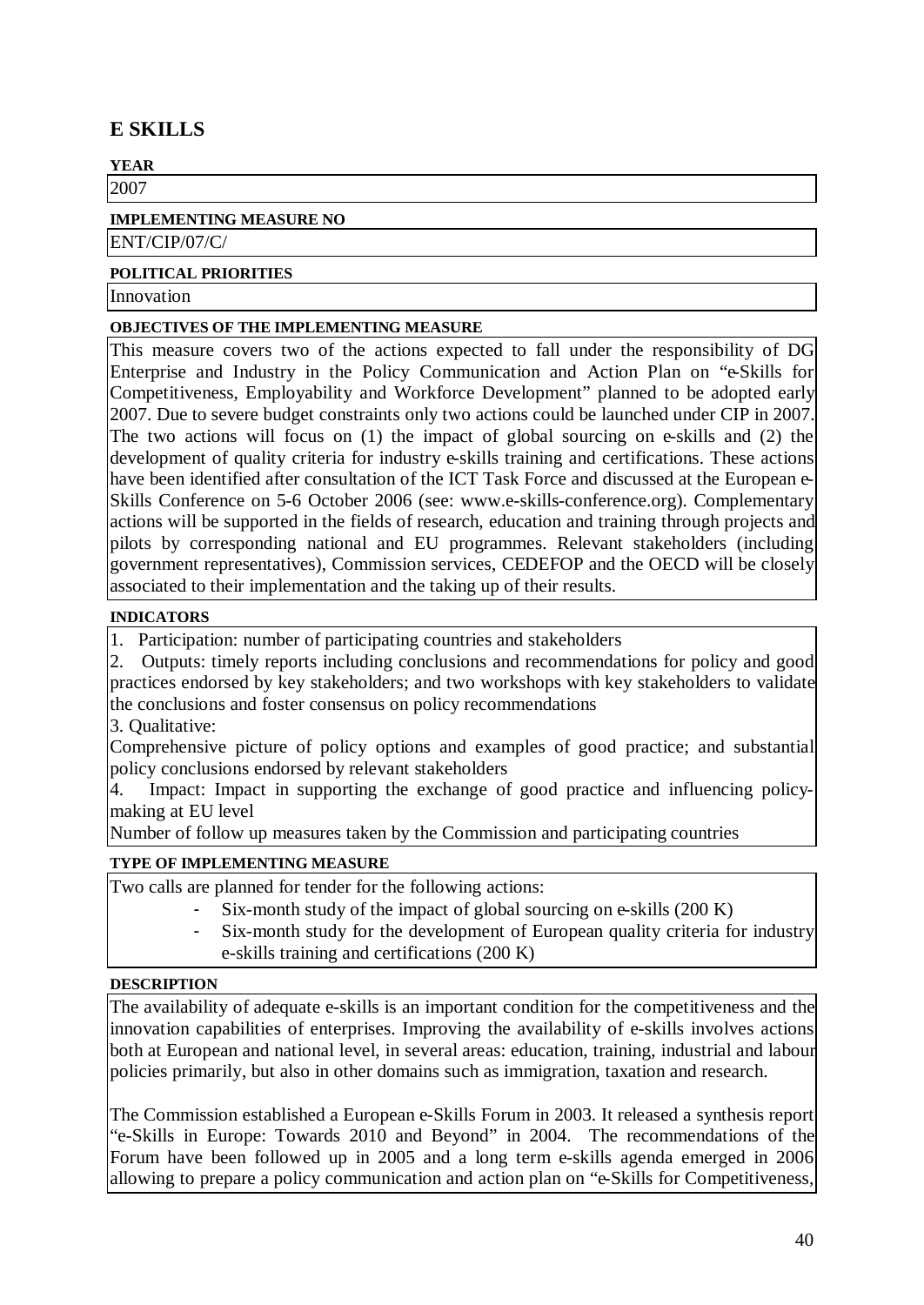## E SKILLS

**YEAR**

2007

**IMPLEMENTING MEASURE NO**

ENT/CIP/07/C/

**POLITICAL PRIORITIES**

Innovation

**OBJECTIVES OF THE IMPLEMENTING MEASURE**

This measure covers two of the actions expected to fall under the responsibility of DG Enterprise and Industry in the Policy Communication and Action Plan on "e-Skills for Competitiveness, Employability and Workforce Development" planned to be adopted early 2007. Due to severe budget constraints only two actions could be launched under CIP in 2007. The two actions will focus on (1) the impact of global sourcing on e-skills and (2) the development of quality criteria for industry e-skills training and certifications. These actions have been identified after consultation of the ICT Task Force and discussed at the European e-Skills Conference on 5-6 October 2006 (see: www.e-skills-conference.org). Complementary actions will be supported in the fields of research, education and training through projects and pilots by corresponding national and EU programmes. Relevant stakeholders (including government representatives), Commission services, CEDEFOP and the OECD will be closely associated to their implementation and the taking up of their results.

**INDICATORS**

1. Participation: number of participating countries and stakeholders
2. Outputs: timely reports including conclusions and recommendations for policy and good practices endorsed by key stakeholders; and two workshops with key stakeholders to validate the conclusions and foster consensus on policy recommendations
3. Qualitative:

Comprehensive picture of policy options and examples of good practice; and substantial policy conclusions endorsed by relevant stakeholders

4. Impact: Impact in supporting the exchange of good practice and influencing policy-making at EU level

Number of follow up measures taken by the Commission and participating countries

**TYPE OF IMPLEMENTING MEASURE**

Two calls are planned for tender for the following actions:

- Six-month study of the impact of global sourcing on e-skills (200 K)
- Six-month study for the development of European quality criteria for industry e-skills training and certifications (200 K)

**DESCRIPTION**

The availability of adequate e-skills is an important condition for the competitiveness and the innovation capabilities of enterprises. Improving the availability of e-skills involves actions both at European and national level, in several areas: education, training, industrial and labour policies primarily, but also in other domains such as immigration, taxation and research.

The Commission established a European e-Skills Forum in 2003. It released a synthesis report "e-Skills in Europe: Towards 2010 and Beyond" in 2004. The recommendations of the Forum have been followed up in 2005 and a long term e-skills agenda emerged in 2006 allowing to prepare a policy communication and action plan on "e-Skills for Competitiveness,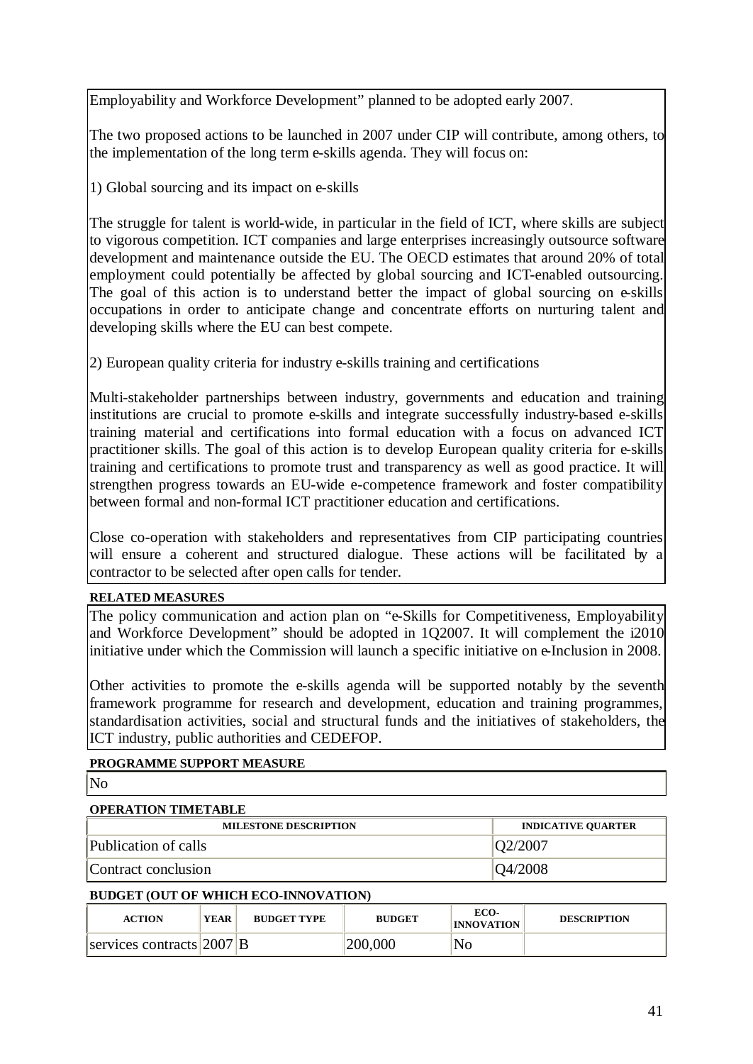Employability and Workforce Development" planned to be adopted early 2007.

The two proposed actions to be launched in 2007 under CIP will contribute, among others, to the implementation of the long term e-skills agenda. They will focus on:

1) Global sourcing and its impact on e-skills

The struggle for talent is world-wide, in particular in the field of ICT, where skills are subject to vigorous competition. ICT companies and large enterprises increasingly outsource software development and maintenance outside the EU. The OECD estimates that around 20% of total employment could potentially be affected by global sourcing and ICT-enabled outsourcing. The goal of this action is to understand better the impact of global sourcing on e-skills occupations in order to anticipate change and concentrate efforts on nurturing talent and developing skills where the EU can best compete.

2) European quality criteria for industry e-skills training and certifications

Multi-stakeholder partnerships between industry, governments and education and training institutions are crucial to promote e-skills and integrate successfully industry-based e-skills training material and certifications into formal education with a focus on advanced ICT practitioner skills. The goal of this action is to develop European quality criteria for e-skills training and certifications to promote trust and transparency as well as good practice. It will strengthen progress towards an EU-wide e-competence framework and foster compatibility between formal and non-formal ICT practitioner education and certifications.

Close co-operation with stakeholders and representatives from CIP participating countries will ensure a coherent and structured dialogue. These actions will be facilitated by a contractor to be selected after open calls for tender.

**RELATED MEASURES**

The policy communication and action plan on "e-Skills for Competitiveness, Employability and Workforce Development" should be adopted in 1Q2007. It will complement the i2010 initiative under which the Commission will launch a specific initiative on e-Inclusion in 2008.

Other activities to promote the e-skills agenda will be supported notably by the seventh framework programme for research and development, education and training programmes, standardisation activities, social and structural funds and the initiatives of stakeholders, the ICT industry, public authorities and CEDEFOP.

**PROGRAMME SUPPORT MEASURE**

No

**OPERATION TIMETABLE**

| MILESTONE DESCRIPTION | INDICATIVE QUARTER |
| --- | --- |
| Publication of calls | Q2/2007 |
| Contract conclusion | Q4/2008 |

**BUDGET (OUT OF WHICH ECO-INNOVATION)**

| ACTION | YEAR | BUDGET TYPE | BUDGET | ECO-INNOVATION | DESCRIPTION |
| --- | --- | --- | --- | --- | --- |
| services contracts | 2007 | B | 200,000 | No | |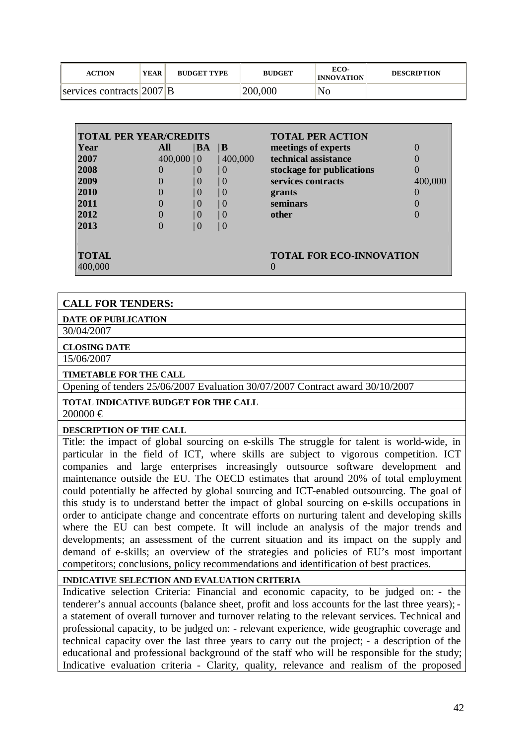| ACTION | YEAR | BUDGET TYPE | BUDGET | ECO-INNOVATION | DESCRIPTION |
|---|---|---|---|---|---|
| services contracts | 2007 | B | 200,000 | No | |

| TOTAL PER YEAR/CREDITS | | | | TOTAL PER ACTION | |
|---|---|---|---|---|---|
| **Year** | **All** | **BA** | **B** | **meetings of experts** | 0 |
| **2007** | 400,000 | 0 | 400,000 | **technical assistance** | 0 |
| **2008** | 0 | 0 | 0 | **stockage for publications** | 0 |
| **2009** | 0 | 0 | 0 | **services contracts** | 400,000 |
| **2010** | 0 | 0 | 0 | **grants** | 0 |
| **2011** | 0 | 0 | 0 | **seminars** | 0 |
| **2012** | 0 | 0 | 0 | **other** | 0 |
| **2013** | 0 | 0 | 0 | | |
| **TOTAL** | | | | **TOTAL FOR ECO-INNOVATION** | |
| 400,000 | | | | 0 | |

## CALL FOR TENDERS:

**DATE OF PUBLICATION**

30/04/2007

**CLOSING DATE**

15/06/2007

**TIMETABLE FOR THE CALL**

Opening of tenders 25/06/2007 Evaluation 30/07/2007 Contract award 30/10/2007

**TOTAL INDICATIVE BUDGET FOR THE CALL**

200000 €

**DESCRIPTION OF THE CALL**

Title: the impact of global sourcing on e-skills The struggle for talent is world-wide, in particular in the field of ICT, where skills are subject to vigorous competition. ICT companies and large enterprises increasingly outsource software development and maintenance outside the EU. The OECD estimates that around 20% of total employment could potentially be affected by global sourcing and ICT-enabled outsourcing. The goal of this study is to understand better the impact of global sourcing on e-skills occupations in order to anticipate change and concentrate efforts on nurturing talent and developing skills where the EU can best compete. It will include an analysis of the major trends and developments; an assessment of the current situation and its impact on the supply and demand of e-skills; an overview of the strategies and policies of EU's most important competitors; conclusions, policy recommendations and identification of best practices.

**INDICATIVE SELECTION AND EVALUATION CRITERIA**

Indicative selection Criteria: Financial and economic capacity, to be judged on: - the tenderer's annual accounts (balance sheet, profit and loss accounts for the last three years); - a statement of overall turnover and turnover relating to the relevant services. Technical and professional capacity, to be judged on: - relevant experience, wide geographic coverage and technical capacity over the last three years to carry out the project; - a description of the educational and professional background of the staff who will be responsible for the study; Indicative evaluation criteria - Clarity, quality, relevance and realism of the proposed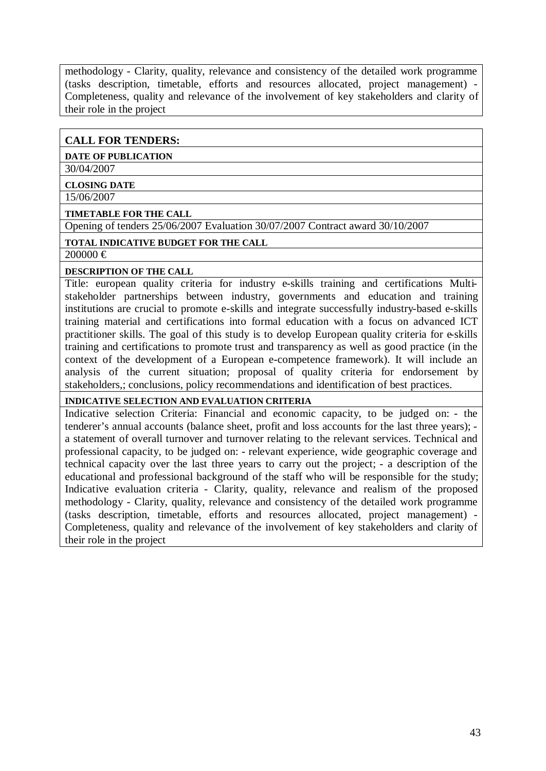methodology - Clarity, quality, relevance and consistency of the detailed work programme (tasks description, timetable, efforts and resources allocated, project management) - Completeness, quality and relevance of the involvement of key stakeholders and clarity of their role in the project

## CALL FOR TENDERS:

**DATE OF PUBLICATION**

30/04/2007

**CLOSING DATE**

15/06/2007

**TIMETABLE FOR THE CALL**

Opening of tenders 25/06/2007 Evaluation 30/07/2007 Contract award 30/10/2007

**TOTAL INDICATIVE BUDGET FOR THE CALL**

200000 €

**DESCRIPTION OF THE CALL**

Title: european quality criteria for industry e-skills training and certifications Multi-stakeholder partnerships between industry, governments and education and training institutions are crucial to promote e-skills and integrate successfully industry-based e-skills training material and certifications into formal education with a focus on advanced ICT practitioner skills. The goal of this study is to develop European quality criteria for e-skills training and certifications to promote trust and transparency as well as good practice (in the context of the development of a European e-competence framework). It will include an analysis of the current situation; proposal of quality criteria for endorsement by stakeholders,; conclusions, policy recommendations and identification of best practices.

**INDICATIVE SELECTION AND EVALUATION CRITERIA**

Indicative selection Criteria: Financial and economic capacity, to be judged on: - the tenderer's annual accounts (balance sheet, profit and loss accounts for the last three years); - a statement of overall turnover and turnover relating to the relevant services. Technical and professional capacity, to be judged on: - relevant experience, wide geographic coverage and technical capacity over the last three years to carry out the project; - a description of the educational and professional background of the staff who will be responsible for the study; Indicative evaluation criteria - Clarity, quality, relevance and realism of the proposed methodology - Clarity, quality, relevance and consistency of the detailed work programme (tasks description, timetable, efforts and resources allocated, project management) - Completeness, quality and relevance of the involvement of key stakeholders and clarity of their role in the project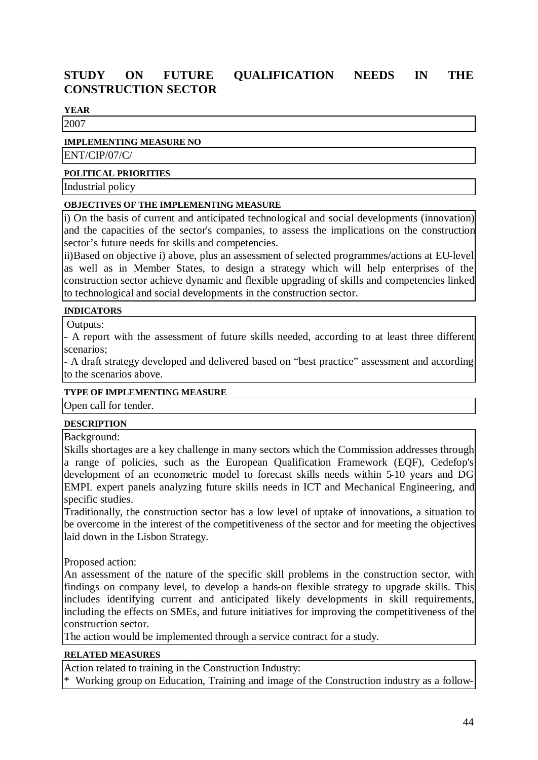# STUDY ON FUTURE QUALIFICATION NEEDS IN THE CONSTRUCTION SECTOR

**YEAR**

2007

**IMPLEMENTING MEASURE NO**

ENT/CIP/07/C/

**POLITICAL PRIORITIES**

Industrial policy

**OBJECTIVES OF THE IMPLEMENTING MEASURE**

i) On the basis of current and anticipated technological and social developments (innovation) and the capacities of the sector's companies, to assess the implications on the construction sector's future needs for skills and competencies.

ii)Based on objective i) above, plus an assessment of selected programmes/actions at EU-level as well as in Member States, to design a strategy which will help enterprises of the construction sector achieve dynamic and flexible upgrading of skills and competencies linked to technological and social developments in the construction sector.

**INDICATORS**

Outputs:

- A report with the assessment of future skills needed, according to at least three different scenarios;
- A draft strategy developed and delivered based on "best practice" assessment and according to the scenarios above.

**TYPE OF IMPLEMENTING MEASURE**

Open call for tender.

**DESCRIPTION**

Background:

Skills shortages are a key challenge in many sectors which the Commission addresses through a range of policies, such as the European Qualification Framework (EQF), Cedefop's development of an econometric model to forecast skills needs within 5-10 years and DG EMPL expert panels analyzing future skills needs in ICT and Mechanical Engineering, and specific studies.

Traditionally, the construction sector has a low level of uptake of innovations, a situation to be overcome in the interest of the competitiveness of the sector and for meeting the objectives laid down in the Lisbon Strategy.

Proposed action:

An assessment of the nature of the specific skill problems in the construction sector, with findings on company level, to develop a hands-on flexible strategy to upgrade skills. This includes identifying current and anticipated likely developments in skill requirements, including the effects on SMEs, and future initiatives for improving the competitiveness of the construction sector.

The action would be implemented through a service contract for a study.

**RELATED MEASURES**

Action related to training in the Construction Industry:

* Working group on Education, Training and image of the Construction industry as a follow-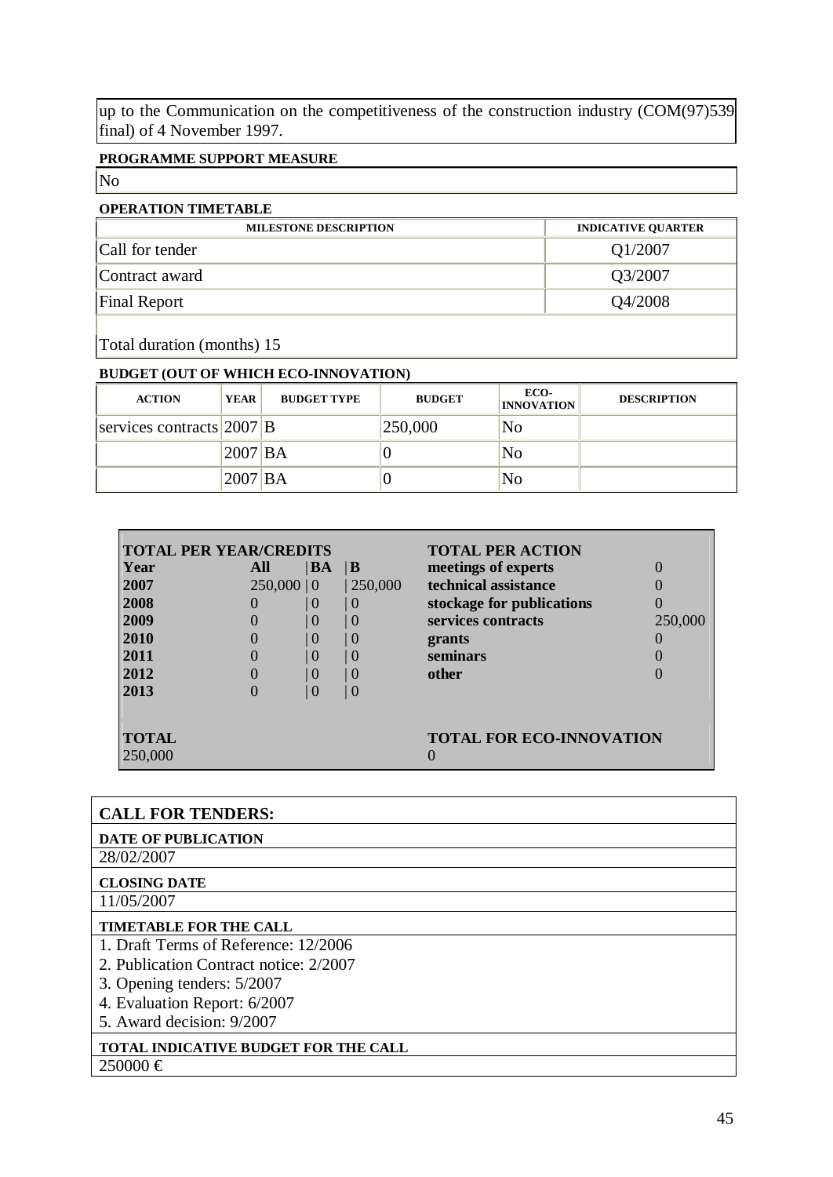up to the Communication on the competitiveness of the construction industry (COM(97)539 final) of 4 November 1997.

**PROGRAMME SUPPORT MEASURE**

No

**OPERATION TIMETABLE**

| MILESTONE DESCRIPTION | INDICATIVE QUARTER |
|---|---|
| Call for tender | Q1/2007 |
| Contract award | Q3/2007 |
| Final Report | Q4/2008 |

Total duration (months) 15

**BUDGET (OUT OF WHICH ECO-INNOVATION)**

| ACTION | YEAR | BUDGET TYPE | BUDGET | ECO-INNOVATION | DESCRIPTION |
|---|---|---|---|---|---|
| services contracts | 2007 | B | 250,000 | No | |
| | 2007 | BA | 0 | No | |
| | 2007 | BA | 0 | No | |

**TOTAL PER YEAR/CREDITS**

| Year | All | BA | B |
|---|---|---|---|
| 2007 | 250,000 | 0 | 250,000 |
| 2008 | 0 | 0 | 0 |
| 2009 | 0 | 0 | 0 |
| 2010 | 0 | 0 | 0 |
| 2011 | 0 | 0 | 0 |
| 2012 | 0 | 0 | 0 |
| 2013 | 0 | 0 | 0 |

**TOTAL PER ACTION**

| | |
|---|---|
| meetings of experts | 0 |
| technical assistance | 0 |
| stockage for publications | 0 |
| services contracts | 250,000 |
| grants | 0 |
| seminars | 0 |
| other | 0 |

**TOTAL**
250,000

**TOTAL FOR ECO-INNOVATION**
0

## CALL FOR TENDERS:

**DATE OF PUBLICATION**

28/02/2007

**CLOSING DATE**

11/05/2007

**TIMETABLE FOR THE CALL**

1. Draft Terms of Reference: 12/2006
2. Publication Contract notice: 2/2007
3. Opening tenders: 5/2007
4. Evaluation Report: 6/2007
5. Award decision: 9/2007

**TOTAL INDICATIVE BUDGET FOR THE CALL**

250000 €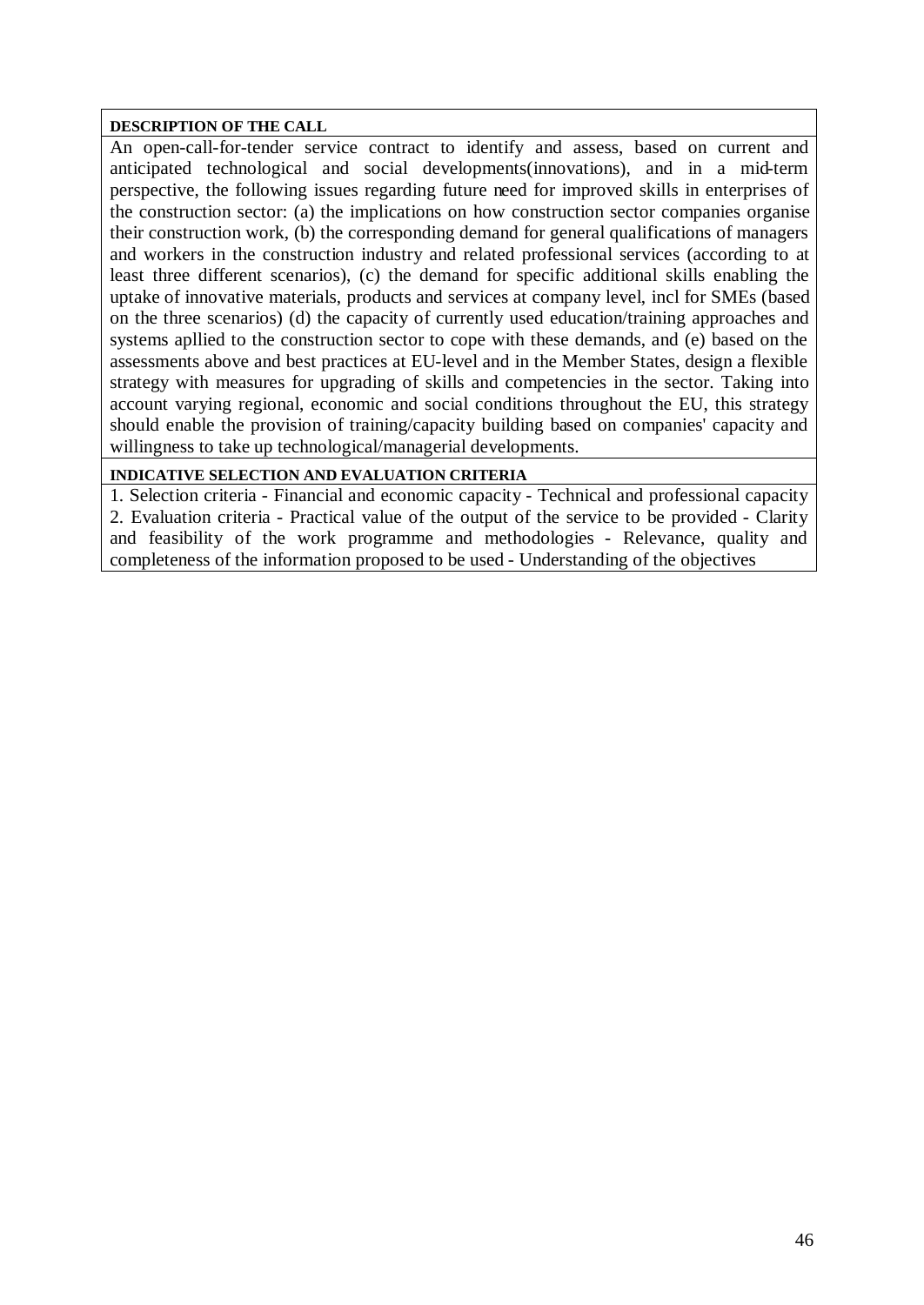**DESCRIPTION OF THE CALL**

An open-call-for-tender service contract to identify and assess, based on current and anticipated technological and social developments(innovations), and in a mid-term perspective, the following issues regarding future need for improved skills in enterprises of the construction sector: (a) the implications on how construction sector companies organise their construction work, (b) the corresponding demand for general qualifications of managers and workers in the construction industry and related professional services (according to at least three different scenarios), (c) the demand for specific additional skills enabling the uptake of innovative materials, products and services at company level, incl for SMEs (based on the three scenarios) (d) the capacity of currently used education/training approaches and systems apllied to the construction sector to cope with these demands, and (e) based on the assessments above and best practices at EU-level and in the Member States, design a flexible strategy with measures for upgrading of skills and competencies in the sector. Taking into account varying regional, economic and social conditions throughout the EU, this strategy should enable the provision of training/capacity building based on companies' capacity and willingness to take up technological/managerial developments.

**INDICATIVE SELECTION AND EVALUATION CRITERIA**

1. Selection criteria - Financial and economic capacity - Technical and professional capacity
2. Evaluation criteria - Practical value of the output of the service to be provided - Clarity and feasibility of the work programme and methodologies - Relevance, quality and completeness of the information proposed to be used - Understanding of the objectives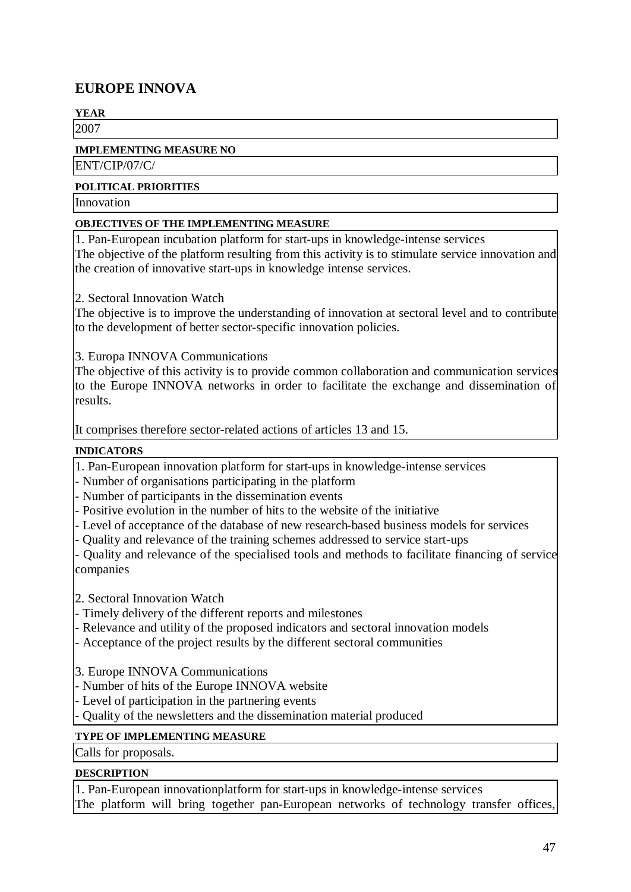## EUROPE INNOVA

**YEAR**

2007

**IMPLEMENTING MEASURE NO**

ENT/CIP/07/C/

**POLITICAL PRIORITIES**

Innovation

**OBJECTIVES OF THE IMPLEMENTING MEASURE**

1. Pan-European incubation platform for start-ups in knowledge-intense services
The objective of the platform resulting from this activity is to stimulate service innovation and the creation of innovative start-ups in knowledge intense services.

2. Sectoral Innovation Watch
The objective is to improve the understanding of innovation at sectoral level and to contribute to the development of better sector-specific innovation policies.

3. Europa INNOVA Communications
The objective of this activity is to provide common collaboration and communication services to the Europe INNOVA networks in order to facilitate the exchange and dissemination of results.

It comprises therefore sector-related actions of articles 13 and 15.

**INDICATORS**

1. Pan-European innovation platform for start-ups in knowledge-intense services
- Number of organisations participating in the platform
- Number of participants in the dissemination events
- Positive evolution in the number of hits to the website of the initiative
- Level of acceptance of the database of new research-based business models for services
- Quality and relevance of the training schemes addressed to service start-ups
- Quality and relevance of the specialised tools and methods to facilitate financing of service companies

2. Sectoral Innovation Watch
- Timely delivery of the different reports and milestones
- Relevance and utility of the proposed indicators and sectoral innovation models
- Acceptance of the project results by the different sectoral communities

3. Europe INNOVA Communications
- Number of hits of the Europe INNOVA website
- Level of participation in the partnering events
- Quality of the newsletters and the dissemination material produced

**TYPE OF IMPLEMENTING MEASURE**

Calls for proposals.

**DESCRIPTION**

1. Pan-European innovationplatform for start-ups in knowledge-intense services
The platform will bring together pan-European networks of technology transfer offices,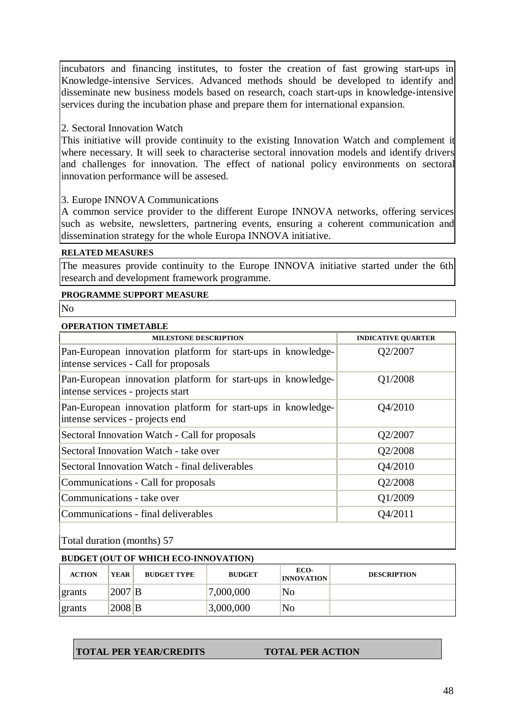incubators and financing institutes, to foster the creation of fast growing start-ups in Knowledge-intensive Services. Advanced methods should be developed to identify and disseminate new business models based on research, coach start-ups in knowledge-intensive services during the incubation phase and prepare them for international expansion.

2. Sectoral Innovation Watch
This initiative will provide continuity to the existing Innovation Watch and complement it where necessary. It will seek to characterise sectoral innovation models and identify drivers and challenges for innovation. The effect of national policy environments on sectoral innovation performance will be assesed.

3. Europe INNOVA Communications
A common service provider to the different Europe INNOVA networks, offering services such as website, newsletters, partnering events, ensuring a coherent communication and dissemination strategy for the whole Europa INNOVA initiative.

**RELATED MEASURES**

The measures provide continuity to the Europe INNOVA initiative started under the 6th research and development framework programme.

**PROGRAMME SUPPORT MEASURE**

No

**OPERATION TIMETABLE**

| MILESTONE DESCRIPTION | INDICATIVE QUARTER |
|---|---|
| Pan-European innovation platform for start-ups in knowledge-intense services - Call for proposals | Q2/2007 |
| Pan-European innovation platform for start-ups in knowledge-intense services - projects start | Q1/2008 |
| Pan-European innovation platform for start-ups in knowledge-intense services - projects end | Q4/2010 |
| Sectoral Innovation Watch - Call for proposals | Q2/2007 |
| Sectoral Innovation Watch - take over | Q2/2008 |
| Sectoral Innovation Watch - final deliverables | Q4/2010 |
| Communications - Call for proposals | Q2/2008 |
| Communications - take over | Q1/2009 |
| Communications - final deliverables | Q4/2011 |

Total duration (months) 57

**BUDGET (OUT OF WHICH ECO-INNOVATION)**

| ACTION | YEAR | BUDGET TYPE | BUDGET | ECO-INNOVATION | DESCRIPTION |
|---|---|---|---|---|---|
| grants | 2007 | B | 7,000,000 | No | |
| grants | 2008 | B | 3,000,000 | No | |

| TOTAL PER YEAR/CREDITS | TOTAL PER ACTION |
|---|---|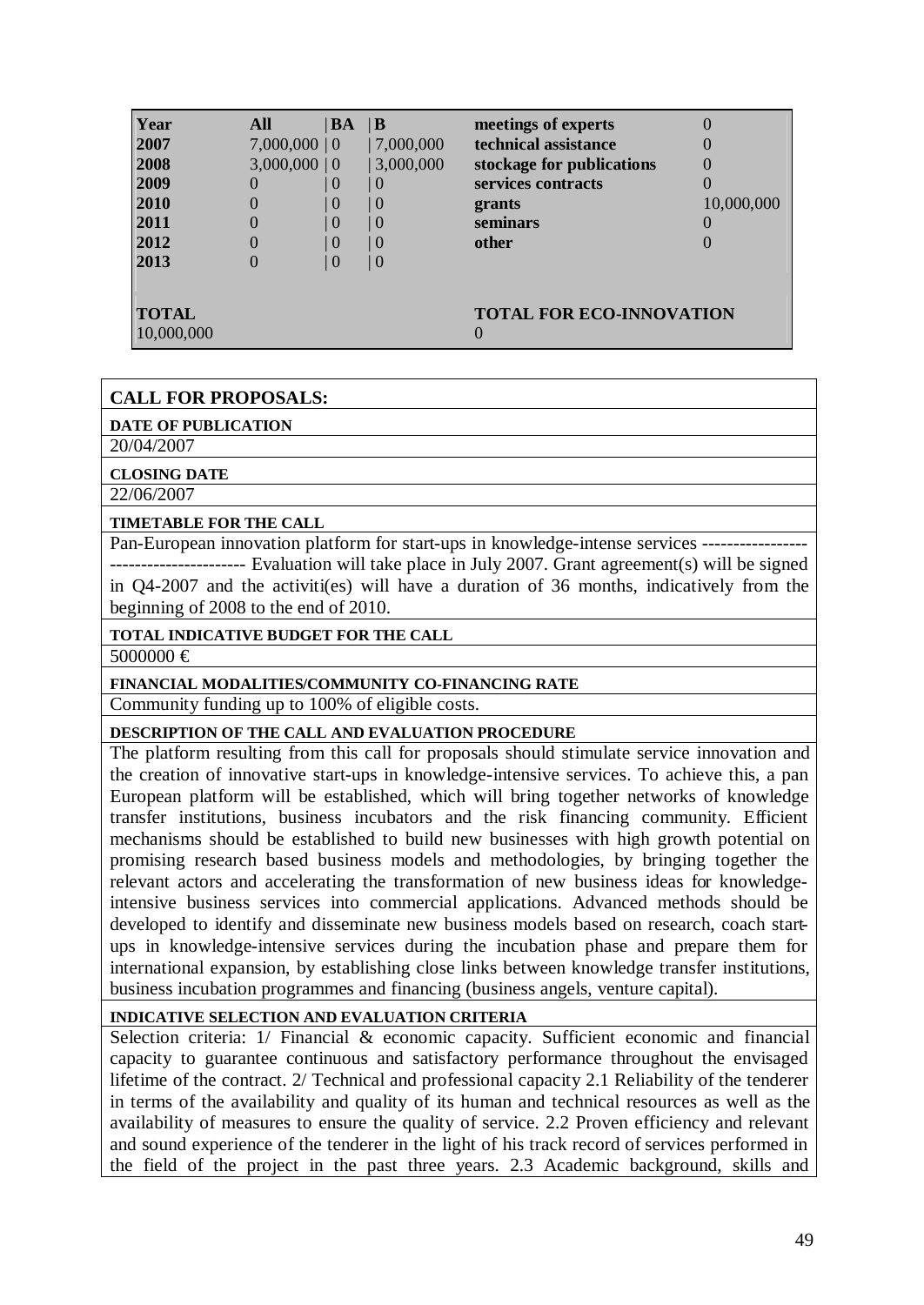| Year | All | BA | B | meetings of experts | 0 |
|---|---|---|---|---|---|
| 2007 | 7,000,000 | 0 | 7,000,000 | technical assistance | 0 |
| 2008 | 3,000,000 | 0 | 3,000,000 | stockage for publications | 0 |
| 2009 | 0 | 0 | 0 | services contracts | 0 |
| 2010 | 0 | 0 | 0 | grants | 10,000,000 |
| 2011 | 0 | 0 | 0 | seminars | 0 |
| 2012 | 0 | 0 | 0 | other | 0 |
| 2013 | 0 | 0 | 0 | | |
| **TOTAL** 10,000,000 | | | | **TOTAL FOR ECO-INNOVATION** 0 | |

## CALL FOR PROPOSALS:

**DATE OF PUBLICATION**

20/04/2007

**CLOSING DATE**

22/06/2007

**TIMETABLE FOR THE CALL**

Pan-European innovation platform for start-ups in knowledge-intense services -------------------------------------- Evaluation will take place in July 2007. Grant agreement(s) will be signed in Q4-2007 and the activiti(es) will have a duration of 36 months, indicatively from the beginning of 2008 to the end of 2010.

**TOTAL INDICATIVE BUDGET FOR THE CALL**

5000000 €

**FINANCIAL MODALITIES/COMMUNITY CO-FINANCING RATE**

Community funding up to 100% of eligible costs.

**DESCRIPTION OF THE CALL AND EVALUATION PROCEDURE**

The platform resulting from this call for proposals should stimulate service innovation and the creation of innovative start-ups in knowledge-intensive services. To achieve this, a pan European platform will be established, which will bring together networks of knowledge transfer institutions, business incubators and the risk financing community. Efficient mechanisms should be established to build new businesses with high growth potential on promising research based business models and methodologies, by bringing together the relevant actors and accelerating the transformation of new business ideas for knowledge-intensive business services into commercial applications. Advanced methods should be developed to identify and disseminate new business models based on research, coach start-ups in knowledge-intensive services during the incubation phase and prepare them for international expansion, by establishing close links between knowledge transfer institutions, business incubation programmes and financing (business angels, venture capital).

**INDICATIVE SELECTION AND EVALUATION CRITERIA**

Selection criteria: 1/ Financial & economic capacity. Sufficient economic and financial capacity to guarantee continuous and satisfactory performance throughout the envisaged lifetime of the contract. 2/ Technical and professional capacity 2.1 Reliability of the tenderer in terms of the availability and quality of its human and technical resources as well as the availability of measures to ensure the quality of service. 2.2 Proven efficiency and relevant and sound experience of the tenderer in the light of his track record of services performed in the field of the project in the past three years. 2.3 Academic background, skills and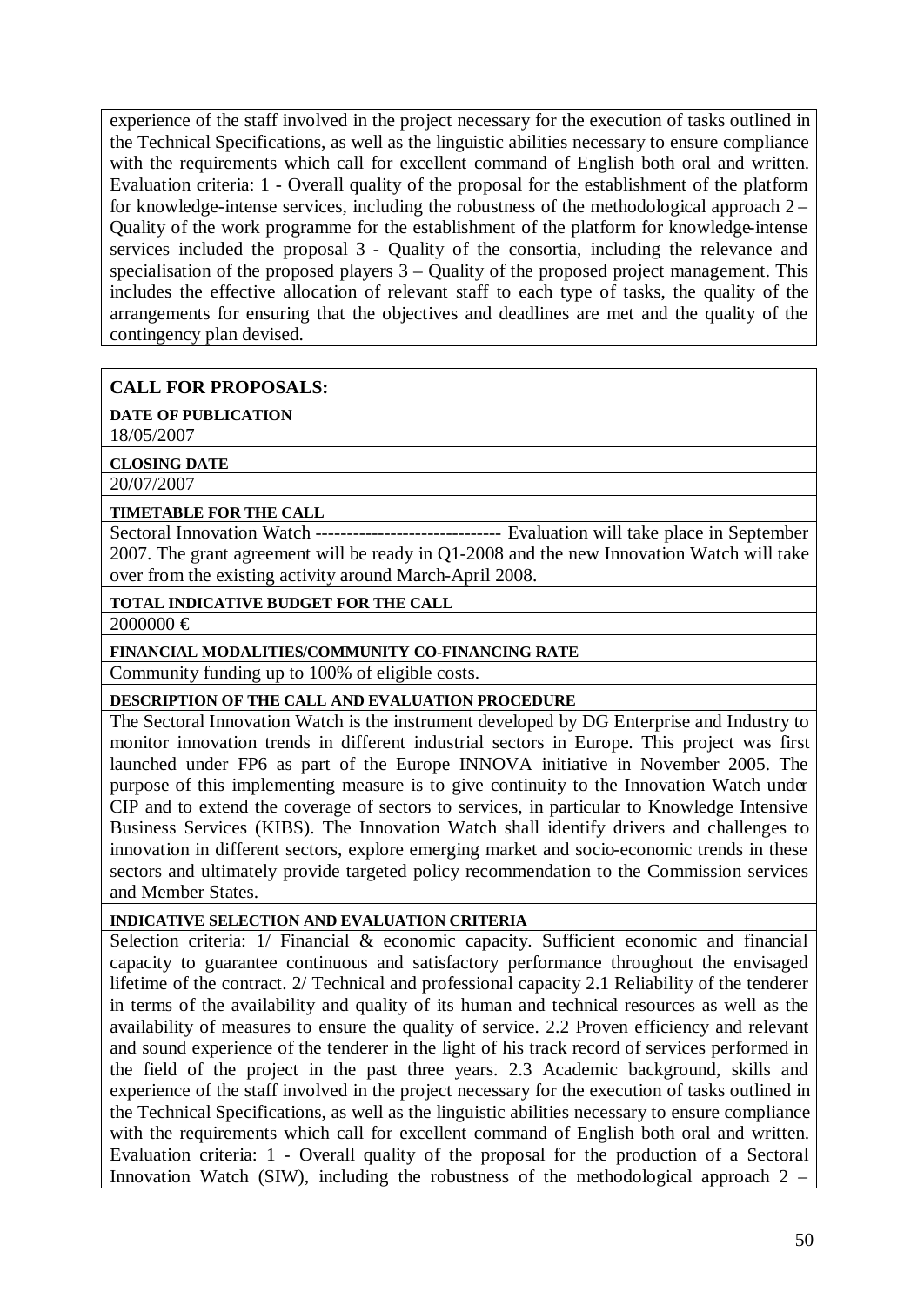experience of the staff involved in the project necessary for the execution of tasks outlined in the Technical Specifications, as well as the linguistic abilities necessary to ensure compliance with the requirements which call for excellent command of English both oral and written. Evaluation criteria: 1 - Overall quality of the proposal for the establishment of the platform for knowledge-intense services, including the robustness of the methodological approach 2 – Quality of the work programme for the establishment of the platform for knowledge-intense services included the proposal 3 - Quality of the consortia, including the relevance and specialisation of the proposed players 3 – Quality of the proposed project management. This includes the effective allocation of relevant staff to each type of tasks, the quality of the arrangements for ensuring that the objectives and deadlines are met and the quality of the contingency plan devised.

## CALL FOR PROPOSALS:

**DATE OF PUBLICATION**

18/05/2007

**CLOSING DATE**

20/07/2007

**TIMETABLE FOR THE CALL**

Sectoral Innovation Watch ------------------------------ Evaluation will take place in September 2007. The grant agreement will be ready in Q1-2008 and the new Innovation Watch will take over from the existing activity around March-April 2008.

**TOTAL INDICATIVE BUDGET FOR THE CALL**

2000000 €

**FINANCIAL MODALITIES/COMMUNITY CO-FINANCING RATE**

Community funding up to 100% of eligible costs.

**DESCRIPTION OF THE CALL AND EVALUATION PROCEDURE**

The Sectoral Innovation Watch is the instrument developed by DG Enterprise and Industry to monitor innovation trends in different industrial sectors in Europe. This project was first launched under FP6 as part of the Europe INNOVA initiative in November 2005. The purpose of this implementing measure is to give continuity to the Innovation Watch under CIP and to extend the coverage of sectors to services, in particular to Knowledge Intensive Business Services (KIBS). The Innovation Watch shall identify drivers and challenges to innovation in different sectors, explore emerging market and socio-economic trends in these sectors and ultimately provide targeted policy recommendation to the Commission services and Member States.

**INDICATIVE SELECTION AND EVALUATION CRITERIA**

Selection criteria: 1/ Financial & economic capacity. Sufficient economic and financial capacity to guarantee continuous and satisfactory performance throughout the envisaged lifetime of the contract. 2/ Technical and professional capacity 2.1 Reliability of the tenderer in terms of the availability and quality of its human and technical resources as well as the availability of measures to ensure the quality of service. 2.2 Proven efficiency and relevant and sound experience of the tenderer in the light of his track record of services performed in the field of the project in the past three years. 2.3 Academic background, skills and experience of the staff involved in the project necessary for the execution of tasks outlined in the Technical Specifications, as well as the linguistic abilities necessary to ensure compliance with the requirements which call for excellent command of English both oral and written. Evaluation criteria: 1 - Overall quality of the proposal for the production of a Sectoral Innovation Watch (SIW), including the robustness of the methodological approach 2 –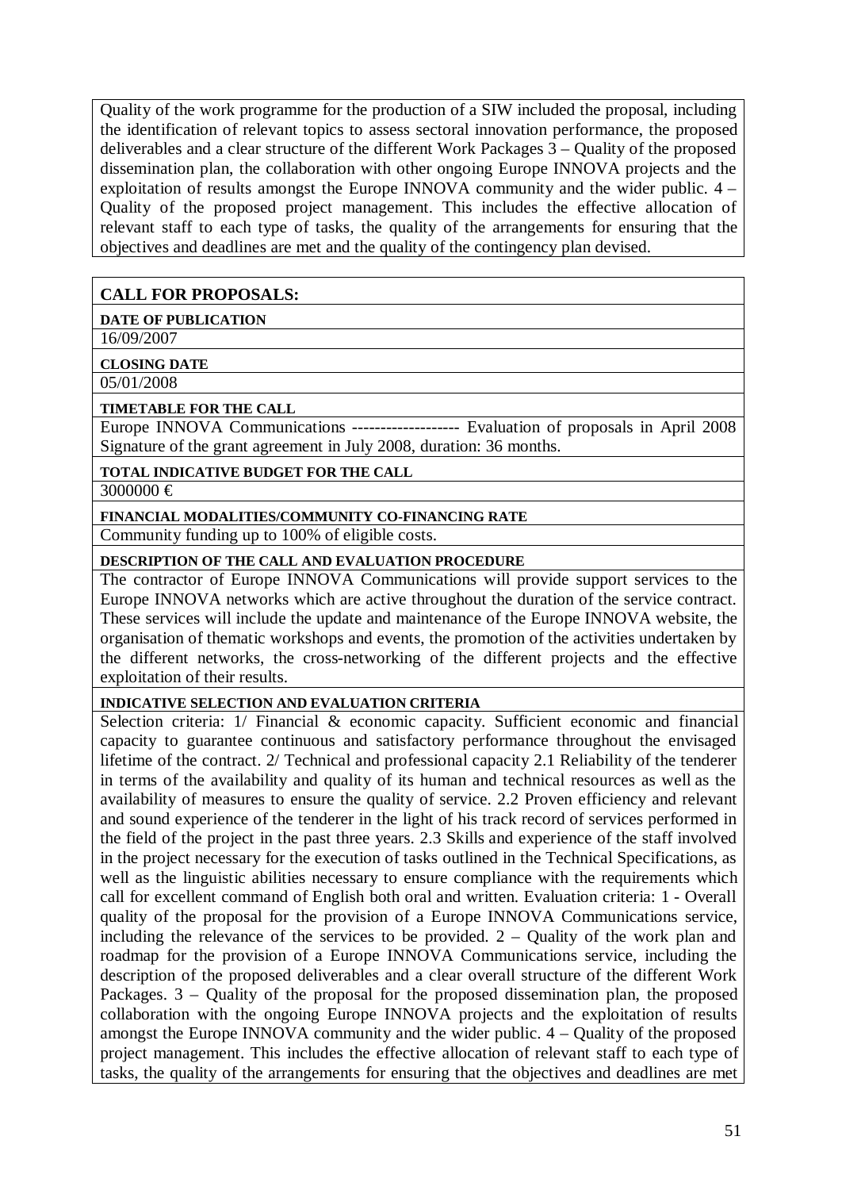Quality of the work programme for the production of a SIW included the proposal, including the identification of relevant topics to assess sectoral innovation performance, the proposed deliverables and a clear structure of the different Work Packages 3 – Quality of the proposed dissemination plan, the collaboration with other ongoing Europe INNOVA projects and the exploitation of results amongst the Europe INNOVA community and the wider public. 4 – Quality of the proposed project management. This includes the effective allocation of relevant staff to each type of tasks, the quality of the arrangements for ensuring that the objectives and deadlines are met and the quality of the contingency plan devised.

## CALL FOR PROPOSALS:

**DATE OF PUBLICATION**

16/09/2007

**CLOSING DATE**

05/01/2008

**TIMETABLE FOR THE CALL**

Europe INNOVA Communications ------------------- Evaluation of proposals in April 2008 Signature of the grant agreement in July 2008, duration: 36 months.

**TOTAL INDICATIVE BUDGET FOR THE CALL**

3000000 €

**FINANCIAL MODALITIES/COMMUNITY CO-FINANCING RATE**

Community funding up to 100% of eligible costs.

**DESCRIPTION OF THE CALL AND EVALUATION PROCEDURE**

The contractor of Europe INNOVA Communications will provide support services to the Europe INNOVA networks which are active throughout the duration of the service contract. These services will include the update and maintenance of the Europe INNOVA website, the organisation of thematic workshops and events, the promotion of the activities undertaken by the different networks, the cross-networking of the different projects and the effective exploitation of their results.

**INDICATIVE SELECTION AND EVALUATION CRITERIA**

Selection criteria: 1/ Financial & economic capacity. Sufficient economic and financial capacity to guarantee continuous and satisfactory performance throughout the envisaged lifetime of the contract. 2/ Technical and professional capacity 2.1 Reliability of the tenderer in terms of the availability and quality of its human and technical resources as well as the availability of measures to ensure the quality of service. 2.2 Proven efficiency and relevant and sound experience of the tenderer in the light of his track record of services performed in the field of the project in the past three years. 2.3 Skills and experience of the staff involved in the project necessary for the execution of tasks outlined in the Technical Specifications, as well as the linguistic abilities necessary to ensure compliance with the requirements which call for excellent command of English both oral and written. Evaluation criteria: 1 - Overall quality of the proposal for the provision of a Europe INNOVA Communications service, including the relevance of the services to be provided. 2 – Quality of the work plan and roadmap for the provision of a Europe INNOVA Communications service, including the description of the proposed deliverables and a clear overall structure of the different Work Packages. 3 – Quality of the proposal for the proposed dissemination plan, the proposed collaboration with the ongoing Europe INNOVA projects and the exploitation of results amongst the Europe INNOVA community and the wider public. 4 – Quality of the proposed project management. This includes the effective allocation of relevant staff to each type of tasks, the quality of the arrangements for ensuring that the objectives and deadlines are met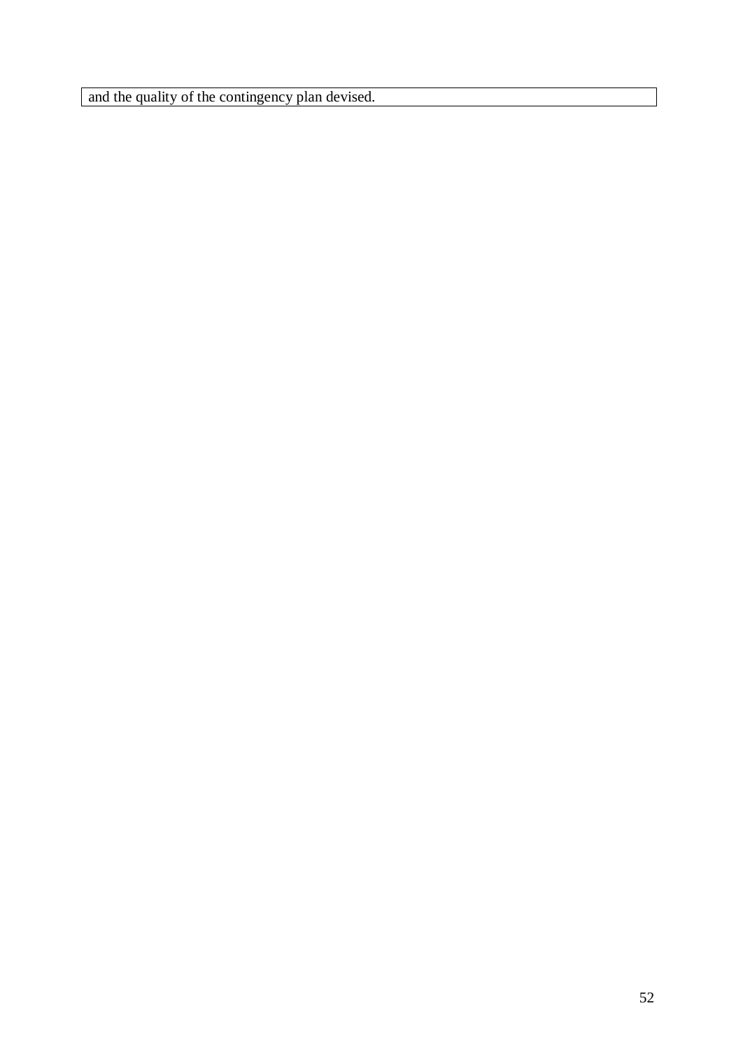| |
|---|
| and the quality of the contingency plan devised. |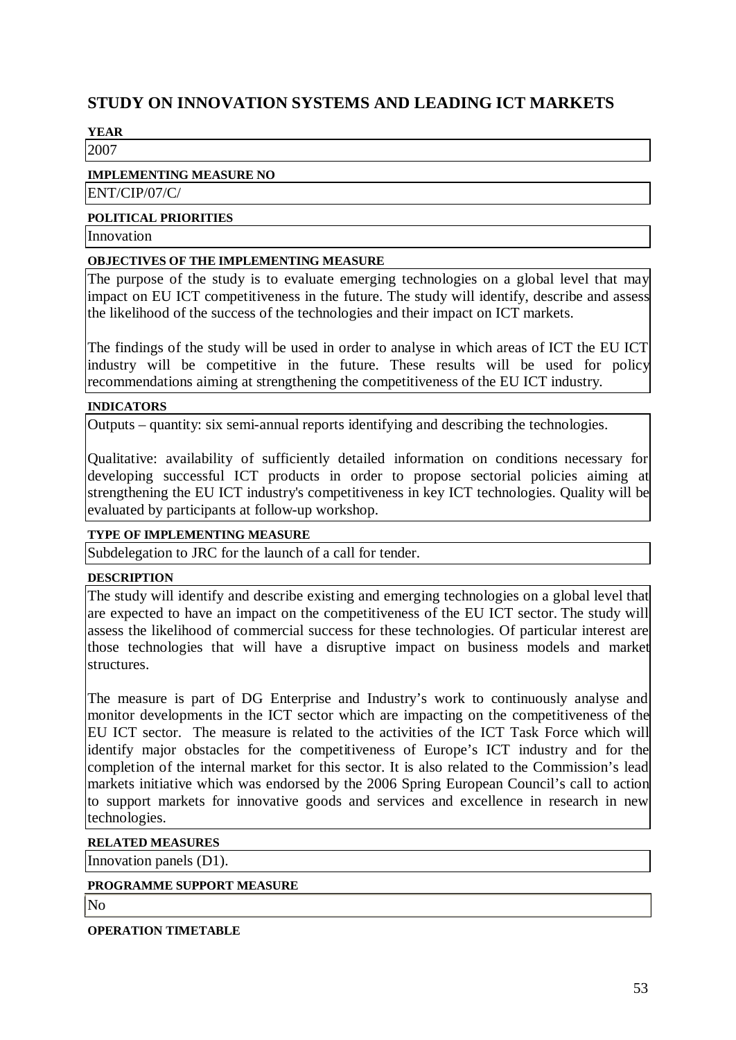## STUDY ON INNOVATION SYSTEMS AND LEADING ICT MARKETS

**YEAR**

2007

**IMPLEMENTING MEASURE NO**

ENT/CIP/07/C/

**POLITICAL PRIORITIES**

Innovation

**OBJECTIVES OF THE IMPLEMENTING MEASURE**

The purpose of the study is to evaluate emerging technologies on a global level that may impact on EU ICT competitiveness in the future. The study will identify, describe and assess the likelihood of the success of the technologies and their impact on ICT markets.

The findings of the study will be used in order to analyse in which areas of ICT the EU ICT industry will be competitive in the future. These results will be used for policy recommendations aiming at strengthening the competitiveness of the EU ICT industry.

**INDICATORS**

Outputs – quantity: six semi-annual reports identifying and describing the technologies.

Qualitative: availability of sufficiently detailed information on conditions necessary for developing successful ICT products in order to propose sectorial policies aiming at strengthening the EU ICT industry's competitiveness in key ICT technologies. Quality will be evaluated by participants at follow-up workshop.

**TYPE OF IMPLEMENTING MEASURE**

Subdelegation to JRC for the launch of a call for tender.

**DESCRIPTION**

The study will identify and describe existing and emerging technologies on a global level that are expected to have an impact on the competitiveness of the EU ICT sector. The study will assess the likelihood of commercial success for these technologies. Of particular interest are those technologies that will have a disruptive impact on business models and market structures.

The measure is part of DG Enterprise and Industry's work to continuously analyse and monitor developments in the ICT sector which are impacting on the competitiveness of the EU ICT sector. The measure is related to the activities of the ICT Task Force which will identify major obstacles for the competitiveness of Europe's ICT industry and for the completion of the internal market for this sector. It is also related to the Commission's lead markets initiative which was endorsed by the 2006 Spring European Council's call to action to support markets for innovative goods and services and excellence in research in new technologies.

**RELATED MEASURES**

Innovation panels (D1).

**PROGRAMME SUPPORT MEASURE**

No

**OPERATION TIMETABLE**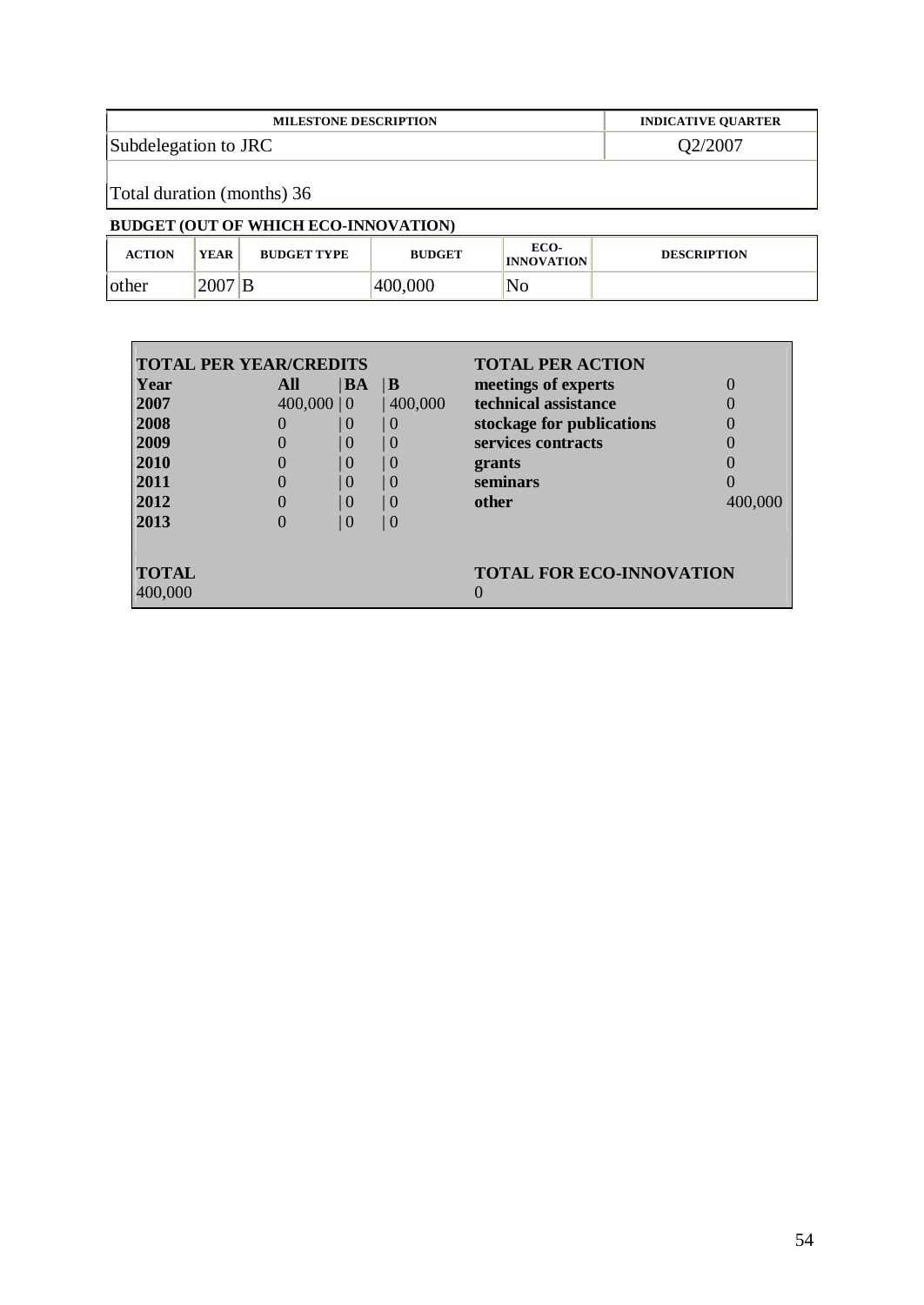| MILESTONE DESCRIPTION | INDICATIVE QUARTER |
| --- | --- |
| Subdelegation to JRC | Q2/2007 |
| Total duration (months) 36 | |

**BUDGET (OUT OF WHICH ECO-INNOVATION)**

| ACTION | YEAR | BUDGET TYPE | BUDGET | ECO-INNOVATION | DESCRIPTION |
| --- | --- | --- | --- | --- | --- |
| other | 2007 | B | 400,000 | No | |

| TOTAL PER YEAR/CREDITS | | | | TOTAL PER ACTION | |
| --- | --- | --- | --- | --- | --- |
| **Year** | **All** | **BA** | **B** | **meetings of experts** | 0 |
| **2007** | 400,000 | 0 | 400,000 | **technical assistance** | 0 |
| **2008** | 0 | 0 | 0 | **stockage for publications** | 0 |
| **2009** | 0 | 0 | 0 | **services contracts** | 0 |
| **2010** | 0 | 0 | 0 | **grants** | 0 |
| **2011** | 0 | 0 | 0 | **seminars** | 0 |
| **2012** | 0 | 0 | 0 | **other** | 400,000 |
| **2013** | 0 | 0 | 0 | | |
| **TOTAL** | | | | **TOTAL FOR ECO-INNOVATION** | |
| 400,000 | | | | 0 | |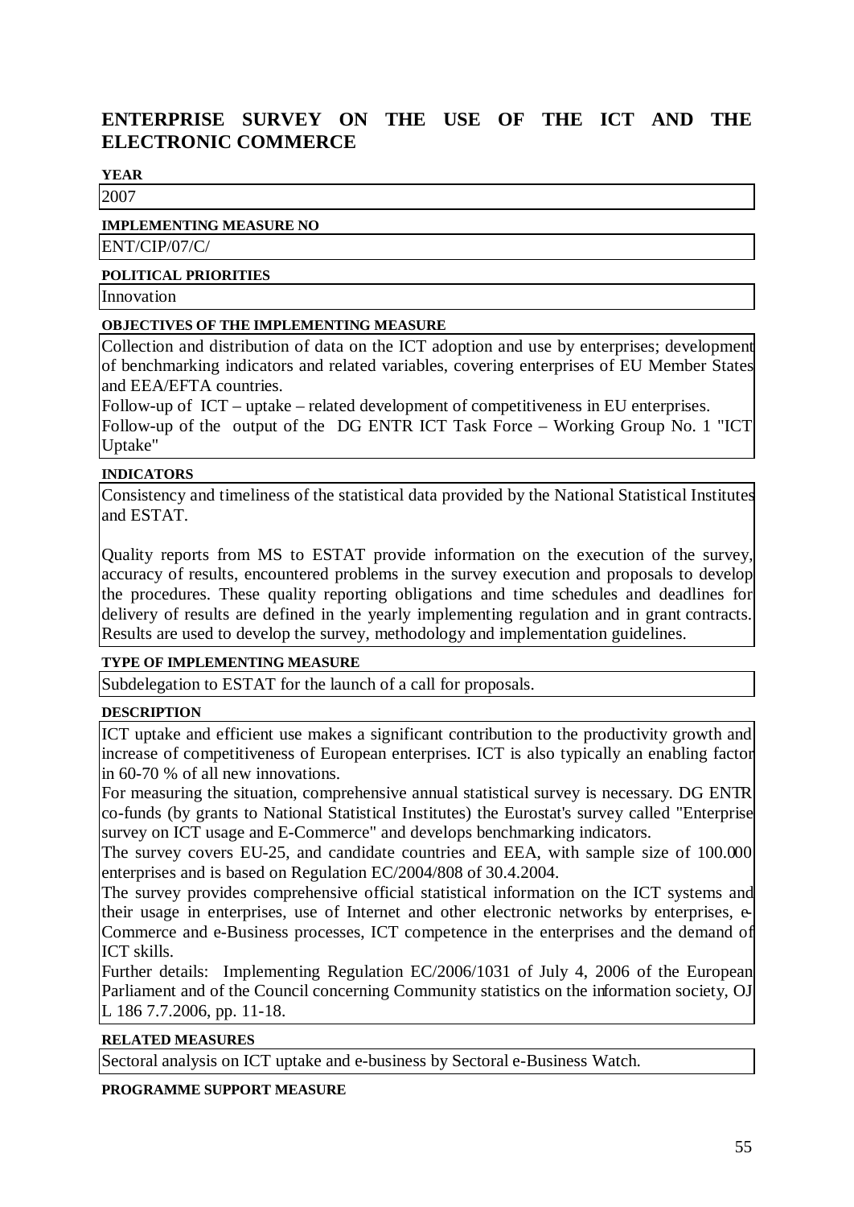## ENTERPRISE SURVEY ON THE USE OF THE ICT AND THE ELECTRONIC COMMERCE

**YEAR**

2007

**IMPLEMENTING MEASURE NO**

ENT/CIP/07/C/

**POLITICAL PRIORITIES**

Innovation

**OBJECTIVES OF THE IMPLEMENTING MEASURE**

Collection and distribution of data on the ICT adoption and use by enterprises; development of benchmarking indicators and related variables, covering enterprises of EU Member States and EEA/EFTA countries.
Follow-up of ICT – uptake – related development of competitiveness in EU enterprises.
Follow-up of the output of the DG ENTR ICT Task Force – Working Group No. 1 "ICT Uptake"

**INDICATORS**

Consistency and timeliness of the statistical data provided by the National Statistical Institutes and ESTAT.

Quality reports from MS to ESTAT provide information on the execution of the survey, accuracy of results, encountered problems in the survey execution and proposals to develop the procedures. These quality reporting obligations and time schedules and deadlines for delivery of results are defined in the yearly implementing regulation and in grant contracts. Results are used to develop the survey, methodology and implementation guidelines.

**TYPE OF IMPLEMENTING MEASURE**

Subdelegation to ESTAT for the launch of a call for proposals.

**DESCRIPTION**

ICT uptake and efficient use makes a significant contribution to the productivity growth and increase of competitiveness of European enterprises. ICT is also typically an enabling factor in 60-70 % of all new innovations.
For measuring the situation, comprehensive annual statistical survey is necessary. DG ENTR co-funds (by grants to National Statistical Institutes) the Eurostat's survey called "Enterprise survey on ICT usage and E-Commerce" and develops benchmarking indicators.
The survey covers EU-25, and candidate countries and EEA, with sample size of 100.000 enterprises and is based on Regulation EC/2004/808 of 30.4.2004.
The survey provides comprehensive official statistical information on the ICT systems and their usage in enterprises, use of Internet and other electronic networks by enterprises, e-Commerce and e-Business processes, ICT competence in the enterprises and the demand of ICT skills.
Further details: Implementing Regulation EC/2006/1031 of July 4, 2006 of the European Parliament and of the Council concerning Community statistics on the information society, OJ L 186 7.7.2006, pp. 11-18.

**RELATED MEASURES**

Sectoral analysis on ICT uptake and e-business by Sectoral e-Business Watch.

**PROGRAMME SUPPORT MEASURE**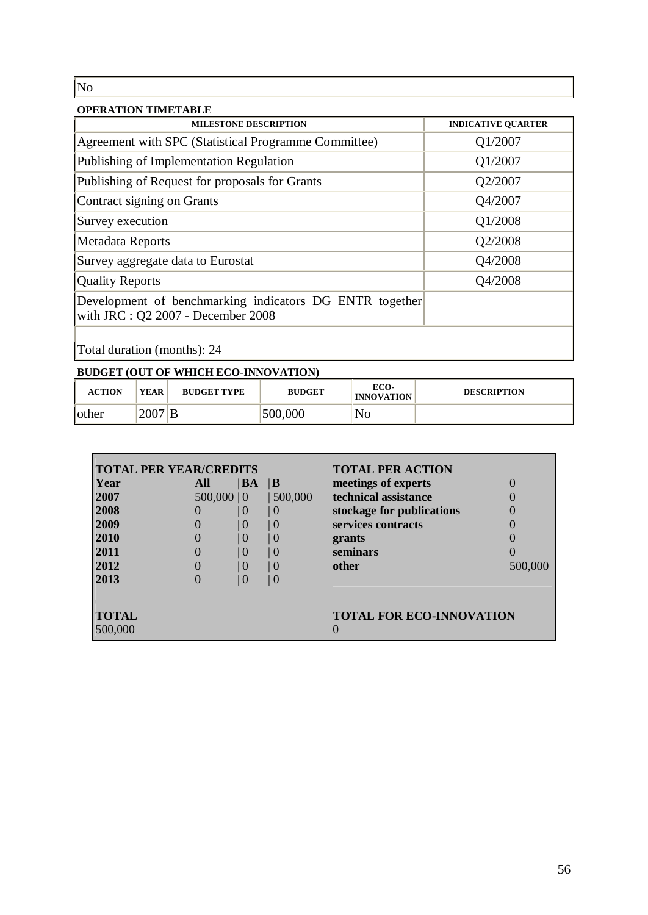| No |
| --- |

**OPERATION TIMETABLE**

| MILESTONE DESCRIPTION | INDICATIVE QUARTER |
| --- | --- |
| Agreement with SPC (Statistical Programme Committee) | Q1/2007 |
| Publishing of Implementation Regulation | Q1/2007 |
| Publishing of Request for proposals for Grants | Q2/2007 |
| Contract signing on Grants | Q4/2007 |
| Survey execution | Q1/2008 |
| Metadata Reports | Q2/2008 |
| Survey aggregate data to Eurostat | Q4/2008 |
| Quality Reports | Q4/2008 |
| Development of benchmarking indicators DG ENTR together with JRC : Q2 2007 - December 2008 | |
| Total duration (months): 24 | |

**BUDGET (OUT OF WHICH ECO-INNOVATION)**

| ACTION | YEAR | BUDGET TYPE | BUDGET | ECO-INNOVATION | DESCRIPTION |
| --- | --- | --- | --- | --- | --- |
| other | 2007 | B | 500,000 | No | |

| TOTAL PER YEAR/CREDITS | | | | TOTAL PER ACTION | |
| --- | --- | --- | --- | --- | --- |
| **Year** | **All** | **BA** | **B** | **meetings of experts** | 0 |
| **2007** | 500,000 | 0 | 500,000 | **technical assistance** | 0 |
| **2008** | 0 | 0 | 0 | **stockage for publications** | 0 |
| **2009** | 0 | 0 | 0 | **services contracts** | 0 |
| **2010** | 0 | 0 | 0 | **grants** | 0 |
| **2011** | 0 | 0 | 0 | **seminars** | 0 |
| **2012** | 0 | 0 | 0 | **other** | 500,000 |
| **2013** | 0 | 0 | 0 | | |
| **TOTAL** | | | | **TOTAL FOR ECO-INNOVATION** | |
| 500,000 | | | | 0 | |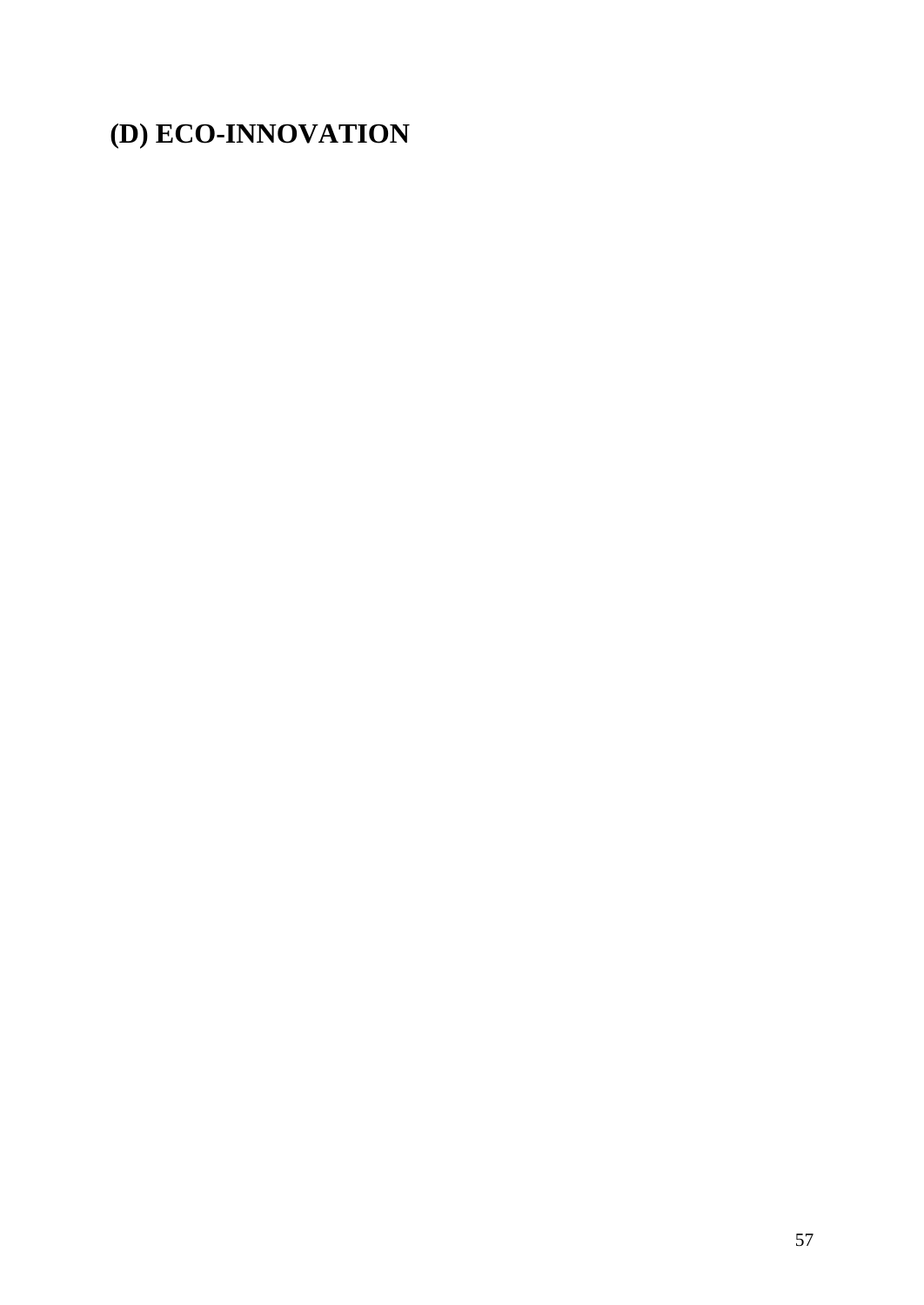# (D) ECO-INNOVATION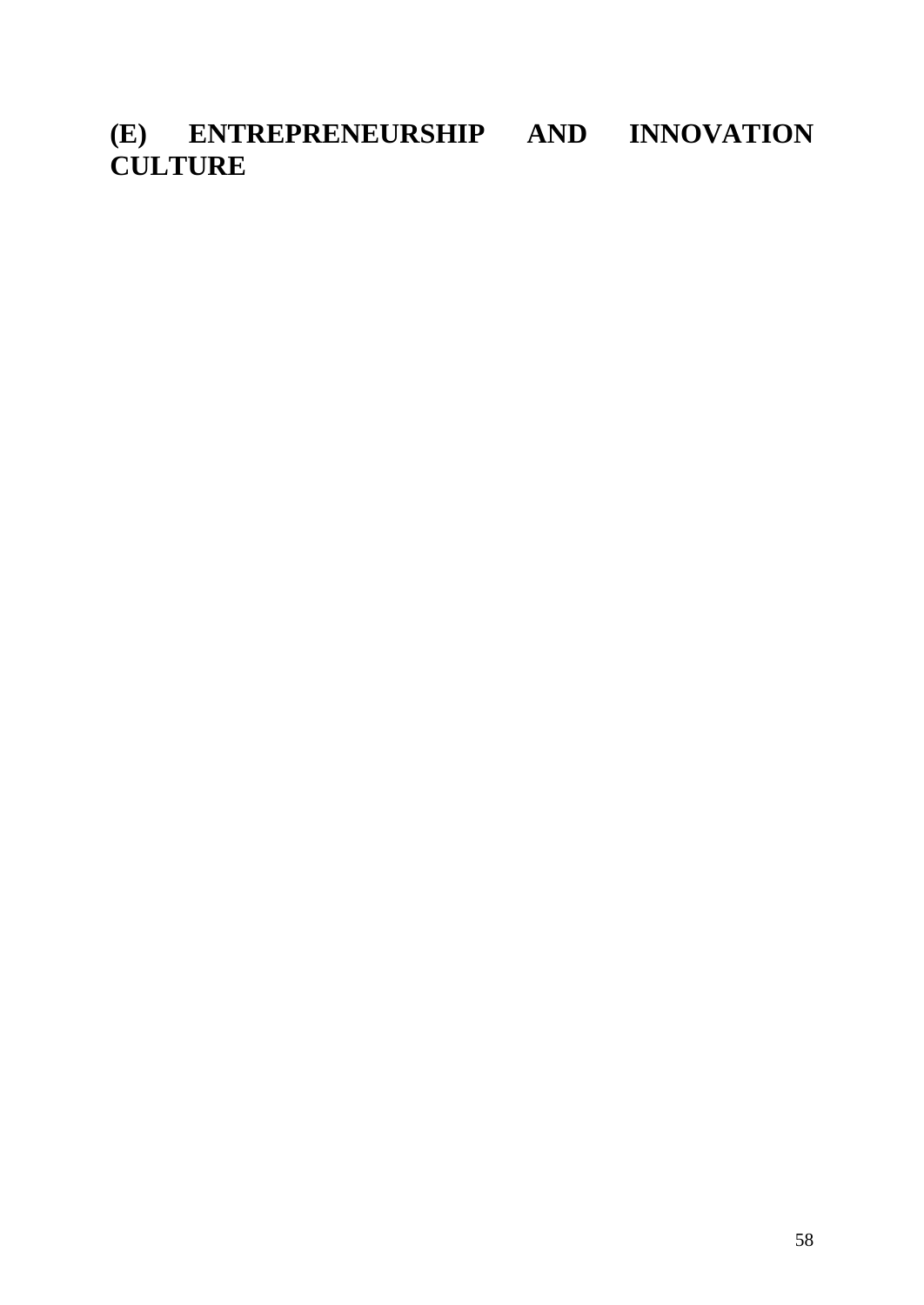# (E) ENTREPRENEURSHIP AND INNOVATION CULTURE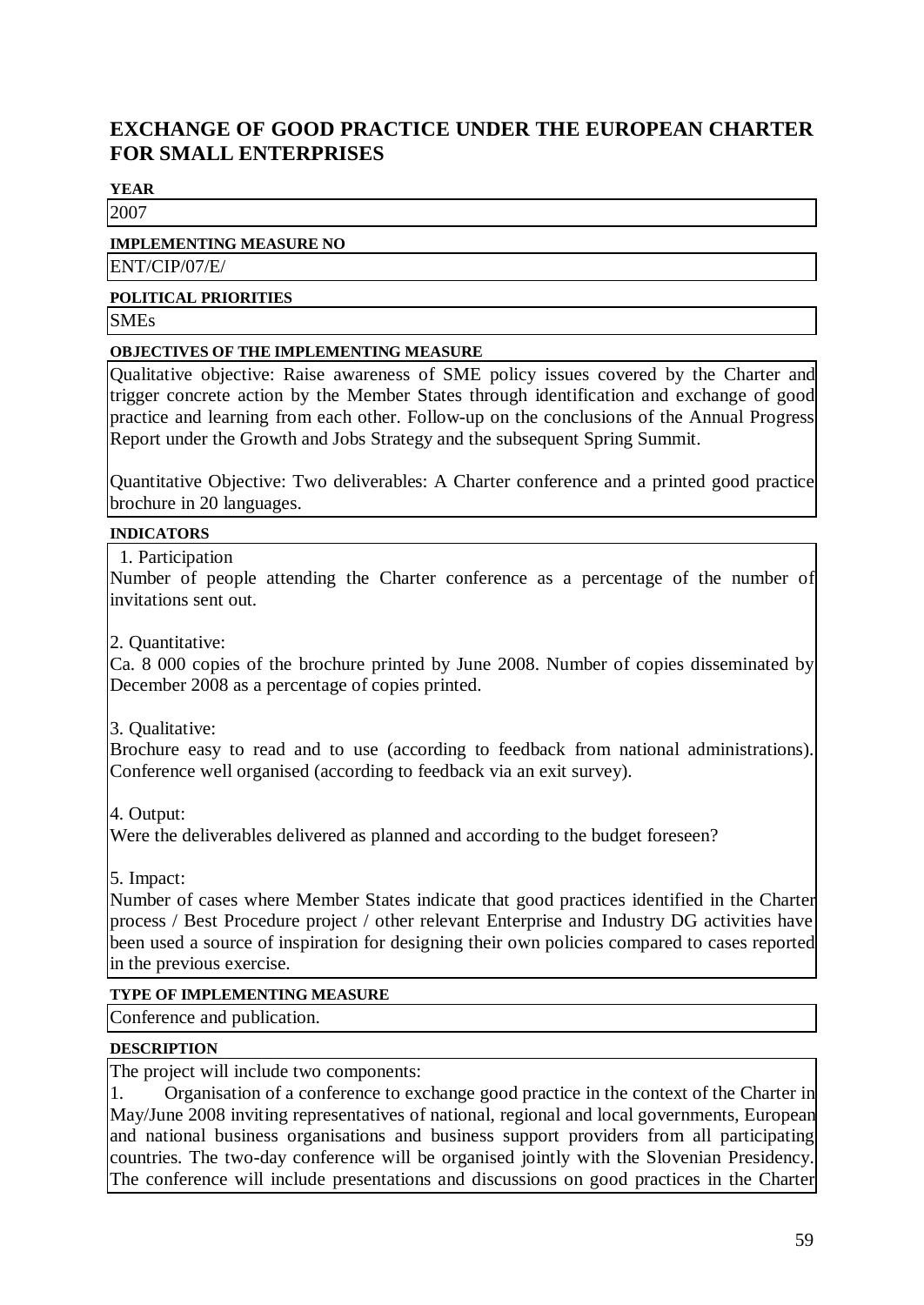## EXCHANGE OF GOOD PRACTICE UNDER THE EUROPEAN CHARTER FOR SMALL ENTERPRISES

**YEAR**

2007

**IMPLEMENTING MEASURE NO**

ENT/CIP/07/E/

**POLITICAL PRIORITIES**

SMEs

**OBJECTIVES OF THE IMPLEMENTING MEASURE**

Qualitative objective: Raise awareness of SME policy issues covered by the Charter and trigger concrete action by the Member States through identification and exchange of good practice and learning from each other. Follow-up on the conclusions of the Annual Progress Report under the Growth and Jobs Strategy and the subsequent Spring Summit.

Quantitative Objective: Two deliverables: A Charter conference and a printed good practice brochure in 20 languages.

**INDICATORS**

1. Participation
Number of people attending the Charter conference as a percentage of the number of invitations sent out.

2. Quantitative:
Ca. 8 000 copies of the brochure printed by June 2008. Number of copies disseminated by December 2008 as a percentage of copies printed.

3. Qualitative:
Brochure easy to read and to use (according to feedback from national administrations). Conference well organised (according to feedback via an exit survey).

4. Output:
Were the deliverables delivered as planned and according to the budget foreseen?

5. Impact:
Number of cases where Member States indicate that good practices identified in the Charter process / Best Procedure project / other relevant Enterprise and Industry DG activities have been used a source of inspiration for designing their own policies compared to cases reported in the previous exercise.

**TYPE OF IMPLEMENTING MEASURE**

Conference and publication.

**DESCRIPTION**

The project will include two components:

1. Organisation of a conference to exchange good practice in the context of the Charter in May/June 2008 inviting representatives of national, regional and local governments, European and national business organisations and business support providers from all participating countries. The two-day conference will be organised jointly with the Slovenian Presidency. The conference will include presentations and discussions on good practices in the Charter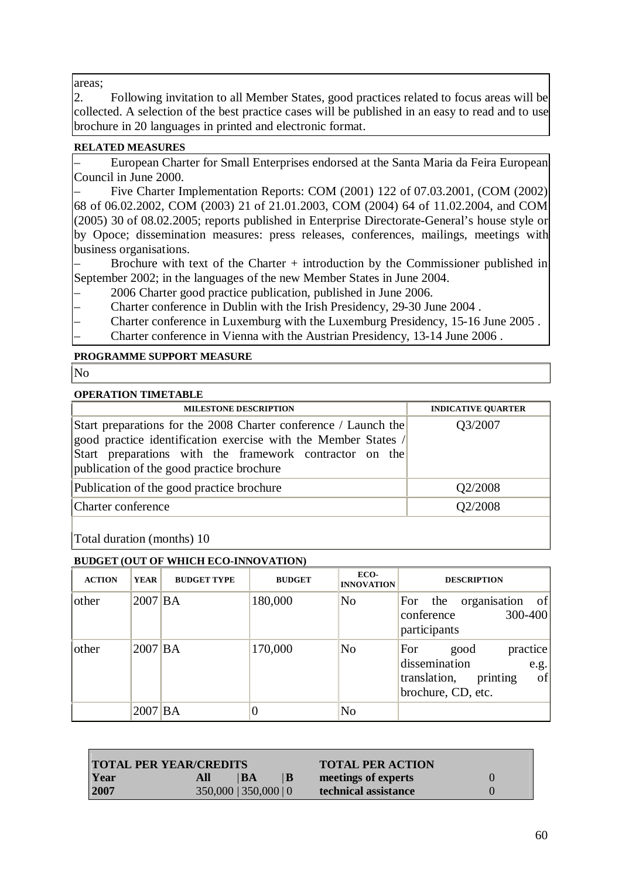areas;

2. Following invitation to all Member States, good practices related to focus areas will be collected. A selection of the best practice cases will be published in an easy to read and to use brochure in 20 languages in printed and electronic format.

**RELATED MEASURES**

– European Charter for Small Enterprises endorsed at the Santa Maria da Feira European Council in June 2000.

– Five Charter Implementation Reports: COM (2001) 122 of 07.03.2001, (COM (2002) 68 of 06.02.2002, COM (2003) 21 of 21.01.2003, COM (2004) 64 of 11.02.2004, and COM (2005) 30 of 08.02.2005; reports published in Enterprise Directorate-General's house style or by Opoce; dissemination measures: press releases, conferences, mailings, meetings with business organisations.

– Brochure with text of the Charter + introduction by the Commissioner published in September 2002; in the languages of the new Member States in June 2004.

– 2006 Charter good practice publication, published in June 2006.

– Charter conference in Dublin with the Irish Presidency, 29-30 June 2004 .

– Charter conference in Luxemburg with the Luxemburg Presidency, 15-16 June 2005 .

– Charter conference in Vienna with the Austrian Presidency, 13-14 June 2006 .

**PROGRAMME SUPPORT MEASURE**

No

**OPERATION TIMETABLE**

| MILESTONE DESCRIPTION | INDICATIVE QUARTER |
|---|---|
| Start preparations for the 2008 Charter conference / Launch the good practice identification exercise with the Member States / Start preparations with the framework contractor on the publication of the good practice brochure | Q3/2007 |
| Publication of the good practice brochure | Q2/2008 |
| Charter conference | Q2/2008 |

Total duration (months) 10

**BUDGET (OUT OF WHICH ECO-INNOVATION)**

| ACTION | YEAR | BUDGET TYPE | BUDGET | ECO-INNOVATION | DESCRIPTION |
|---|---|---|---|---|---|
| other | 2007 | BA | 180,000 | No | For the organisation of conference 300-400 participants |
| other | 2007 | BA | 170,000 | No | For good practice dissemination e.g. translation, printing of brochure, CD, etc. |
| | 2007 | BA | 0 | No | |

| TOTAL PER YEAR/CREDITS | | | | TOTAL PER ACTION | |
|---|---|---|---|---|---|
| **Year** | **All** | **BA** | **B** | **meetings of experts** | 0 |
| **2007** | 350,000 | 350,000 | 0 | **technical assistance** | 0 |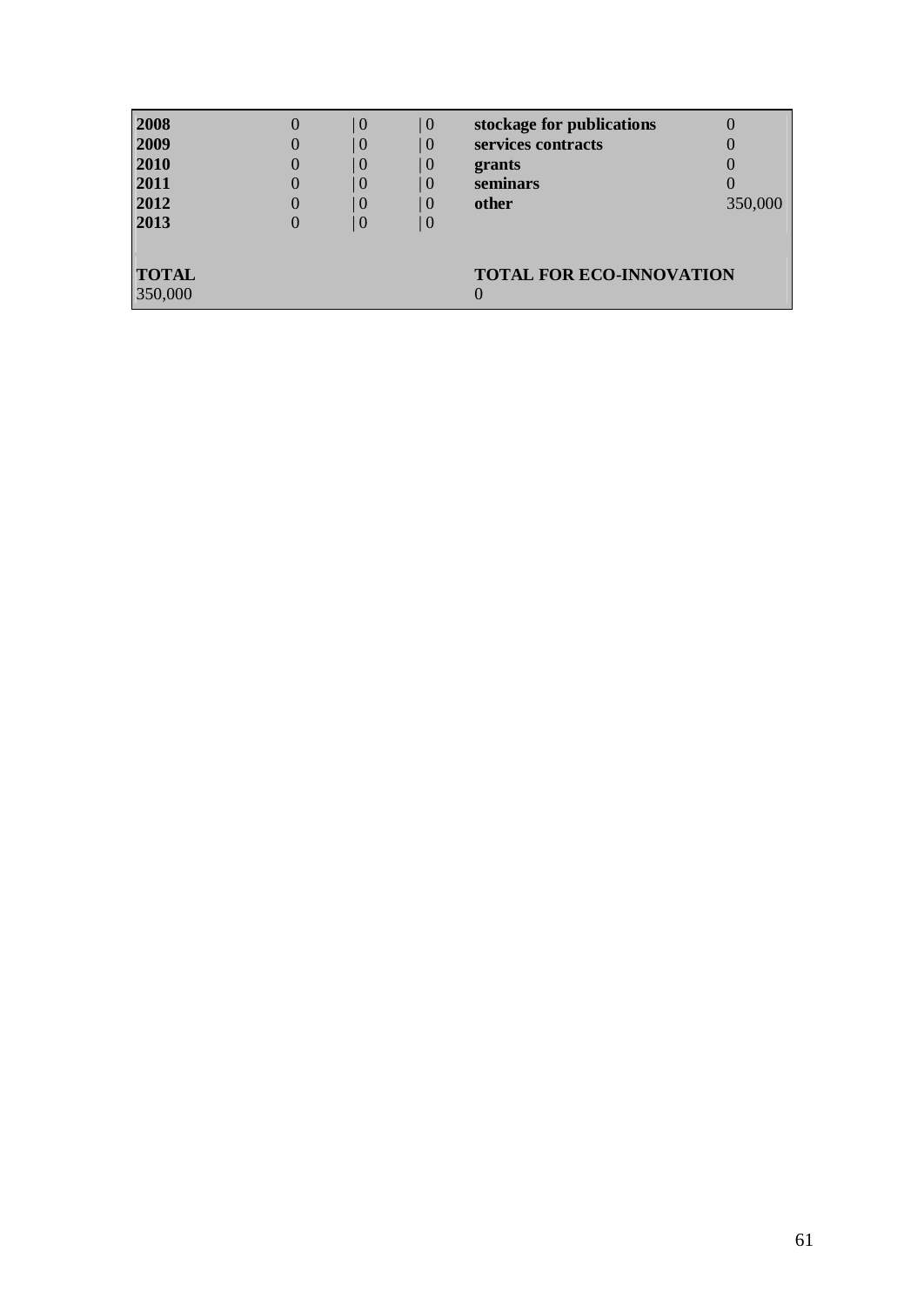| | | | | | |
|---|---|---|---|---|---|
| **2008** | 0 | 0 | 0 | **stockage for publications** | 0 |
| **2009** | 0 | 0 | 0 | **services contracts** | 0 |
| **2010** | 0 | 0 | 0 | **grants** | 0 |
| **2011** | 0 | 0 | 0 | **seminars** | 0 |
| **2012** | 0 | 0 | 0 | **other** | 350,000 |
| **2013** | 0 | 0 | 0 | | |
| **TOTAL** | | | | **TOTAL FOR ECO-INNOVATION** | |
| 350,000 | | | | 0 | |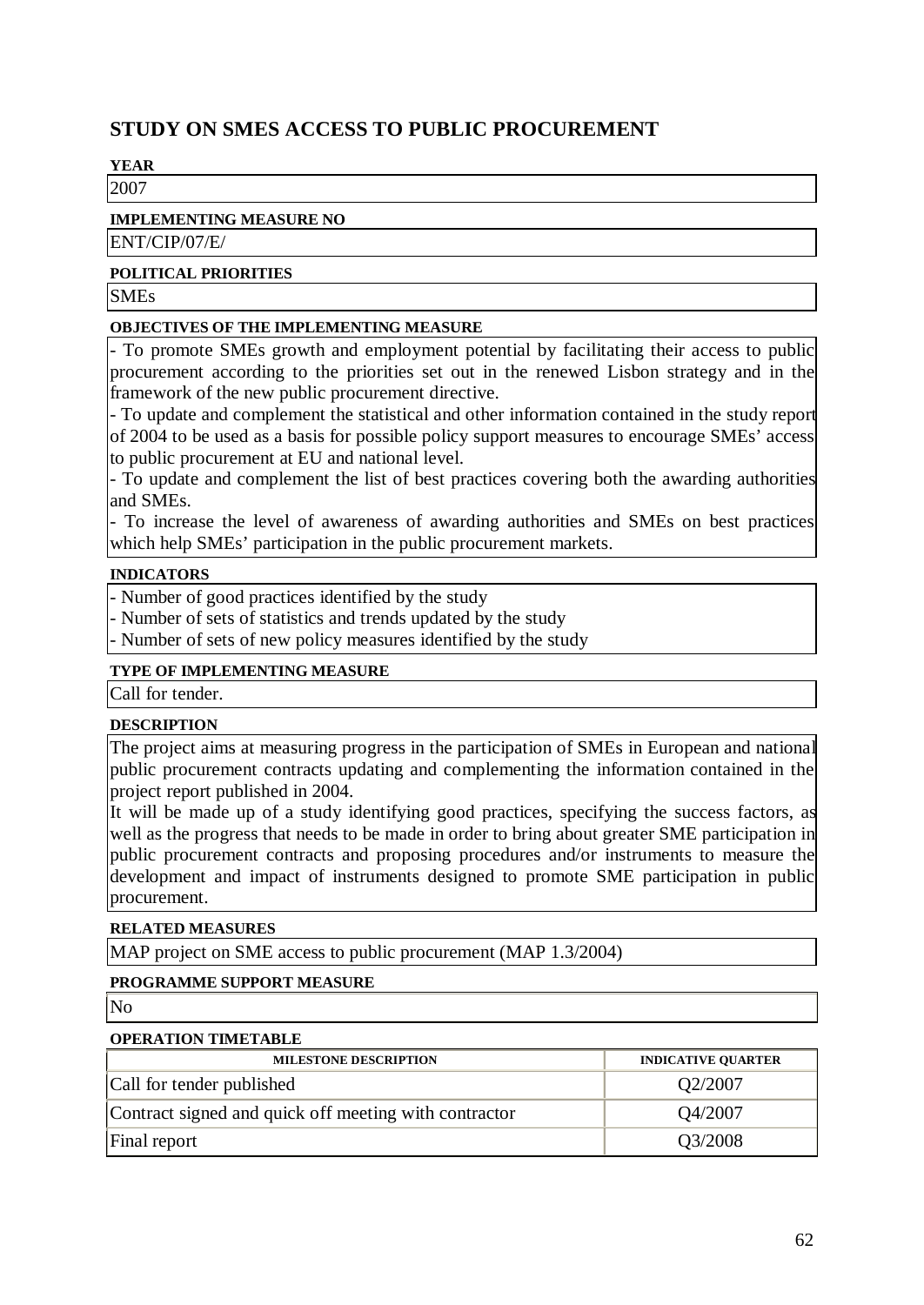## STUDY ON SMES ACCESS TO PUBLIC PROCUREMENT

**YEAR**

2007

**IMPLEMENTING MEASURE NO**

ENT/CIP/07/E/

**POLITICAL PRIORITIES**

SMEs

**OBJECTIVES OF THE IMPLEMENTING MEASURE**

- To promote SMEs growth and employment potential by facilitating their access to public procurement according to the priorities set out in the renewed Lisbon strategy and in the framework of the new public procurement directive.
- To update and complement the statistical and other information contained in the study report of 2004 to be used as a basis for possible policy support measures to encourage SMEs' access to public procurement at EU and national level.
- To update and complement the list of best practices covering both the awarding authorities and SMEs.
- To increase the level of awareness of awarding authorities and SMEs on best practices which help SMEs' participation in the public procurement markets.

**INDICATORS**

- Number of good practices identified by the study
- Number of sets of statistics and trends updated by the study
- Number of sets of new policy measures identified by the study

**TYPE OF IMPLEMENTING MEASURE**

Call for tender.

**DESCRIPTION**

The project aims at measuring progress in the participation of SMEs in European and national public procurement contracts updating and complementing the information contained in the project report published in 2004.

It will be made up of a study identifying good practices, specifying the success factors, as well as the progress that needs to be made in order to bring about greater SME participation in public procurement contracts and proposing procedures and/or instruments to measure the development and impact of instruments designed to promote SME participation in public procurement.

**RELATED MEASURES**

MAP project on SME access to public procurement (MAP 1.3/2004)

**PROGRAMME SUPPORT MEASURE**

No

**OPERATION TIMETABLE**

| MILESTONE DESCRIPTION | INDICATIVE QUARTER |
|---|---|
| Call for tender published | Q2/2007 |
| Contract signed and quick off meeting with contractor | Q4/2007 |
| Final report | Q3/2008 |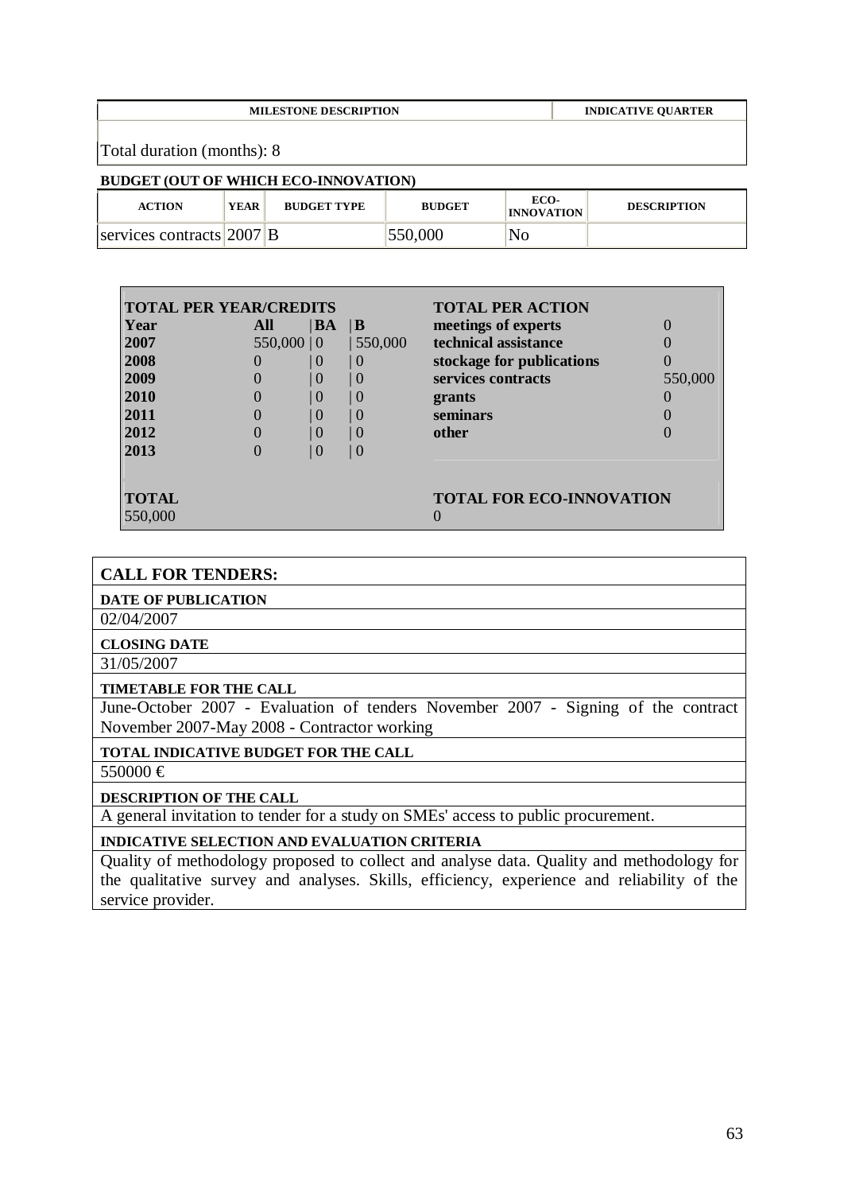| MILESTONE DESCRIPTION | INDICATIVE QUARTER |
|---|---|
| Total duration (months): 8 | |

**BUDGET (OUT OF WHICH ECO-INNOVATION)**

| ACTION | YEAR | BUDGET TYPE | BUDGET | ECO-INNOVATION | DESCRIPTION |
|---|---|---|---|---|---|
| services contracts | 2007 | B | 550,000 | No | |

| TOTAL PER YEAR/CREDITS | | | | TOTAL PER ACTION | |
|---|---|---|---|---|---|
| **Year** | **All** | **BA** | **B** | **meetings of experts** | 0 |
| **2007** | 550,000 | 0 | 550,000 | **technical assistance** | 0 |
| **2008** | 0 | 0 | 0 | **stockage for publications** | 0 |
| **2009** | 0 | 0 | 0 | **services contracts** | 550,000 |
| **2010** | 0 | 0 | 0 | **grants** | 0 |
| **2011** | 0 | 0 | 0 | **seminars** | 0 |
| **2012** | 0 | 0 | 0 | **other** | 0 |
| **2013** | 0 | 0 | 0 | | |
| **TOTAL** | | | | **TOTAL FOR ECO-INNOVATION** | |
| 550,000 | | | | 0 | |

**CALL FOR TENDERS:**

**DATE OF PUBLICATION**

02/04/2007

**CLOSING DATE**

31/05/2007

**TIMETABLE FOR THE CALL**

June-October 2007 - Evaluation of tenders November 2007 - Signing of the contract November 2007-May 2008 - Contractor working

**TOTAL INDICATIVE BUDGET FOR THE CALL**

550000 €

**DESCRIPTION OF THE CALL**

A general invitation to tender for a study on SMEs' access to public procurement.

**INDICATIVE SELECTION AND EVALUATION CRITERIA**

Quality of methodology proposed to collect and analyse data. Quality and methodology for the qualitative survey and analyses. Skills, efficiency, experience and reliability of the service provider.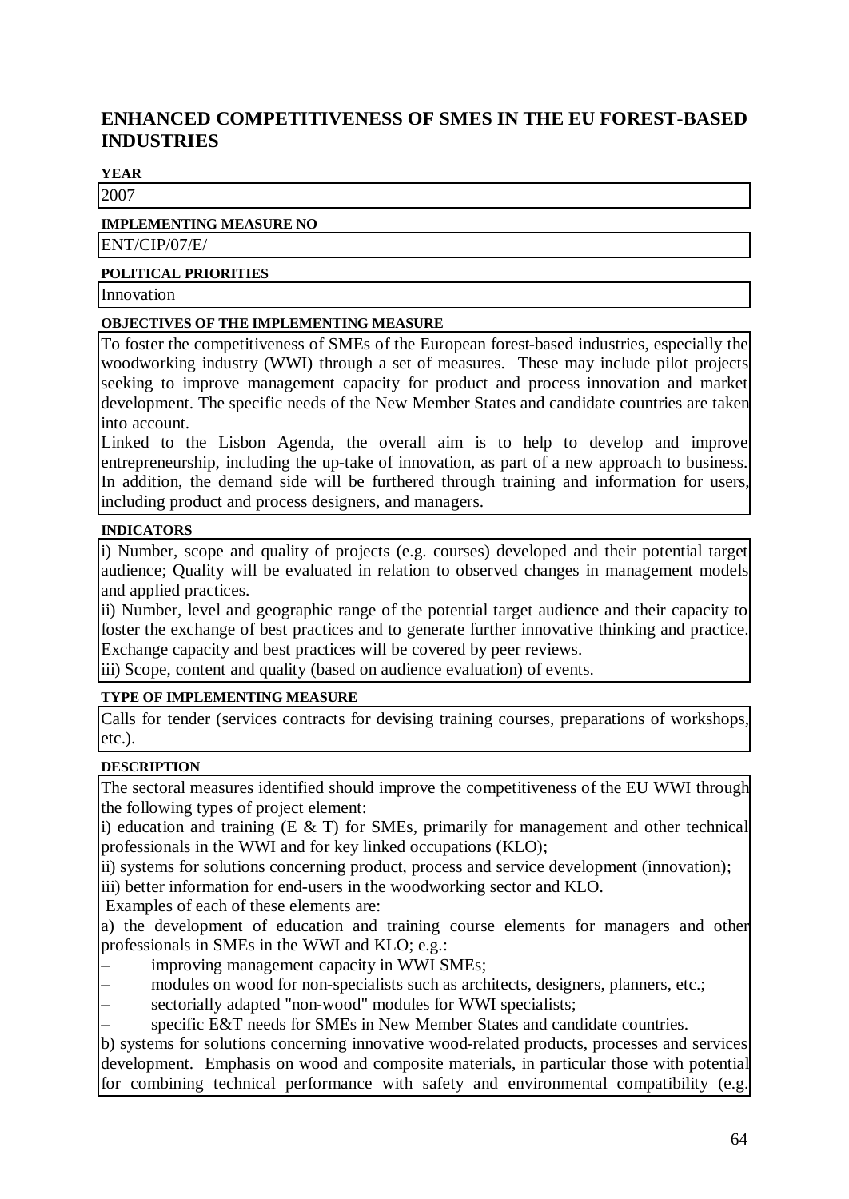## ENHANCED COMPETITIVENESS OF SMES IN THE EU FOREST-BASED INDUSTRIES

**YEAR**

2007

**IMPLEMENTING MEASURE NO**

ENT/CIP/07/E/

**POLITICAL PRIORITIES**

Innovation

**OBJECTIVES OF THE IMPLEMENTING MEASURE**

To foster the competitiveness of SMEs of the European forest-based industries, especially the woodworking industry (WWI) through a set of measures. These may include pilot projects seeking to improve management capacity for product and process innovation and market development. The specific needs of the New Member States and candidate countries are taken into account.

Linked to the Lisbon Agenda, the overall aim is to help to develop and improve entrepreneurship, including the up-take of innovation, as part of a new approach to business. In addition, the demand side will be furthered through training and information for users, including product and process designers, and managers.

**INDICATORS**

i) Number, scope and quality of projects (e.g. courses) developed and their potential target audience; Quality will be evaluated in relation to observed changes in management models and applied practices.

ii) Number, level and geographic range of the potential target audience and their capacity to foster the exchange of best practices and to generate further innovative thinking and practice. Exchange capacity and best practices will be covered by peer reviews.

iii) Scope, content and quality (based on audience evaluation) of events.

**TYPE OF IMPLEMENTING MEASURE**

Calls for tender (services contracts for devising training courses, preparations of workshops, etc.).

**DESCRIPTION**

The sectoral measures identified should improve the competitiveness of the EU WWI through the following types of project element:

i) education and training (E & T) for SMEs, primarily for management and other technical professionals in the WWI and for key linked occupations (KLO);

ii) systems for solutions concerning product, process and service development (innovation);

iii) better information for end-users in the woodworking sector and KLO.

Examples of each of these elements are:

a) the development of education and training course elements for managers and other professionals in SMEs in the WWI and KLO; e.g.:

- improving management capacity in WWI SMEs;
- modules on wood for non-specialists such as architects, designers, planners, etc.;
- sectorially adapted "non-wood" modules for WWI specialists;
- specific E&T needs for SMEs in New Member States and candidate countries.

b) systems for solutions concerning innovative wood-related products, processes and services development. Emphasis on wood and composite materials, in particular those with potential for combining technical performance with safety and environmental compatibility (e.g.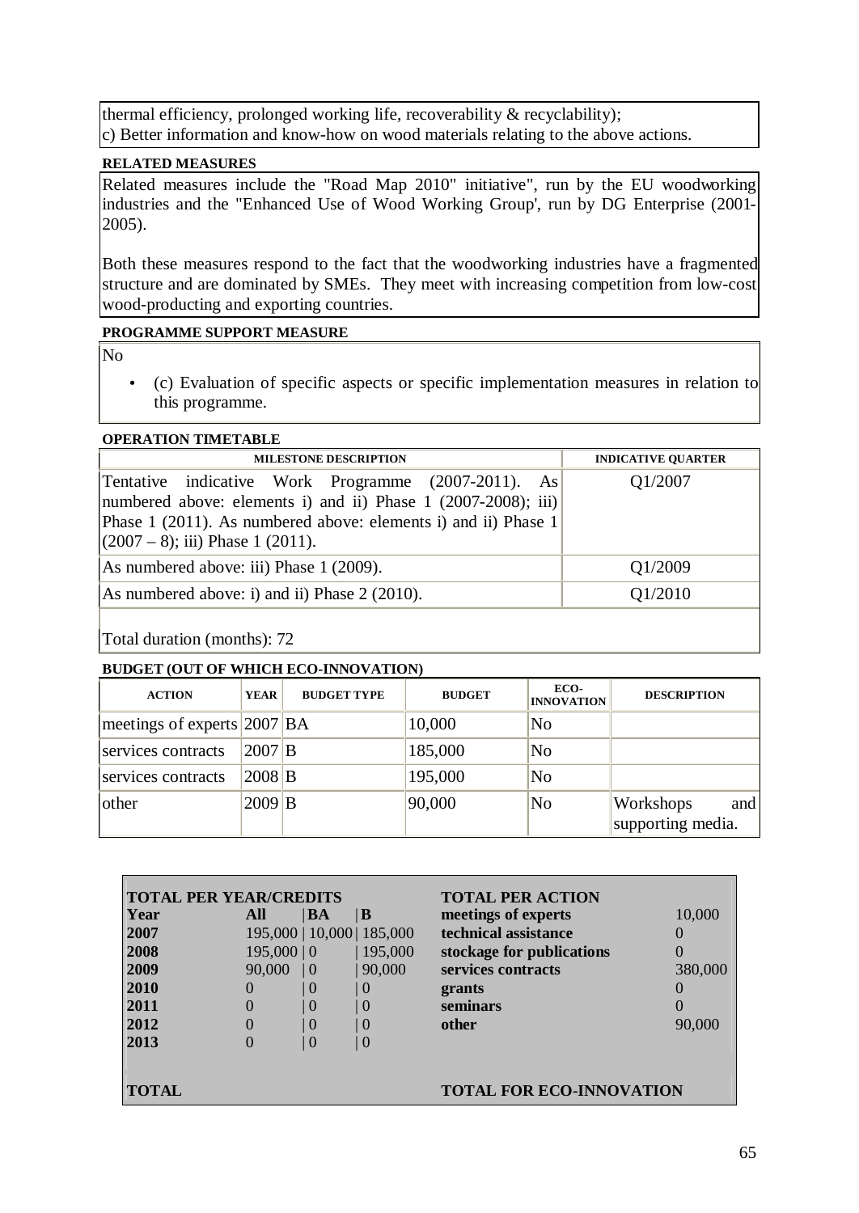thermal efficiency, prolonged working life, recoverability & recyclability);
c) Better information and know-how on wood materials relating to the above actions.

**RELATED MEASURES**

Related measures include the "Road Map 2010" initiative", run by the EU woodworking industries and the "Enhanced Use of Wood Working Group', run by DG Enterprise (2001-2005).

Both these measures respond to the fact that the woodworking industries have a fragmented structure and are dominated by SMEs. They meet with increasing competition from low-cost wood-productng and exporting countries.

**PROGRAMME SUPPORT MEASURE**

No

- (c) Evaluation of specific aspects or specific implementation measures in relation to this programme.

**OPERATION TIMETABLE**

| MILESTONE DESCRIPTION | INDICATIVE QUARTER |
|---|---|
| Tentative indicative Work Programme (2007-2011). As numbered above: elements i) and ii) Phase 1 (2007-2008); iii) Phase 1 (2011). As numbered above: elements i) and ii) Phase 1 (2007 – 8); iii) Phase 1 (2011). | Q1/2007 |
| As numbered above: iii) Phase 1 (2009). | Q1/2009 |
| As numbered above: i) and ii) Phase 2 (2010). | Q1/2010 |

Total duration (months): 72

**BUDGET (OUT OF WHICH ECO-INNOVATION)**

| ACTION | YEAR | BUDGET TYPE | BUDGET | ECO-INNOVATION | DESCRIPTION |
|---|---|---|---|---|---|
| meetings of experts | 2007 | BA | 10,000 | No | |
| services contracts | 2007 | B | 185,000 | No | |
| services contracts | 2008 | B | 195,000 | No | |
| other | 2009 | B | 90,000 | No | Workshops and supporting media. |

| TOTAL PER YEAR/CREDITS | | | | TOTAL PER ACTION | |
|---|---|---|---|---|---|
| **Year** | **All** | **BA** | **B** | **meetings of experts** | 10,000 |
| **2007** | 195,000 | 10,000 | 185,000 | **technical assistance** | 0 |
| **2008** | 195,000 | 0 | 195,000 | **stockage for publications** | 0 |
| **2009** | 90,000 | 0 | 90,000 | **services contracts** | 380,000 |
| **2010** | 0 | 0 | 0 | **grants** | 0 |
| **2011** | 0 | 0 | 0 | **seminars** | 0 |
| **2012** | 0 | 0 | 0 | **other** | 90,000 |
| **2013** | 0 | 0 | 0 | | |
| **TOTAL** | | | | **TOTAL FOR ECO-INNOVATION** | |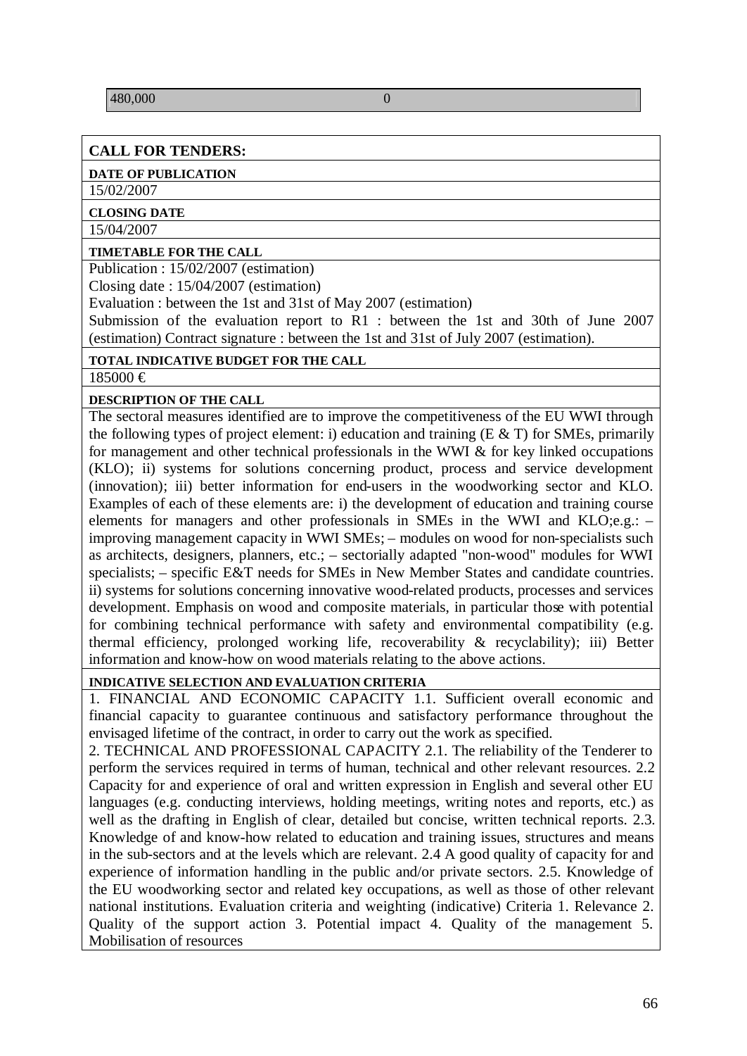| | |
|---|---|
| 480,000 | 0 |

## CALL FOR TENDERS:

**DATE OF PUBLICATION**

15/02/2007

**CLOSING DATE**

15/04/2007

**TIMETABLE FOR THE CALL**

Publication : 15/02/2007 (estimation)

Closing date : 15/04/2007 (estimation)

Evaluation : between the 1st and 31st of May 2007 (estimation)

Submission of the evaluation report to R1 : between the 1st and 30th of June 2007 (estimation) Contract signature : between the 1st and 31st of July 2007 (estimation).

**TOTAL INDICATIVE BUDGET FOR THE CALL**

185000 €

**DESCRIPTION OF THE CALL**

The sectoral measures identified are to improve the competitiveness of the EU WWI through the following types of project element: i) education and training (E & T) for SMEs, primarily for management and other technical professionals in the WWI & for key linked occupations (KLO); ii) systems for solutions concerning product, process and service development (innovation); iii) better information for end-users in the woodworking sector and KLO. Examples of each of these elements are: i) the development of education and training course elements for managers and other professionals in SMEs in the WWI and KLO;e.g.: – improving management capacity in WWI SMEs; – modules on wood for non-specialists such as architects, designers, planners, etc.; – sectorially adapted "non-wood" modules for WWI specialists; – specific E&T needs for SMEs in New Member States and candidate countries. ii) systems for solutions concerning innovative wood-related products, processes and services development. Emphasis on wood and composite materials, in particular those with potential for combining technical performance with safety and environmental compatibility (e.g. thermal efficiency, prolonged working life, recoverability & recyclability); iii) Better information and know-how on wood materials relating to the above actions.

**INDICATIVE SELECTION AND EVALUATION CRITERIA**

1. FINANCIAL AND ECONOMIC CAPACITY 1.1. Sufficient overall economic and financial capacity to guarantee continuous and satisfactory performance throughout the envisaged lifetime of the contract, in order to carry out the work as specified.

2. TECHNICAL AND PROFESSIONAL CAPACITY 2.1. The reliability of the Tenderer to perform the services required in terms of human, technical and other relevant resources. 2.2 Capacity for and experience of oral and written expression in English and several other EU languages (e.g. conducting interviews, holding meetings, writing notes and reports, etc.) as well as the drafting in English of clear, detailed but concise, written technical reports. 2.3. Knowledge of and know-how related to education and training issues, structures and means in the sub-sectors and at the levels which are relevant. 2.4 A good quality of capacity for and experience of information handling in the public and/or private sectors. 2.5. Knowledge of the EU woodworking sector and related key occupations, as well as those of other relevant national institutions. Evaluation criteria and weighting (indicative) Criteria 1. Relevance 2. Quality of the support action 3. Potential impact 4. Quality of the management 5. Mobilisation of resources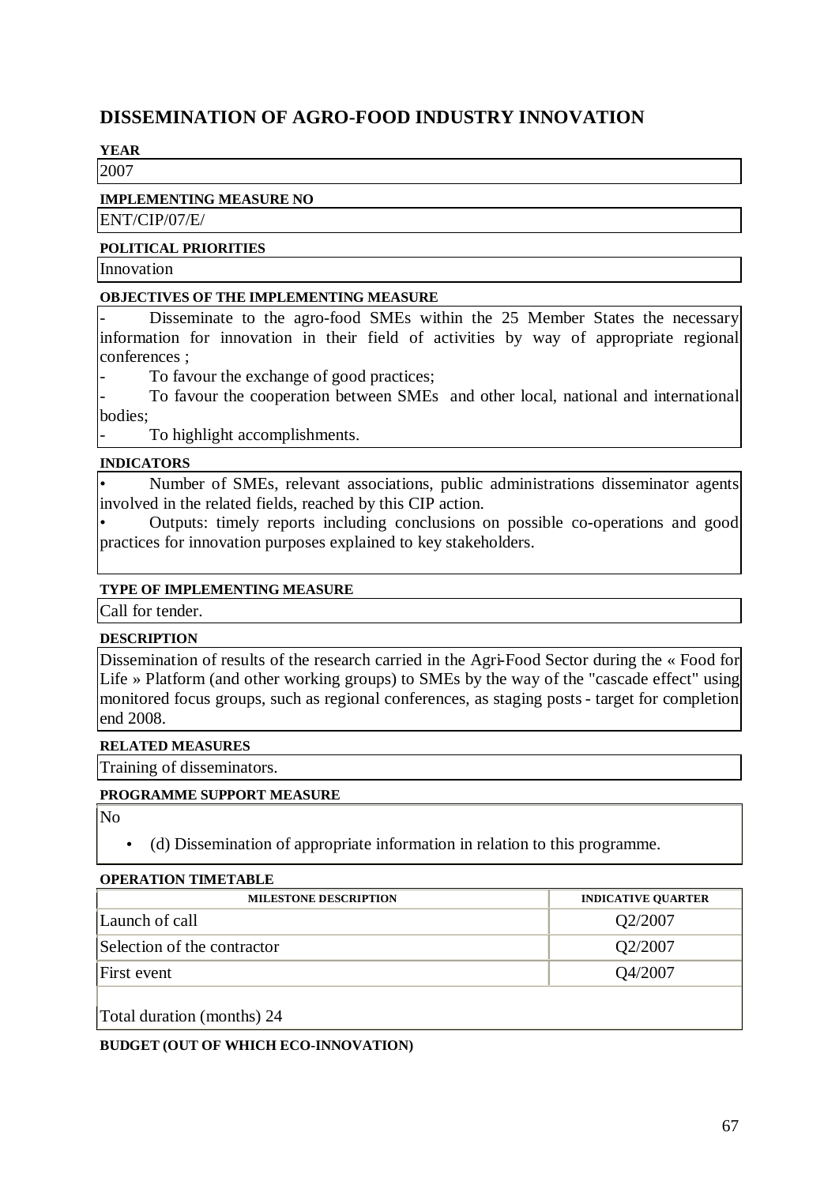## DISSEMINATION OF AGRO-FOOD INDUSTRY INNOVATION

**YEAR**

2007

**IMPLEMENTING MEASURE NO**

ENT/CIP/07/E/

**POLITICAL PRIORITIES**

Innovation

**OBJECTIVES OF THE IMPLEMENTING MEASURE**

- Disseminate to the agro-food SMEs within the 25 Member States the necessary information for innovation in their field of activities by way of appropriate regional conferences ;
- To favour the exchange of good practices;
- To favour the cooperation between SMEs and other local, national and international bodies;
- To highlight accomplishments.

**INDICATORS**

- Number of SMEs, relevant associations, public administrations disseminator agents involved in the related fields, reached by this CIP action.
- Outputs: timely reports including conclusions on possible co-operations and good practices for innovation purposes explained to key stakeholders.

**TYPE OF IMPLEMENTING MEASURE**

Call for tender.

**DESCRIPTION**

Dissemination of results of the research carried in the Agri-Food Sector during the « Food for Life » Platform (and other working groups) to SMEs by the way of the "cascade effect" using monitored focus groups, such as regional conferences, as staging posts - target for completion end 2008.

**RELATED MEASURES**

Training of disseminators.

**PROGRAMME SUPPORT MEASURE**

No

- (d) Dissemination of appropriate information in relation to this programme.

**OPERATION TIMETABLE**

| MILESTONE DESCRIPTION | INDICATIVE QUARTER |
|---|---|
| Launch of call | Q2/2007 |
| Selection of the contractor | Q2/2007 |
| First event | Q4/2007 |
| Total duration (months) 24 | |

**BUDGET (OUT OF WHICH ECO-INNOVATION)**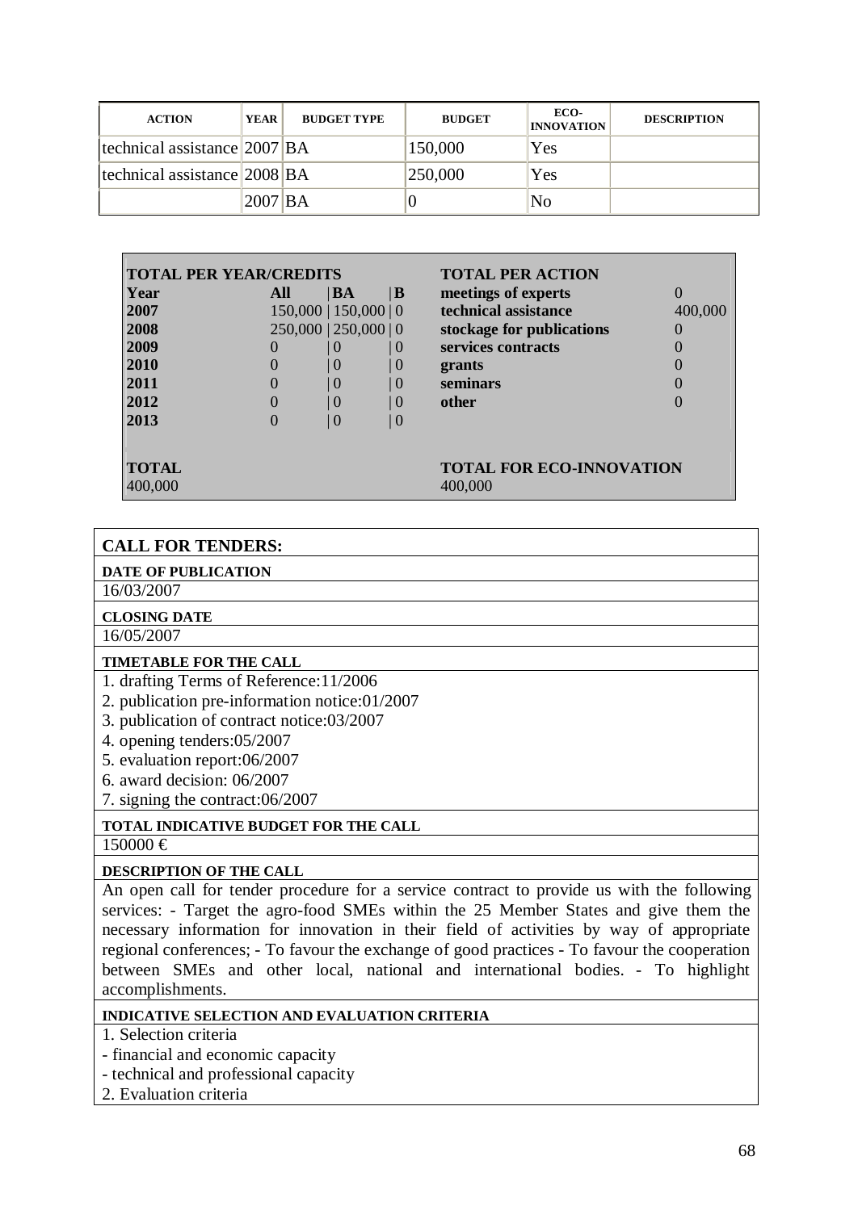| ACTION | YEAR | BUDGET TYPE | BUDGET | ECO-INNOVATION | DESCRIPTION |
|---|---|---|---|---|---|
| technical assistance | 2007 | BA | 150,000 | Yes | |
| technical assistance | 2008 | BA | 250,000 | Yes | |
| | 2007 | BA | 0 | No | |

| TOTAL PER YEAR/CREDITS | | | |
|---|---|---|---|
| **Year** | **All** | **BA** | **B** |
| **2007** | 150,000 | 150,000 | 0 |
| **2008** | 250,000 | 250,000 | 0 |
| **2009** | 0 | 0 | 0 |
| **2010** | 0 | 0 | 0 |
| **2011** | 0 | 0 | 0 |
| **2012** | 0 | 0 | 0 |
| **2013** | 0 | 0 | 0 |

**TOTAL**
400,000

| TOTAL PER ACTION | |
|---|---|
| **meetings of experts** | 0 |
| **technical assistance** | 400,000 |
| **stockage for publications** | 0 |
| **services contracts** | 0 |
| **grants** | 0 |
| **seminars** | 0 |
| **other** | 0 |

**TOTAL FOR ECO-INNOVATION**
400,000

## CALL FOR TENDERS:

**DATE OF PUBLICATION**

16/03/2007

**CLOSING DATE**

16/05/2007

**TIMETABLE FOR THE CALL**

1. drafting Terms of Reference:11/2006
2. publication pre-information notice:01/2007
3. publication of contract notice:03/2007
4. opening tenders:05/2007
5. evaluation report:06/2007
6. award decision: 06/2007
7. signing the contract:06/2007

**TOTAL INDICATIVE BUDGET FOR THE CALL**

150000 €

**DESCRIPTION OF THE CALL**

An open call for tender procedure for a service contract to provide us with the following services: - Target the agro-food SMEs within the 25 Member States and give them the necessary information for innovation in their field of activities by way of appropriate regional conferences; - To favour the exchange of good practices - To favour the cooperation between SMEs and other local, national and international bodies. - To highlight accomplishments.

**INDICATIVE SELECTION AND EVALUATION CRITERIA**

1. Selection criteria
- financial and economic capacity
- technical and professional capacity
2. Evaluation criteria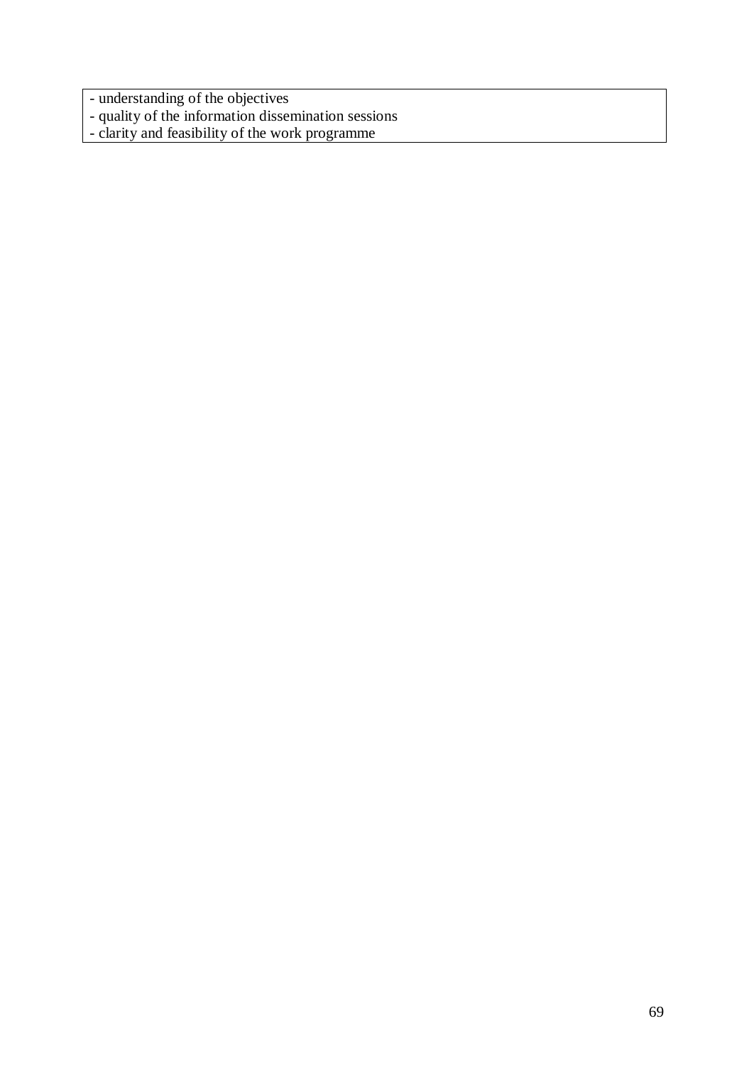| |
|---|
| - understanding of the objectives<br>- quality of the information dissemination sessions<br>- clarity and feasibility of the work programme |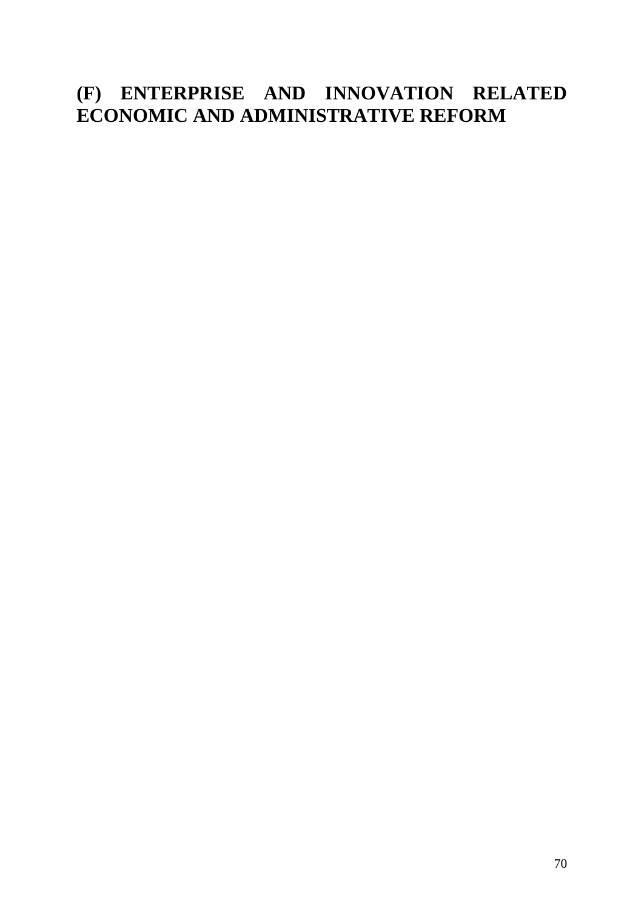# (F) ENTERPRISE AND INNOVATION RELATED ECONOMIC AND ADMINISTRATIVE REFORM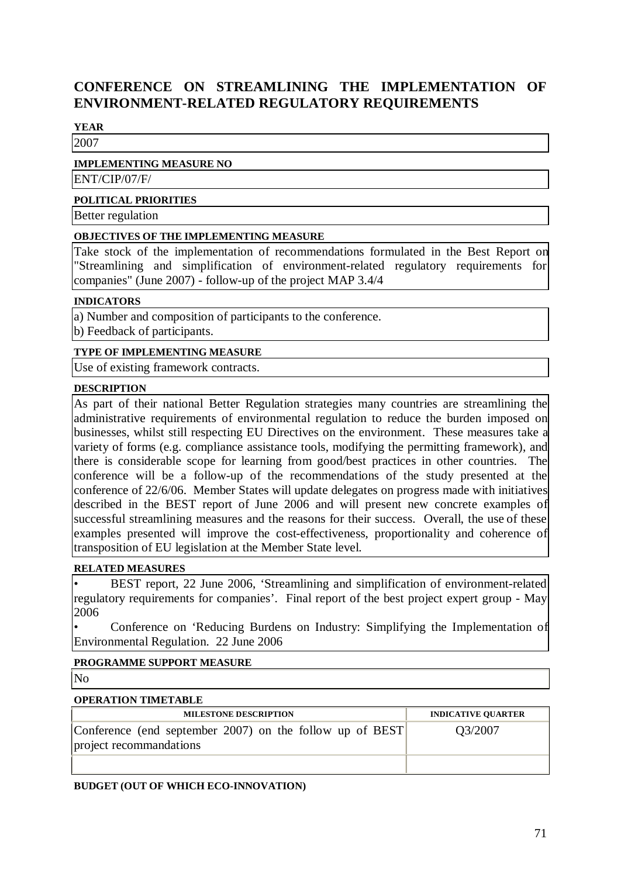## CONFERENCE ON STREAMLINING THE IMPLEMENTATION OF ENVIRONMENT-RELATED REGULATORY REQUIREMENTS

**YEAR**

2007

**IMPLEMENTING MEASURE NO**

ENT/CIP/07/F/

**POLITICAL PRIORITIES**

Better regulation

**OBJECTIVES OF THE IMPLEMENTING MEASURE**

Take stock of the implementation of recommendations formulated in the Best Report on "Streamlining and simplification of environment-related regulatory requirements for companies" (June 2007) - follow-up of the project MAP 3.4/4

**INDICATORS**

a) Number and composition of participants to the conference.
b) Feedback of participants.

**TYPE OF IMPLEMENTING MEASURE**

Use of existing framework contracts.

**DESCRIPTION**

As part of their national Better Regulation strategies many countries are streamlining the administrative requirements of environmental regulation to reduce the burden imposed on businesses, whilst still respecting EU Directives on the environment. These measures take a variety of forms (e.g. compliance assistance tools, modifying the permitting framework), and there is considerable scope for learning from good/best practices in other countries. The conference will be a follow-up of the recommendations of the study presented at the conference of 22/6/06. Member States will update delegates on progress made with initiatives described in the BEST report of June 2006 and will present new concrete examples of successful streamlining measures and the reasons for their success. Overall, the use of these examples presented will improve the cost-effectiveness, proportionality and coherence of transposition of EU legislation at the Member State level.

**RELATED MEASURES**

- BEST report, 22 June 2006, 'Streamlining and simplification of environment-related regulatory requirements for companies'. Final report of the best project expert group - May 2006
- Conference on 'Reducing Burdens on Industry: Simplifying the Implementation of Environmental Regulation. 22 June 2006

**PROGRAMME SUPPORT MEASURE**

No

**OPERATION TIMETABLE**

| MILESTONE DESCRIPTION | INDICATIVE QUARTER |
|---|---|
| Conference (end september 2007) on the follow up of BEST project recommandations | Q3/2007 |
| | |

**BUDGET (OUT OF WHICH ECO-INNOVATION)**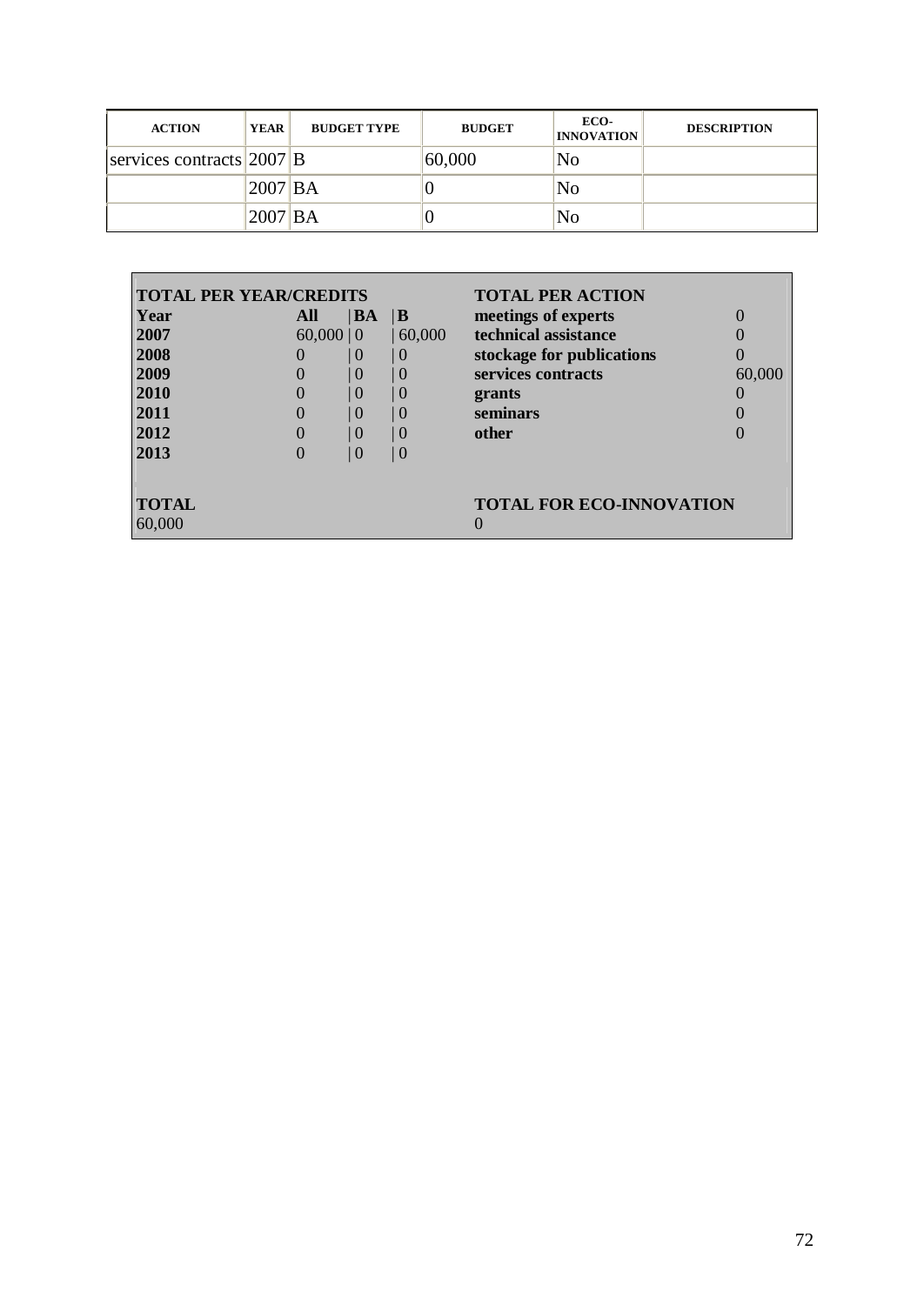| ACTION | YEAR | BUDGET TYPE | BUDGET | ECO-INNOVATION | DESCRIPTION |
|---|---|---|---|---|---|
| services contracts | 2007 | B | 60,000 | No | |
| | 2007 | BA | 0 | No | |
| | 2007 | BA | 0 | No | |

| TOTAL PER YEAR/CREDITS | | | | TOTAL PER ACTION | |
|---|---|---|---|---|---|
| **Year** | **All** | **BA** | **B** | **meetings of experts** | 0 |
| **2007** | 60,000 | 0 | 60,000 | **technical assistance** | 0 |
| **2008** | 0 | 0 | 0 | **stockage for publications** | 0 |
| **2009** | 0 | 0 | 0 | **services contracts** | 60,000 |
| **2010** | 0 | 0 | 0 | **grants** | 0 |
| **2011** | 0 | 0 | 0 | **seminars** | 0 |
| **2012** | 0 | 0 | 0 | **other** | 0 |
| **2013** | 0 | 0 | 0 | | |
| **TOTAL** | | | | **TOTAL FOR ECO-INNOVATION** | |
| 60,000 | | | | 0 | |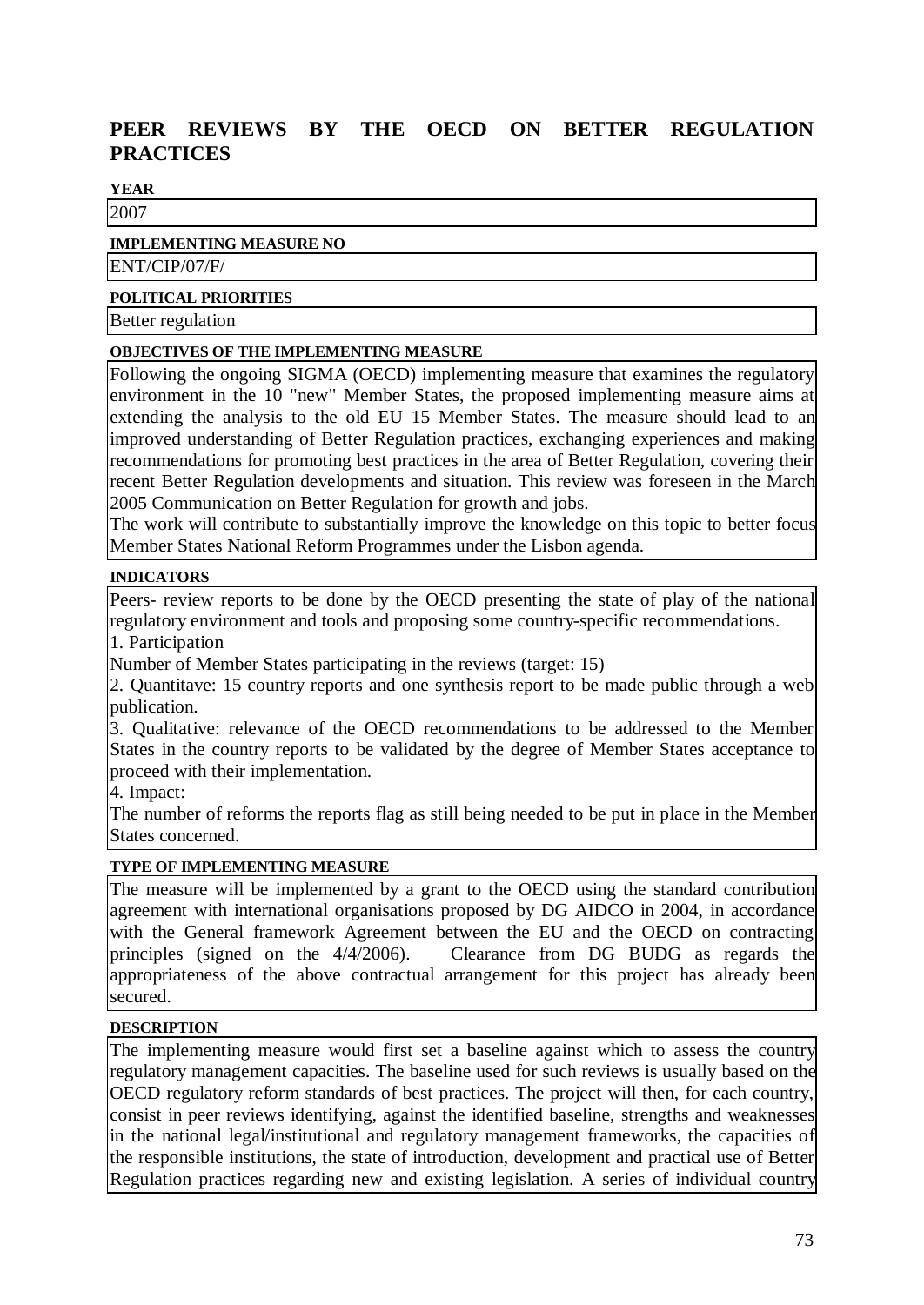## PEER REVIEWS BY THE OECD ON BETTER REGULATION PRACTICES

**YEAR**

2007

**IMPLEMENTING MEASURE NO**

ENT/CIP/07/F/

**POLITICAL PRIORITIES**

Better regulation

**OBJECTIVES OF THE IMPLEMENTING MEASURE**

Following the ongoing SIGMA (OECD) implementing measure that examines the regulatory environment in the 10 "new" Member States, the proposed implementing measure aims at extending the analysis to the old EU 15 Member States. The measure should lead to an improved understanding of Better Regulation practices, exchanging experiences and making recommendations for promoting best practices in the area of Better Regulation, covering their recent Better Regulation developments and situation. This review was foreseen in the March 2005 Communication on Better Regulation for growth and jobs.

The work will contribute to substantially improve the knowledge on this topic to better focus Member States National Reform Programmes under the Lisbon agenda.

**INDICATORS**

Peers- review reports to be done by the OECD presenting the state of play of the national regulatory environment and tools and proposing some country-specific recommendations.

1. Participation

Number of Member States participating in the reviews (target: 15)

2. Quantitave: 15 country reports and one synthesis report to be made public through a web publication.

3. Qualitative: relevance of the OECD recommendations to be addressed to the Member States in the country reports to be validated by the degree of Member States acceptance to proceed with their implementation.

4. Impact:

The number of reforms the reports flag as still being needed to be put in place in the Member States concerned.

**TYPE OF IMPLEMENTING MEASURE**

The measure will be implemented by a grant to the OECD using the standard contribution agreement with international organisations proposed by DG AIDCO in 2004, in accordance with the General framework Agreement between the EU and the OECD on contracting principles (signed on the 4/4/2006). Clearance from DG BUDG as regards the appropriateness of the above contractual arrangement for this project has already been secured.

**DESCRIPTION**

The implementing measure would first set a baseline against which to assess the country regulatory management capacities. The baseline used for such reviews is usually based on the OECD regulatory reform standards of best practices. The project will then, for each country, consist in peer reviews identifying, against the identified baseline, strengths and weaknesses in the national legal/institutional and regulatory management frameworks, the capacities of the responsible institutions, the state of introduction, development and practical use of Better Regulation practices regarding new and existing legislation. A series of individual country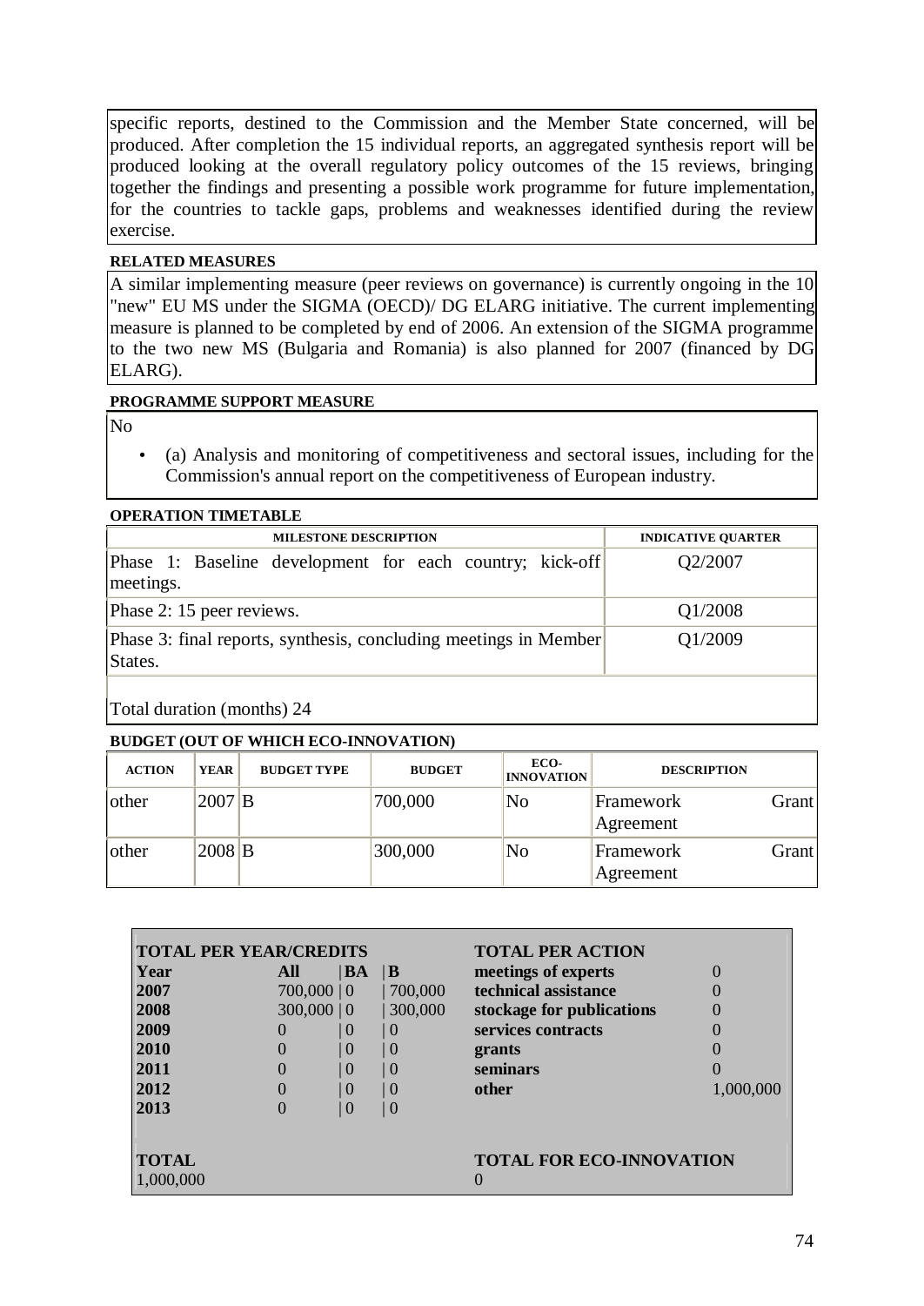specific reports, destined to the Commission and the Member State concerned, will be produced. After completion the 15 individual reports, an aggregated synthesis report will be produced looking at the overall regulatory policy outcomes of the 15 reviews, bringing together the findings and presenting a possible work programme for future implementation, for the countries to tackle gaps, problems and weaknesses identified during the review exercise.

**RELATED MEASURES**

A similar implementing measure (peer reviews on governance) is currently ongoing in the 10 "new" EU MS under the SIGMA (OECD)/ DG ELARG initiative. The current implementing measure is planned to be completed by end of 2006. An extension of the SIGMA programme to the two new MS (Bulgaria and Romania) is also planned for 2007 (financed by DG ELARG).

**PROGRAMME SUPPORT MEASURE**

No

- (a) Analysis and monitoring of competitiveness and sectoral issues, including for the Commission's annual report on the competitiveness of European industry.

**OPERATION TIMETABLE**

| MILESTONE DESCRIPTION | INDICATIVE QUARTER |
|---|---|
| Phase 1: Baseline development for each country; kick-off meetings. | Q2/2007 |
| Phase 2: 15 peer reviews. | Q1/2008 |
| Phase 3: final reports, synthesis, concluding meetings in Member States. | Q1/2009 |

Total duration (months) 24

**BUDGET (OUT OF WHICH ECO-INNOVATION)**

| ACTION | YEAR | BUDGET TYPE | BUDGET | ECO-INNOVATION | DESCRIPTION |
|---|---|---|---|---|---|
| other | 2007 | B | 700,000 | No | Framework Grant Agreement |
| other | 2008 | B | 300,000 | No | Framework Grant Agreement |

| TOTAL PER YEAR/CREDITS | | | | TOTAL PER ACTION | |
|---|---|---|---|---|---|
| **Year** | **All** | **BA** | **B** | **meetings of experts** | 0 |
| **2007** | 700,000 | 0 | 700,000 | **technical assistance** | 0 |
| **2008** | 300,000 | 0 | 300,000 | **stockage for publications** | 0 |
| **2009** | 0 | 0 | 0 | **services contracts** | 0 |
| **2010** | 0 | 0 | 0 | **grants** | 0 |
| **2011** | 0 | 0 | 0 | **seminars** | 0 |
| **2012** | 0 | 0 | 0 | **other** | 1,000,000 |
| **2013** | 0 | 0 | 0 | | |
| **TOTAL** | | | | **TOTAL FOR ECO-INNOVATION** | |
| 1,000,000 | | | | 0 | |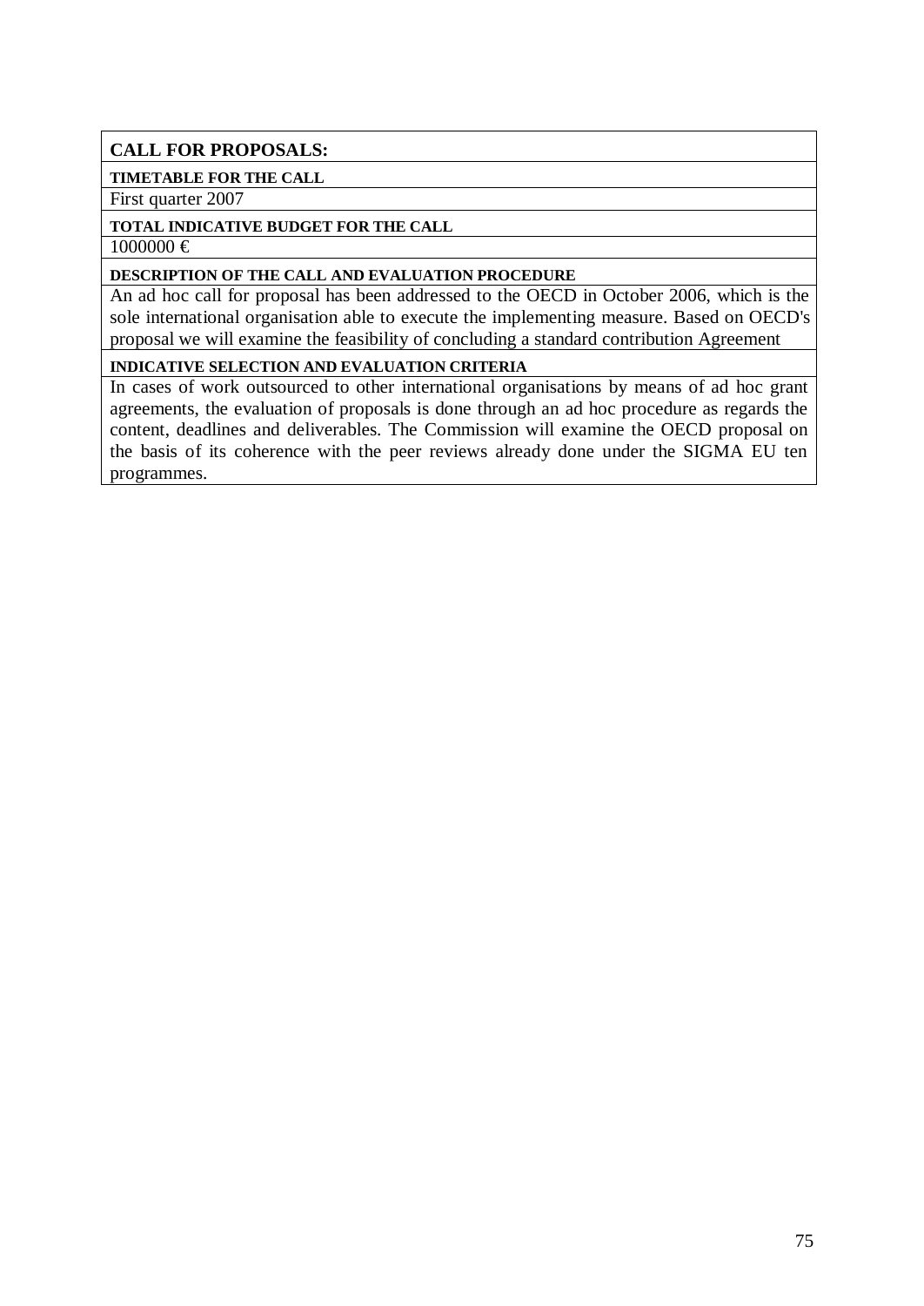**CALL FOR PROPOSALS:**

**TIMETABLE FOR THE CALL**

First quarter 2007

**TOTAL INDICATIVE BUDGET FOR THE CALL**

1000000 €

**DESCRIPTION OF THE CALL AND EVALUATION PROCEDURE**

An ad hoc call for proposal has been addressed to the OECD in October 2006, which is the sole international organisation able to execute the implementing measure. Based on OECD's proposal we will examine the feasibility of concluding a standard contribution Agreement

**INDICATIVE SELECTION AND EVALUATION CRITERIA**

In cases of work outsourced to other international organisations by means of ad hoc grant agreements, the evaluation of proposals is done through an ad hoc procedure as regards the content, deadlines and deliverables. The Commission will examine the OECD proposal on the basis of its coherence with the peer reviews already done under the SIGMA EU ten programmes.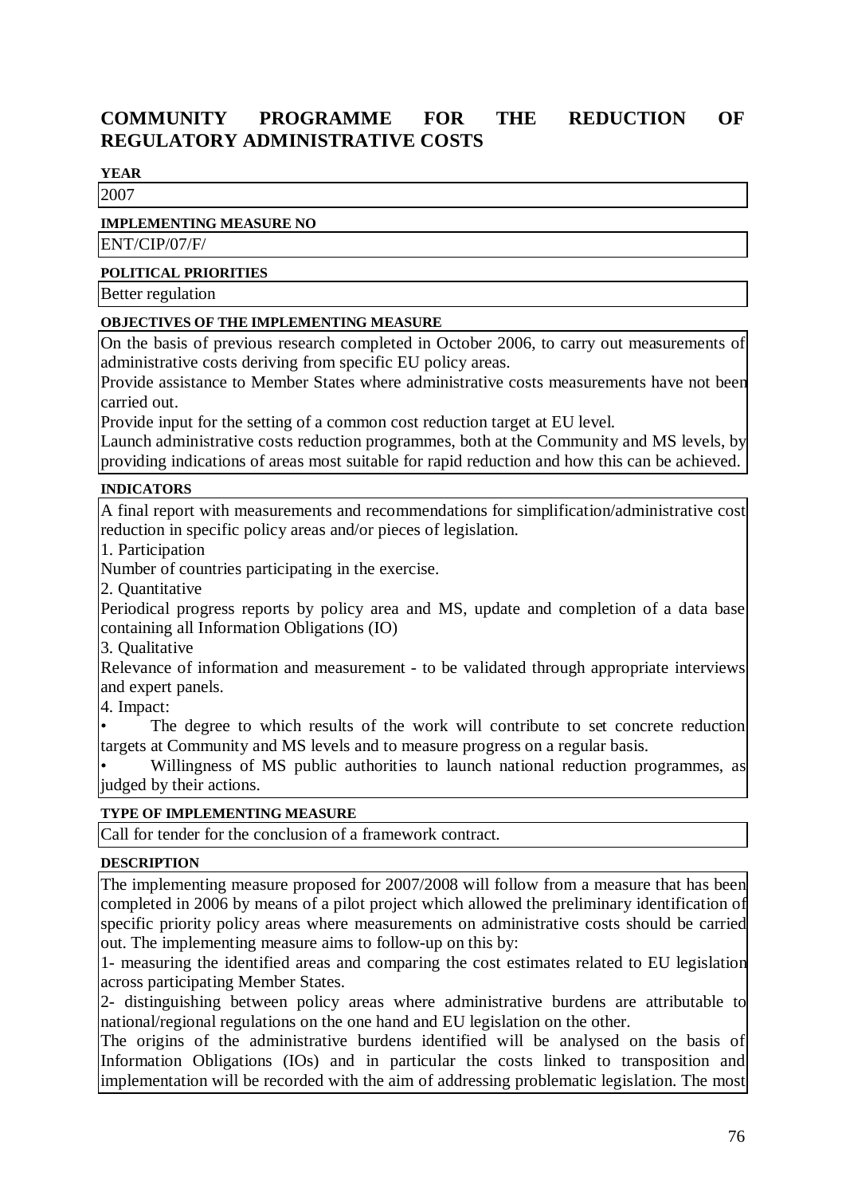# COMMUNITY PROGRAMME FOR THE REDUCTION OF REGULATORY ADMINISTRATIVE COSTS

**YEAR**

2007

**IMPLEMENTING MEASURE NO**

ENT/CIP/07/F/

**POLITICAL PRIORITIES**

Better regulation

**OBJECTIVES OF THE IMPLEMENTING MEASURE**

On the basis of previous research completed in October 2006, to carry out measurements of administrative costs deriving from specific EU policy areas.

Provide assistance to Member States where administrative costs measurements have not been carried out.

Provide input for the setting of a common cost reduction target at EU level.

Launch administrative costs reduction programmes, both at the Community and MS levels, by providing indications of areas most suitable for rapid reduction and how this can be achieved.

**INDICATORS**

A final report with measurements and recommendations for simplification/administrative cost reduction in specific policy areas and/or pieces of legislation.

1. Participation

Number of countries participating in the exercise.

2. Quantitative

Periodical progress reports by policy area and MS, update and completion of a data base containing all Information Obligations (IO)

3. Qualitative

Relevance of information and measurement - to be validated through appropriate interviews and expert panels.

4. Impact:

- The degree to which results of the work will contribute to set concrete reduction targets at Community and MS levels and to measure progress on a regular basis.
- Willingness of MS public authorities to launch national reduction programmes, as judged by their actions.

**TYPE OF IMPLEMENTING MEASURE**

Call for tender for the conclusion of a framework contract.

**DESCRIPTION**

The implementing measure proposed for 2007/2008 will follow from a measure that has been completed in 2006 by means of a pilot project which allowed the preliminary identification of specific priority policy areas where measurements on administrative costs should be carried out. The implementing measure aims to follow-up on this by:

1- measuring the identified areas and comparing the cost estimates related to EU legislation across participating Member States.

2- distinguishing between policy areas where administrative burdens are attributable to national/regional regulations on the one hand and EU legislation on the other.

The origins of the administrative burdens identified will be analysed on the basis of Information Obligations (IOs) and in particular the costs linked to transposition and implementation will be recorded with the aim of addressing problematic legislation. The most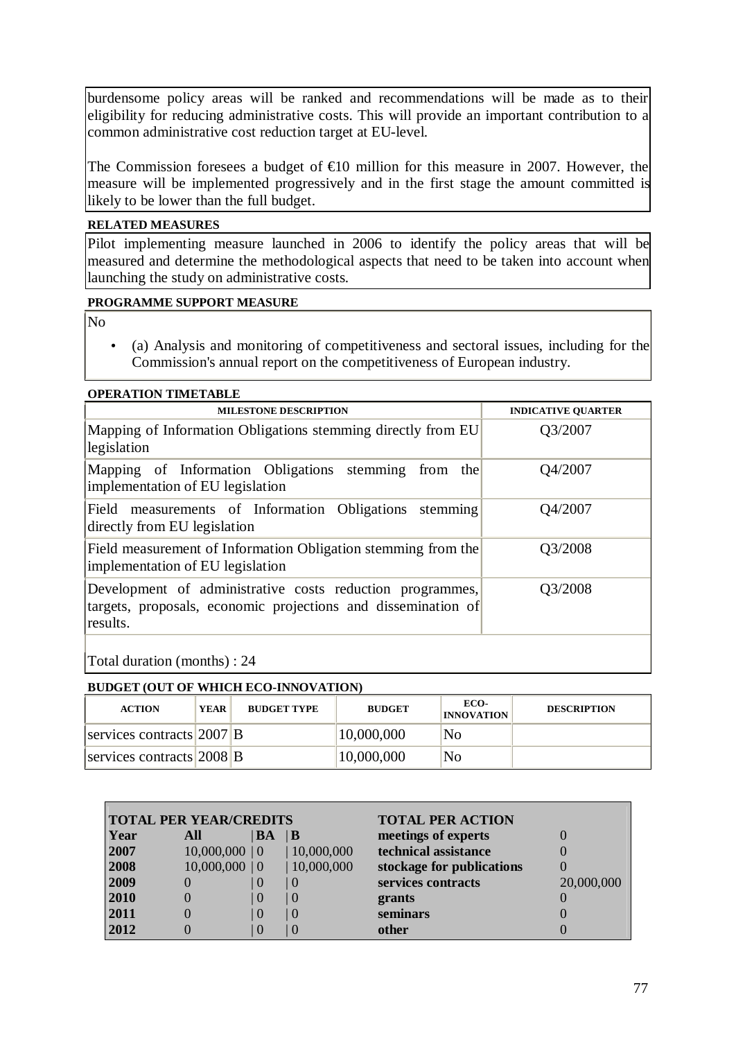burdensome policy areas will be ranked and recommendations will be made as to their eligibility for reducing administrative costs. This will provide an important contribution to a common administrative cost reduction target at EU-level.

The Commission foresees a budget of €10 million for this measure in 2007. However, the measure will be implemented progressively and in the first stage the amount committed is likely to be lower than the full budget.

**RELATED MEASURES**

Pilot implementing measure launched in 2006 to identify the policy areas that will be measured and determine the methodological aspects that need to be taken into account when launching the study on administrative costs.

**PROGRAMME SUPPORT MEASURE**

No

- (a) Analysis and monitoring of competitiveness and sectoral issues, including for the Commission's annual report on the competitiveness of European industry.

**OPERATION TIMETABLE**

| MILESTONE DESCRIPTION | INDICATIVE QUARTER |
|---|---|
| Mapping of Information Obligations stemming directly from EU legislation | Q3/2007 |
| Mapping of Information Obligations stemming from the implementation of EU legislation | Q4/2007 |
| Field measurements of Information Obligations stemming directly from EU legislation | Q4/2007 |
| Field measurement of Information Obligation stemming from the implementation of EU legislation | Q3/2008 |
| Development of administrative costs reduction programmes, targets, proposals, economic projections and dissemination of results. | Q3/2008 |

Total duration (months) : 24

**BUDGET (OUT OF WHICH ECO-INNOVATION)**

| ACTION | YEAR | BUDGET TYPE | BUDGET | ECO-INNOVATION | DESCRIPTION |
|---|---|---|---|---|---|
| services contracts | 2007 | B | 10,000,000 | No | |
| services contracts | 2008 | B | 10,000,000 | No | |

| **TOTAL PER YEAR/CREDITS** | | | | **TOTAL PER ACTION** | |
|---|---|---|---|---|---|
| **Year** | **All** | **BA** | **B** | **meetings of experts** | 0 |
| **2007** | 10,000,000 | 0 | 10,000,000 | **technical assistance** | 0 |
| **2008** | 10,000,000 | 0 | 10,000,000 | **stockage for publications** | 0 |
| **2009** | 0 | 0 | 0 | **services contracts** | 20,000,000 |
| **2010** | 0 | 0 | 0 | **grants** | 0 |
| **2011** | 0 | 0 | 0 | **seminars** | 0 |
| **2012** | 0 | 0 | 0 | **other** | 0 |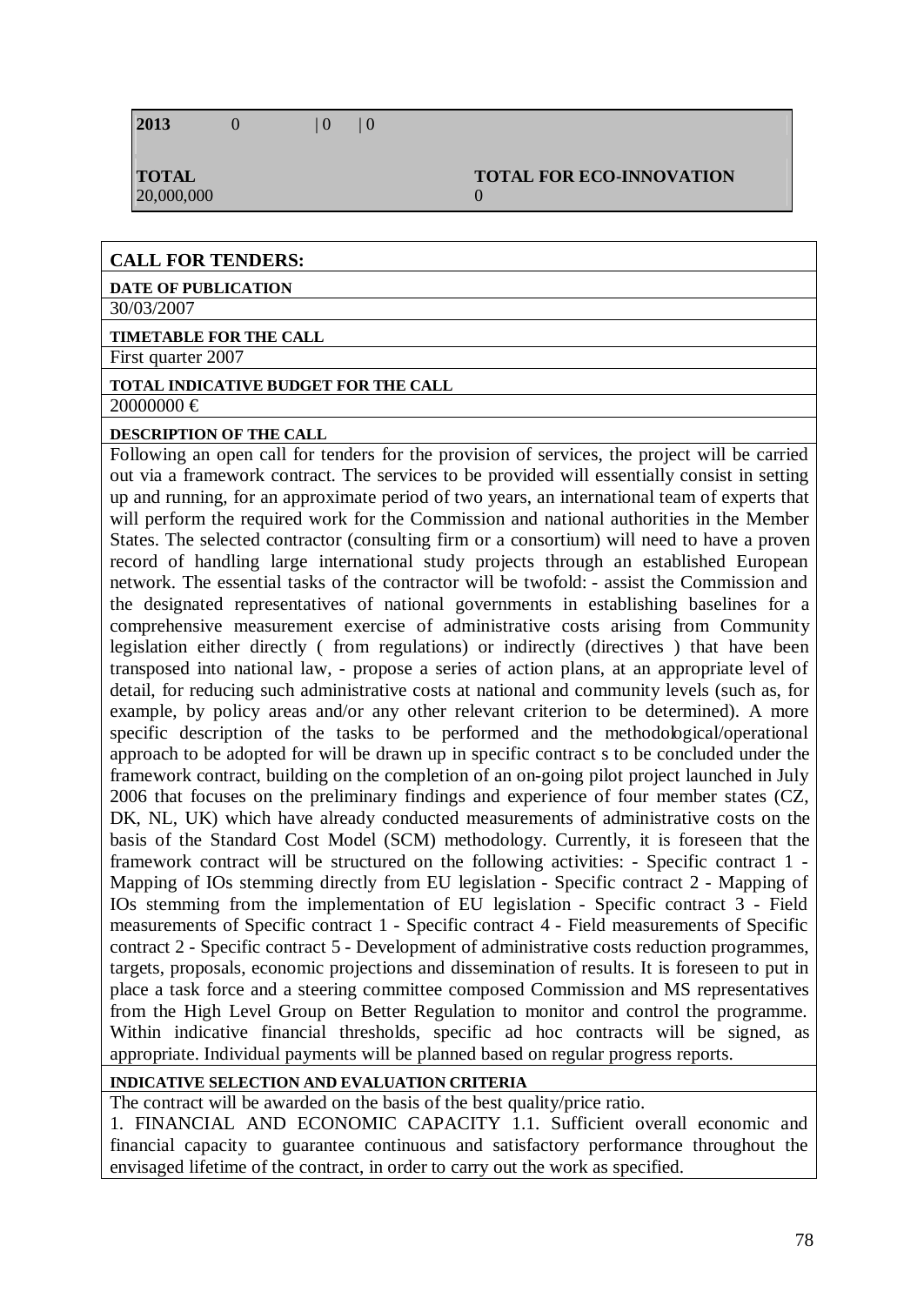| **2013** | 0 | 0 | 0 |
|---|---|---|---|
| **TOTAL** 20,000,000 | | | **TOTAL FOR ECO-INNOVATION** 0 |

**CALL FOR TENDERS:**

**DATE OF PUBLICATION**

30/03/2007

**TIMETABLE FOR THE CALL**

First quarter 2007

**TOTAL INDICATIVE BUDGET FOR THE CALL**

20000000 €

**DESCRIPTION OF THE CALL**

Following an open call for tenders for the provision of services, the project will be carried out via a framework contract. The services to be provided will essentially consist in setting up and running, for an approximate period of two years, an international team of experts that will perform the required work for the Commission and national authorities in the Member States. The selected contractor (consulting firm or a consortium) will need to have a proven record of handling large international study projects through an established European network. The essential tasks of the contractor will be twofold: - assist the Commission and the designated representatives of national governments in establishing baselines for a comprehensive measurement exercise of administrative costs arising from Community legislation either directly ( from regulations) or indirectly (directives ) that have been transposed into national law, - propose a series of action plans, at an appropriate level of detail, for reducing such administrative costs at national and community levels (such as, for example, by policy areas and/or any other relevant criterion to be determined). A more specific description of the tasks to be performed and the methodological/operational approach to be adopted for will be drawn up in specific contract s to be concluded under the framework contract, building on the completion of an on-going pilot project launched in July 2006 that focuses on the preliminary findings and experience of four member states (CZ, DK, NL, UK) which have already conducted measurements of administrative costs on the basis of the Standard Cost Model (SCM) methodology. Currently, it is foreseen that the framework contract will be structured on the following activities: - Specific contract 1 - Mapping of IOs stemming directly from EU legislation - Specific contract 2 - Mapping of IOs stemming from the implementation of EU legislation - Specific contract 3 - Field measurements of Specific contract 1 - Specific contract 4 - Field measurements of Specific contract 2 - Specific contract 5 - Development of administrative costs reduction programmes, targets, proposals, economic projections and dissemination of results. It is foreseen to put in place a task force and a steering committee composed Commission and MS representatives from the High Level Group on Better Regulation to monitor and control the programme. Within indicative financial thresholds, specific ad hoc contracts will be signed, as appropriate. Individual payments will be planned based on regular progress reports.

**INDICATIVE SELECTION AND EVALUATION CRITERIA**

The contract will be awarded on the basis of the best quality/price ratio.

1. FINANCIAL AND ECONOMIC CAPACITY 1.1. Sufficient overall economic and financial capacity to guarantee continuous and satisfactory performance throughout the envisaged lifetime of the contract, in order to carry out the work as specified.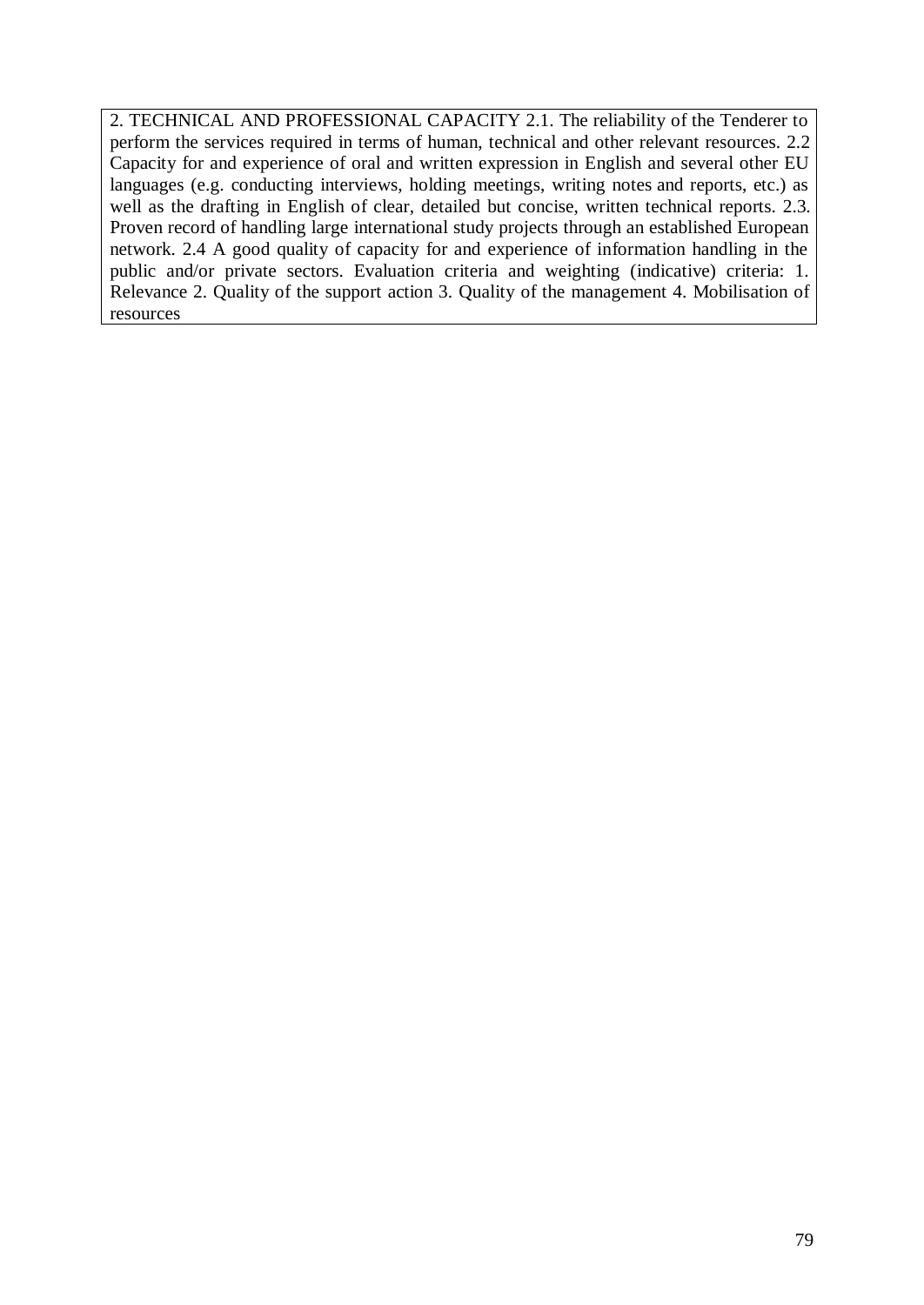2. TECHNICAL AND PROFESSIONAL CAPACITY 2.1. The reliability of the Tenderer to perform the services required in terms of human, technical and other relevant resources. 2.2 Capacity for and experience of oral and written expression in English and several other EU languages (e.g. conducting interviews, holding meetings, writing notes and reports, etc.) as well as the drafting in English of clear, detailed but concise, written technical reports. 2.3. Proven record of handling large international study projects through an established European network. 2.4 A good quality of capacity for and experience of information handling in the public and/or private sectors. Evaluation criteria and weighting (indicative) criteria: 1. Relevance 2. Quality of the support action 3. Quality of the management 4. Mobilisation of resources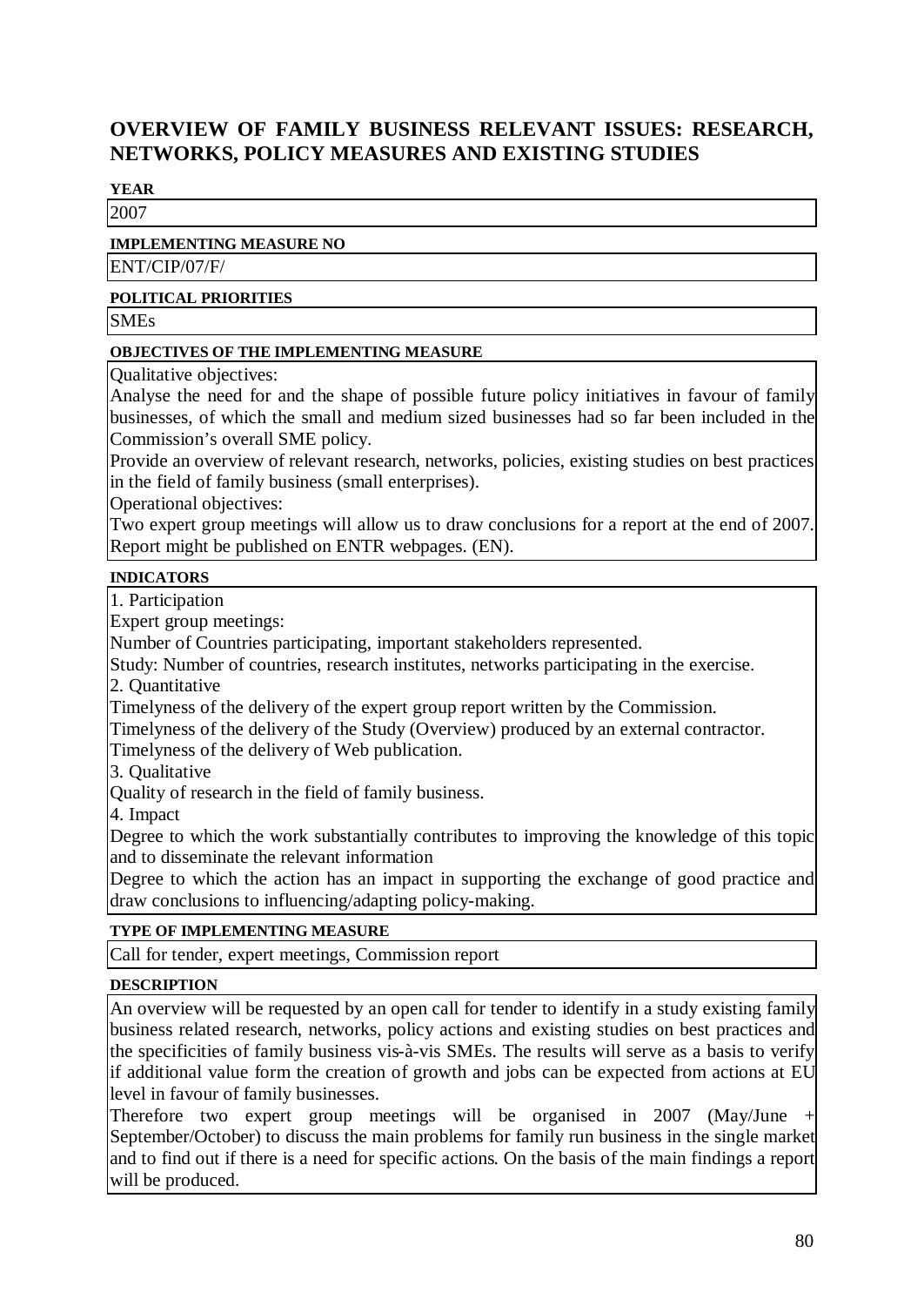# OVERVIEW OF FAMILY BUSINESS RELEVANT ISSUES: RESEARCH, NETWORKS, POLICY MEASURES AND EXISTING STUDIES

**YEAR**

2007

**IMPLEMENTING MEASURE NO**

ENT/CIP/07/F/

**POLITICAL PRIORITIES**

SMEs

**OBJECTIVES OF THE IMPLEMENTING MEASURE**

Qualitative objectives:

Analyse the need for and the shape of possible future policy initiatives in favour of family businesses, of which the small and medium sized businesses had so far been included in the Commission's overall SME policy.

Provide an overview of relevant research, networks, policies, existing studies on best practices in the field of family business (small enterprises).

Operational objectives:

Two expert group meetings will allow us to draw conclusions for a report at the end of 2007. Report might be published on ENTR webpages. (EN).

**INDICATORS**

1. Participation

Expert group meetings:

Number of Countries participating, important stakeholders represented.

Study: Number of countries, research institutes, networks participating in the exercise.

2. Quantitative

Timelyness of the delivery of the expert group report written by the Commission.

Timelyness of the delivery of the Study (Overview) produced by an external contractor.

Timelyness of the delivery of Web publication.

3. Qualitative

Quality of research in the field of family business.

4. Impact

Degree to which the work substantially contributes to improving the knowledge of this topic and to disseminate the relevant information

Degree to which the action has an impact in supporting the exchange of good practice and draw conclusions to influencing/adapting policy-making.

**TYPE OF IMPLEMENTING MEASURE**

Call for tender, expert meetings, Commission report

**DESCRIPTION**

An overview will be requested by an open call for tender to identify in a study existing family business related research, networks, policy actions and existing studies on best practices and the specificities of family business vis-à-vis SMEs. The results will serve as a basis to verify if additional value form the creation of growth and jobs can be expected from actions at EU level in favour of family businesses.

Therefore two expert group meetings will be organised in 2007 (May/June + September/October) to discuss the main problems for family run business in the single market and to find out if there is a need for specific actions. On the basis of the main findings a report will be produced.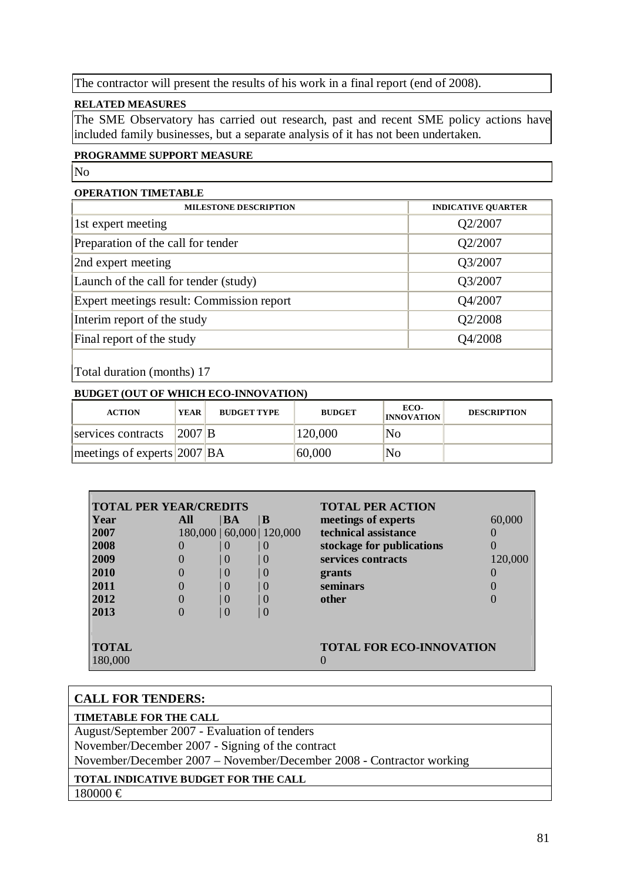The contractor will present the results of his work in a final report (end of 2008).

**RELATED MEASURES**

The SME Observatory has carried out research, past and recent SME policy actions have included family businesses, but a separate analysis of it has not been undertaken.

**PROGRAMME SUPPORT MEASURE**

No

**OPERATION TIMETABLE**

| MILESTONE DESCRIPTION | INDICATIVE QUARTER |
|---|---|
| 1st expert meeting | Q2/2007 |
| Preparation of the call for tender | Q2/2007 |
| 2nd expert meeting | Q3/2007 |
| Launch of the call for tender (study) | Q3/2007 |
| Expert meetings result: Commission report | Q4/2007 |
| Interim report of the study | Q2/2008 |
| Final report of the study | Q4/2008 |

Total duration (months) 17

**BUDGET (OUT OF WHICH ECO-INNOVATION)**

| ACTION | YEAR | BUDGET TYPE | BUDGET | ECO-INNOVATION | DESCRIPTION |
|---|---|---|---|---|---|
| services contracts | 2007 | B | 120,000 | No | |
| meetings of experts | 2007 | BA | 60,000 | No | |

**TOTAL PER YEAR/CREDITS**

| Year | All | BA | B |
|---|---|---|---|
| 2007 | 180,000 | 60,000 | 120,000 |
| 2008 | 0 | 0 | 0 |
| 2009 | 0 | 0 | 0 |
| 2010 | 0 | 0 | 0 |
| 2011 | 0 | 0 | 0 |
| 2012 | 0 | 0 | 0 |
| 2013 | 0 | 0 | 0 |

**TOTAL**
180,000

**TOTAL PER ACTION**

| | |
|---|---|
| meetings of experts | 60,000 |
| technical assistance | 0 |
| stockage for publications | 0 |
| services contracts | 120,000 |
| grants | 0 |
| seminars | 0 |
| other | 0 |

**TOTAL FOR ECO-INNOVATION**
0

## CALL FOR TENDERS:

**TIMETABLE FOR THE CALL**

August/September 2007 - Evaluation of tenders
November/December 2007 - Signing of the contract
November/December 2007 – November/December 2008 - Contractor working

**TOTAL INDICATIVE BUDGET FOR THE CALL**

180000 €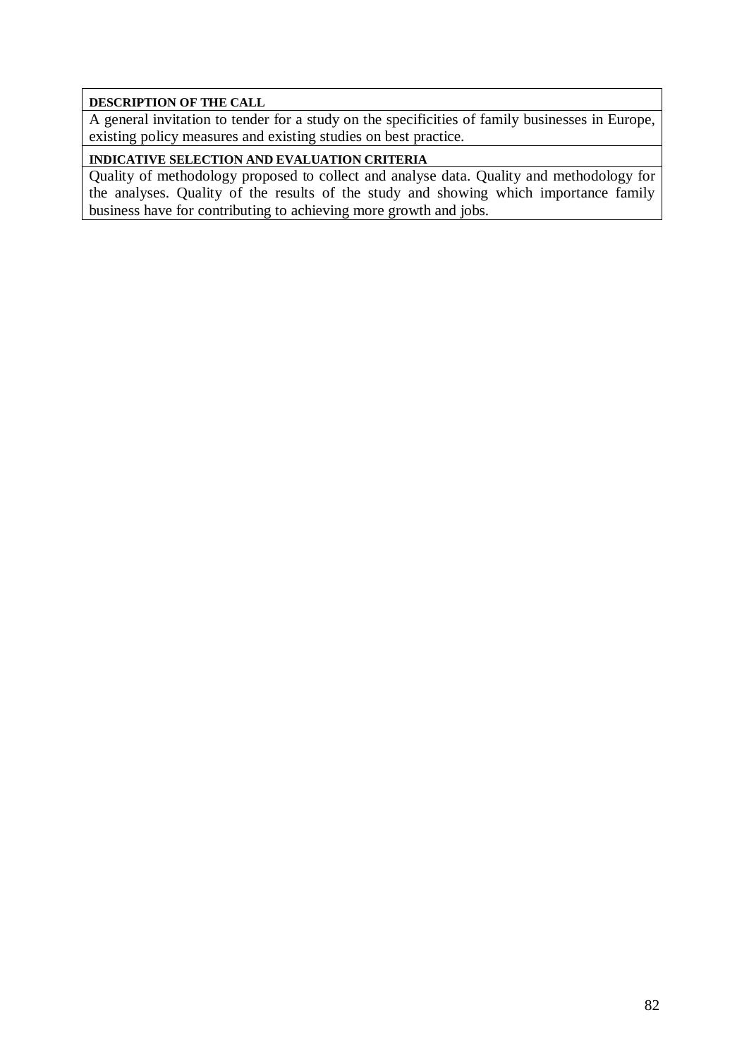| DESCRIPTION OF THE CALL |
| --- |
| A general invitation to tender for a study on the specificities of family businesses in Europe, existing policy measures and existing studies on best practice. |
| **INDICATIVE SELECTION AND EVALUATION CRITERIA** |
| Quality of methodology proposed to collect and analyse data. Quality and methodology for the analyses. Quality of the results of the study and showing which importance family business have for contributing to achieving more growth and jobs. |